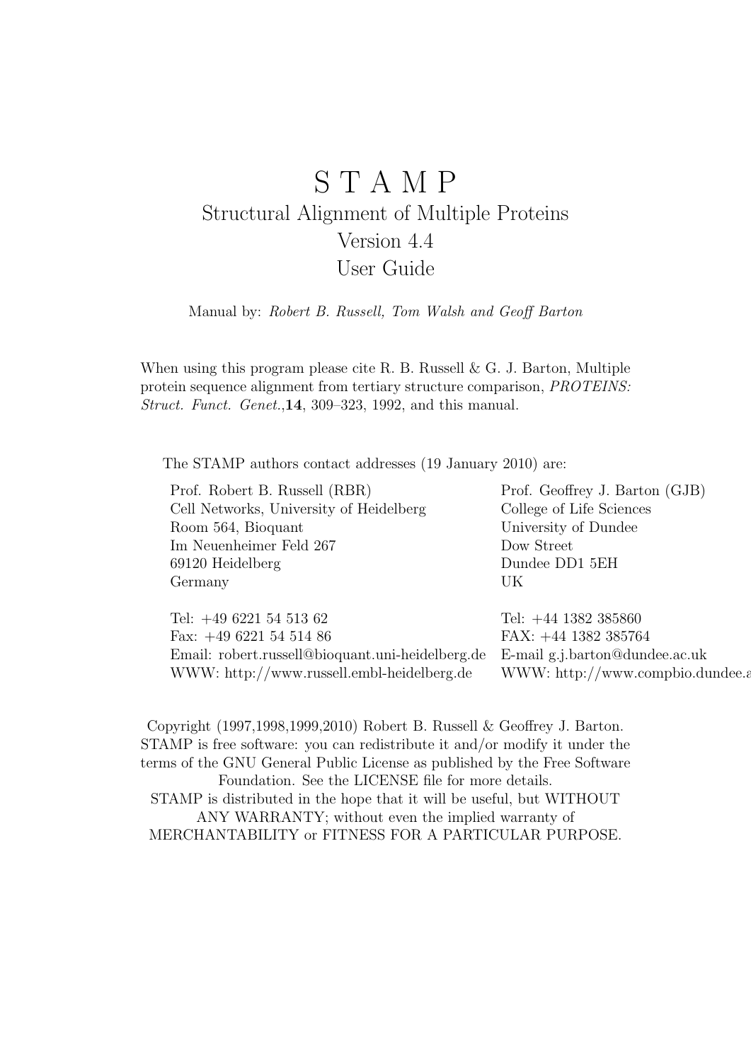# S T A M P

## Structural Alignment of Multiple Proteins
## Version 4.4
## User Guide

Manual by: *Robert B. Russell, Tom Walsh and Geoff Barton*

When using this program please cite R. B. Russell & G. J. Barton, Multiple protein sequence alignment from tertiary structure comparison, *PROTEINS: Struct. Funct. Genet.*,**14**, 309–323, 1992, and this manual.

The STAMP authors contact addresses (19 January 2010) are:

| | |
|---|---|
| Prof. Robert B. Russell (RBR) | Prof. Geoffrey J. Barton (GJB) |
| Cell Networks, University of Heidelberg | College of Life Sciences |
| Room 564, Bioquant | University of Dundee |
| Im Neuenheimer Feld 267 | Dow Street |
| 69120 Heidelberg | Dundee DD1 5EH |
| Germany | UK |
| | |
| Tel: +49 6221 54 513 62 | Tel: +44 1382 385860 |
| Fax: +49 6221 54 514 86 | FAX: +44 1382 385764 |
| Email: robert.russell@bioquant.uni-heidelberg.de | E-mail g.j.barton@dundee.ac.uk |
| WWW: http://www.russell.embl-heidelberg.de | WWW: http://www.compbio.dundee.a |

Copyright (1997,1998,1999,2010) Robert B. Russell & Geoffrey J. Barton. STAMP is free software: you can redistribute it and/or modify it under the terms of the GNU General Public License as published by the Free Software Foundation. See the LICENSE file for more details. STAMP is distributed in the hope that it will be useful, but WITHOUT ANY WARRANTY; without even the implied warranty of MERCHANTABILITY or FITNESS FOR A PARTICULAR PURPOSE.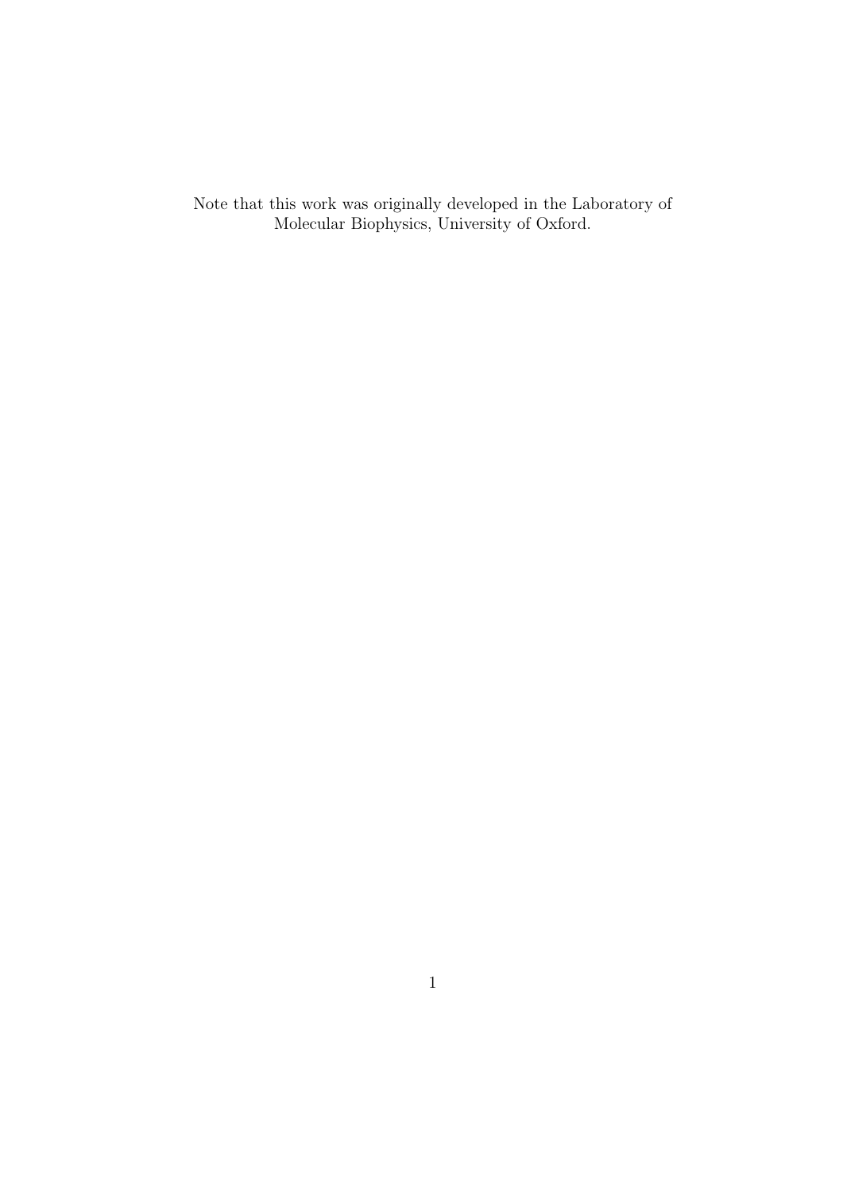Note that this work was originally developed in the Laboratory of Molecular Biophysics, University of Oxford.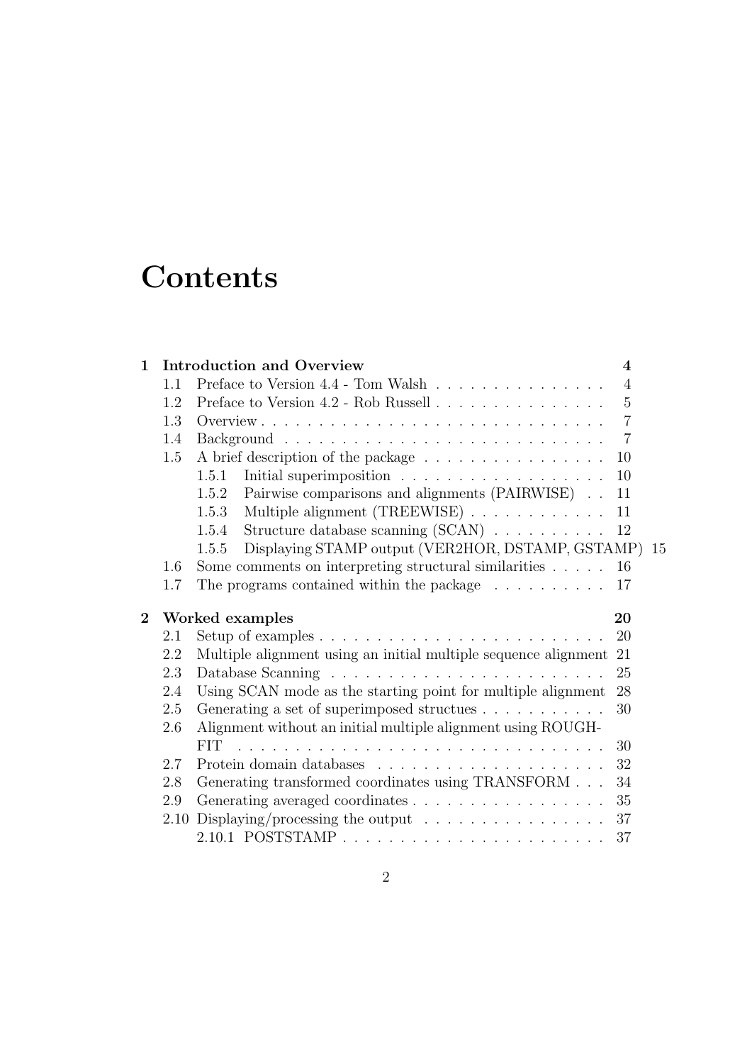# Contents

**1 Introduction and Overview** **4**

- 1.1 Preface to Version 4.4 - Tom Walsh . . . . . . . . . . . . . . . 4
- 1.2 Preface to Version 4.2 - Rob Russell . . . . . . . . . . . . . . . 5
- 1.3 Overview . . . . . . . . . . . . . . . . . . . . . . . . . . . . . . 7
- 1.4 Background . . . . . . . . . . . . . . . . . . . . . . . . . . . . 7
- 1.5 A brief description of the package . . . . . . . . . . . . . . . . 10
  - 1.5.1 Initial superimposition . . . . . . . . . . . . . . . . . . 10
  - 1.5.2 Pairwise comparisons and alignments (PAIRWISE) . . 11
  - 1.5.3 Multiple alignment (TREEWISE) . . . . . . . . . . . . 11
  - 1.5.4 Structure database scanning (SCAN) . . . . . . . . . . 12
  - 1.5.5 Displaying STAMP output (VER2HOR, DSTAMP, GSTAMP) 15
- 1.6 Some comments on interpreting structural similarities . . . . . 16
- 1.7 The programs contained within the package . . . . . . . . . . 17

**2 Worked examples** **20**

- 2.1 Setup of examples . . . . . . . . . . . . . . . . . . . . . . . . . 20
- 2.2 Multiple alignment using an initial multiple sequence alignment 21
- 2.3 Database Scanning . . . . . . . . . . . . . . . . . . . . . . . . 25
- 2.4 Using SCAN mode as the starting point for multiple alignment 28
- 2.5 Generating a set of superimposed structues . . . . . . . . . . . 30
- 2.6 Alignment without an initial multiple alignment using ROUGHFIT . . . . . . . . . . . . . . . . . . . . . . . . . . . . . . . . . 30
- 2.7 Protein domain databases . . . . . . . . . . . . . . . . . . . . 32
- 2.8 Generating transformed coordinates using TRANSFORM . . . 34
- 2.9 Generating averaged coordinates . . . . . . . . . . . . . . . . . 35
- 2.10 Displaying/processing the output . . . . . . . . . . . . . . . . 37
  - 2.10.1 POSTSTAMP . . . . . . . . . . . . . . . . . . . . . . . 37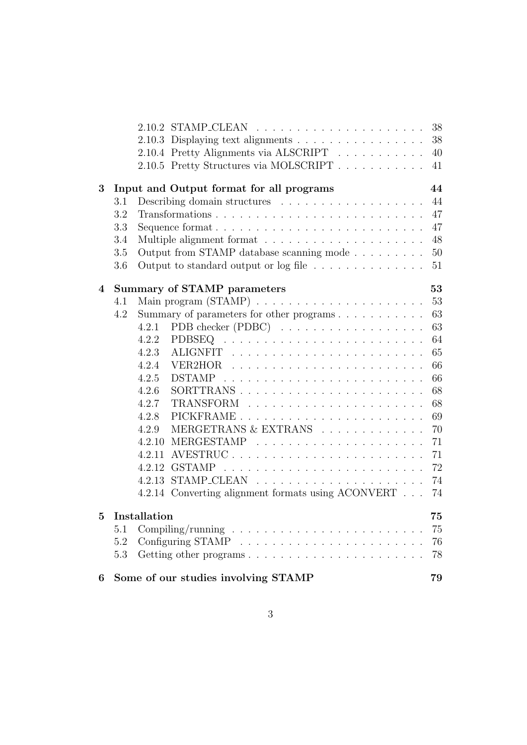- 2.10.2 STAMP_CLEAN . . . . . . . . . . . . . . . . . . . . 38
- 2.10.3 Displaying text alignments . . . . . . . . . . . . . . . . 38
- 2.10.4 Pretty Alignments via ALSCRIPT . . . . . . . . . . . 40
- 2.10.5 Pretty Structures via MOLSCRIPT . . . . . . . . . . . 41

**3 Input and Output format for all programs 44**

- 3.1 Describing domain structures . . . . . . . . . . . . . . . . . 44
- 3.2 Transformations . . . . . . . . . . . . . . . . . . . . . . . . 47
- 3.3 Sequence format . . . . . . . . . . . . . . . . . . . . . . . . 47
- 3.4 Multiple alignment format . . . . . . . . . . . . . . . . . . 48
- 3.5 Output from STAMP database scanning mode . . . . . . . . . 50
- 3.6 Output to standard output or log file . . . . . . . . . . . . . 51

**4 Summary of STAMP parameters 53**

- 4.1 Main program (STAMP) . . . . . . . . . . . . . . . . . . . . 53
- 4.2 Summary of parameters for other programs . . . . . . . . . . 63
  - 4.2.1 PDB checker (PDBC) . . . . . . . . . . . . . . . . . . 63
  - 4.2.2 PDBSEQ . . . . . . . . . . . . . . . . . . . . . . . . . 64
  - 4.2.3 ALIGNFIT . . . . . . . . . . . . . . . . . . . . . . . . 65
  - 4.2.4 VER2HOR . . . . . . . . . . . . . . . . . . . . . . . . 66
  - 4.2.5 DSTAMP . . . . . . . . . . . . . . . . . . . . . . . . . 66
  - 4.2.6 SORTTRANS . . . . . . . . . . . . . . . . . . . . . . . 68
  - 4.2.7 TRANSFORM . . . . . . . . . . . . . . . . . . . . . . 68
  - 4.2.8 PICKFRAME . . . . . . . . . . . . . . . . . . . . . . . 69
  - 4.2.9 MERGETRANS & EXTRANS . . . . . . . . . . . . . 70
  - 4.2.10 MERGESTAMP . . . . . . . . . . . . . . . . . . . . . 71
  - 4.2.11 AVESTRUC . . . . . . . . . . . . . . . . . . . . . . . . 71
  - 4.2.12 GSTAMP . . . . . . . . . . . . . . . . . . . . . . . . . 72
  - 4.2.13 STAMP_CLEAN . . . . . . . . . . . . . . . . . . . . . 74
  - 4.2.14 Converting alignment formats using ACONVERT . . . 74

**5 Installation 75**

- 5.1 Compiling/running . . . . . . . . . . . . . . . . . . . . . . . 75
- 5.2 Configuring STAMP . . . . . . . . . . . . . . . . . . . . . . 76
- 5.3 Getting other programs . . . . . . . . . . . . . . . . . . . . . 78

**6 Some of our studies involving STAMP 79**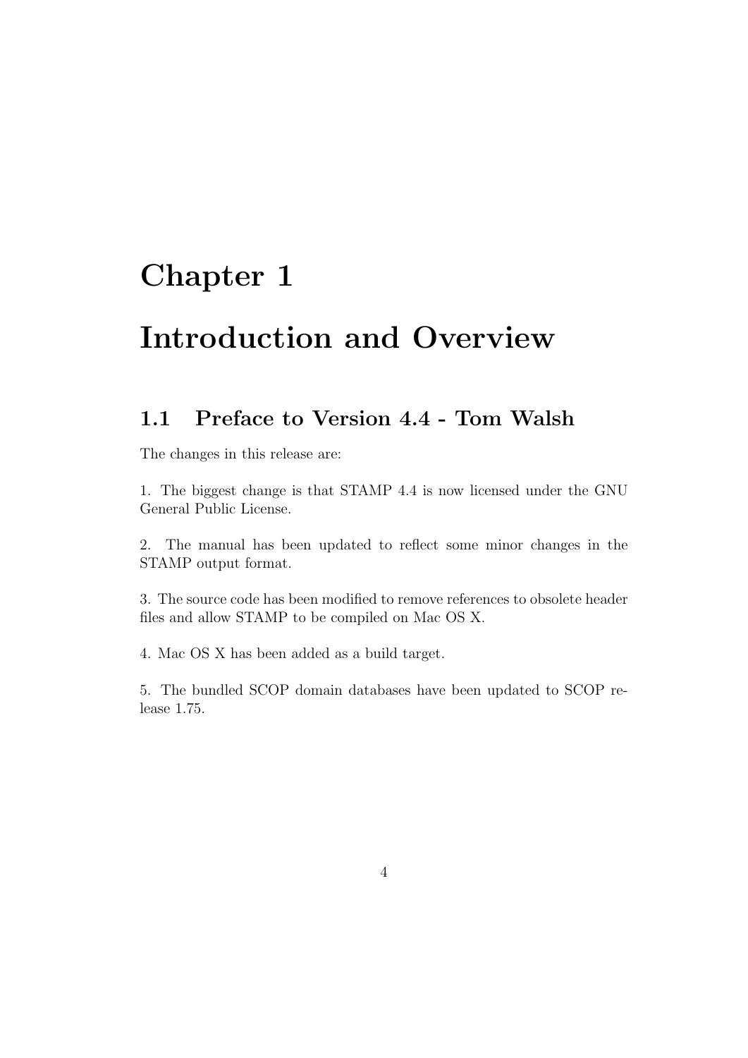# Chapter 1

# Introduction and Overview

## 1.1 Preface to Version 4.4 - Tom Walsh

The changes in this release are:

1. The biggest change is that STAMP 4.4 is now licensed under the GNU General Public License.

2. The manual has been updated to reflect some minor changes in the STAMP output format.

3. The source code has been modified to remove references to obsolete header files and allow STAMP to be compiled on Mac OS X.

4. Mac OS X has been added as a build target.

5. The bundled SCOP domain databases have been updated to SCOP release 1.75.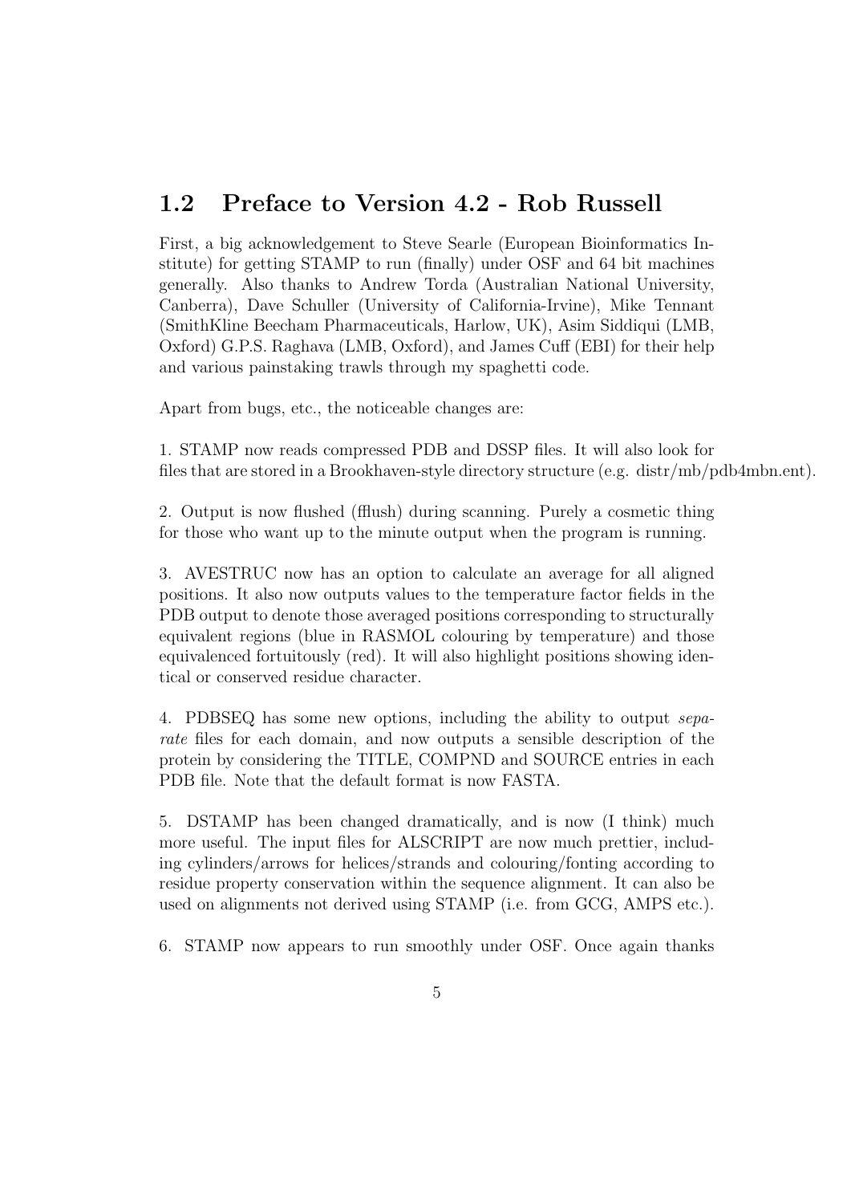## 1.2 Preface to Version 4.2 - Rob Russell

First, a big acknowledgement to Steve Searle (European Bioinformatics Institute) for getting STAMP to run (finally) under OSF and 64 bit machines generally. Also thanks to Andrew Torda (Australian National University, Canberra), Dave Schuller (University of California-Irvine), Mike Tennant (SmithKline Beecham Pharmaceuticals, Harlow, UK), Asim Siddiqui (LMB, Oxford) G.P.S. Raghava (LMB, Oxford), and James Cuff (EBI) for their help and various painstaking trawls through my spaghetti code.

Apart from bugs, etc., the noticeable changes are:

1. STAMP now reads compressed PDB and DSSP files. It will also look for files that are stored in a Brookhaven-style directory structure (e.g. distr/mb/pdb4mbn.ent).

2. Output is now flushed (fflush) during scanning. Purely a cosmetic thing for those who want up to the minute output when the program is running.

3. AVESTRUC now has an option to calculate an average for all aligned positions. It also now outputs values to the temperature factor fields in the PDB output to denote those averaged positions corresponding to structurally equivalent regions (blue in RASMOL colouring by temperature) and those equivalenced fortuitously (red). It will also highlight positions showing identical or conserved residue character.

4. PDBSEQ has some new options, including the ability to output *separate* files for each domain, and now outputs a sensible description of the protein by considering the TITLE, COMPND and SOURCE entries in each PDB file. Note that the default format is now FASTA.

5. DSTAMP has been changed dramatically, and is now (I think) much more useful. The input files for ALSCRIPT are now much prettier, including cylinders/arrows for helices/strands and colouring/fonting according to residue property conservation within the sequence alignment. It can also be used on alignments not derived using STAMP (i.e. from GCG, AMPS etc.).

6. STAMP now appears to run smoothly under OSF. Once again thanks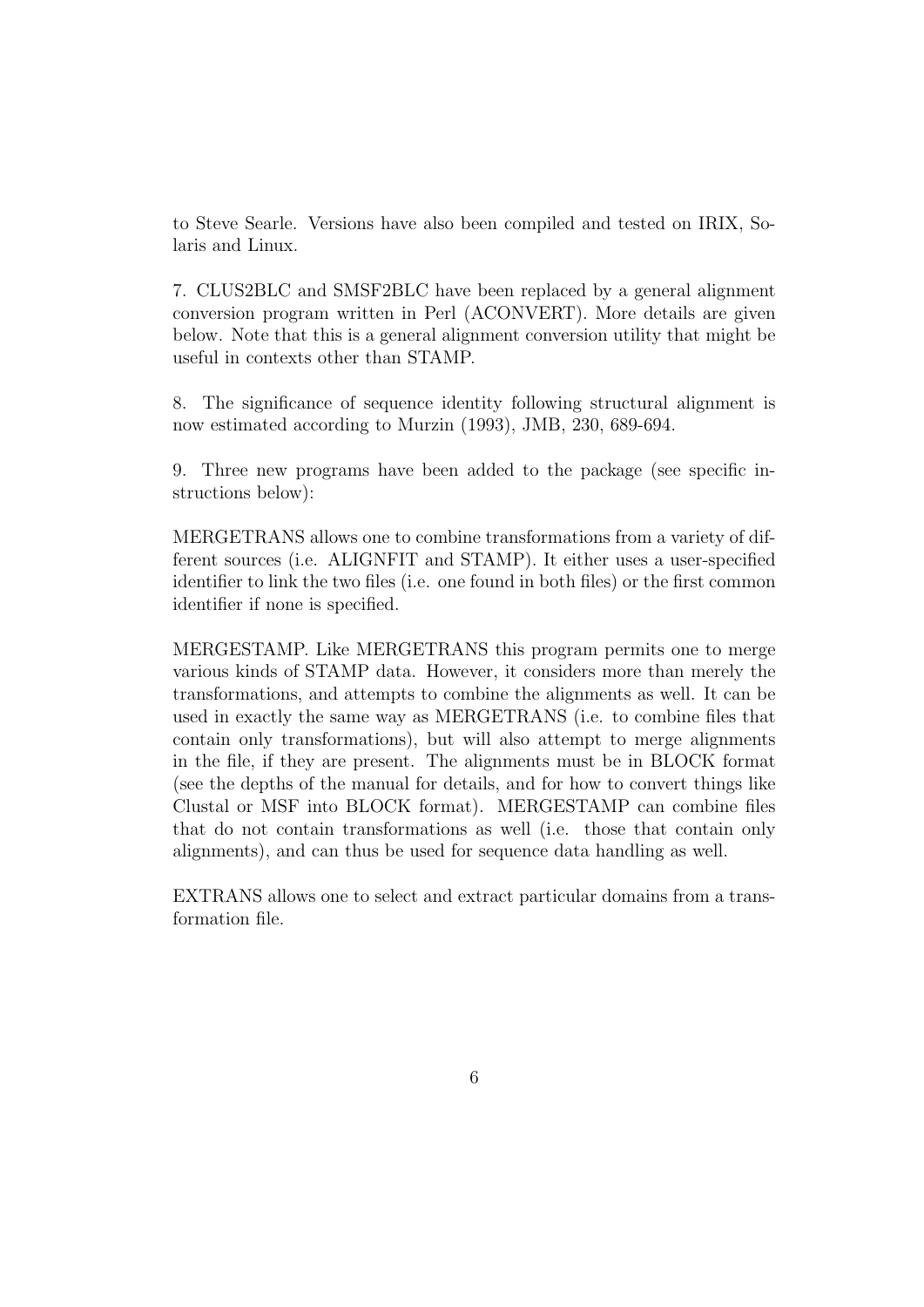to Steve Searle. Versions have also been compiled and tested on IRIX, Solaris and Linux.

7. CLUS2BLC and SMSF2BLC have been replaced by a general alignment conversion program written in Perl (ACONVERT). More details are given below. Note that this is a general alignment conversion utility that might be useful in contexts other than STAMP.

8. The significance of sequence identity following structural alignment is now estimated according to Murzin (1993), JMB, 230, 689-694.

9. Three new programs have been added to the package (see specific instructions below):

MERGETRANS allows one to combine transformations from a variety of different sources (i.e. ALIGNFIT and STAMP). It either uses a user-specified identifier to link the two files (i.e. one found in both files) or the first common identifier if none is specified.

MERGESTAMP. Like MERGETRANS this program permits one to merge various kinds of STAMP data. However, it considers more than merely the transformations, and attempts to combine the alignments as well. It can be used in exactly the same way as MERGETRANS (i.e. to combine files that contain only transformations), but will also attempt to merge alignments in the file, if they are present. The alignments must be in BLOCK format (see the depths of the manual for details, and for how to convert things like Clustal or MSF into BLOCK format). MERGESTAMP can combine files that do not contain transformations as well (i.e. those that contain only alignments), and can thus be used for sequence data handling as well.

EXTRANS allows one to select and extract particular domains from a transformation file.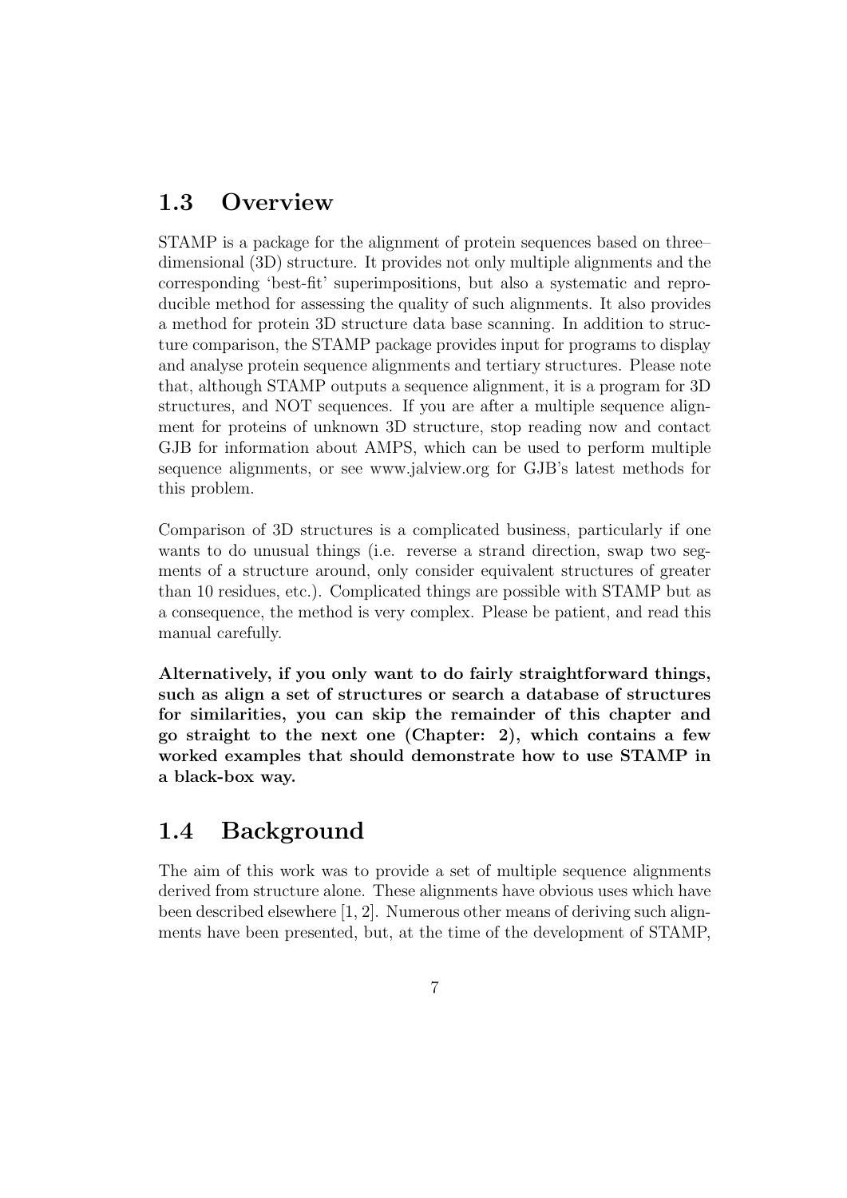## 1.3 Overview

STAMP is a package for the alignment of protein sequences based on three–dimensional (3D) structure. It provides not only multiple alignments and the corresponding 'best-fit' superimpositions, but also a systematic and reproducible method for assessing the quality of such alignments. It also provides a method for protein 3D structure data base scanning. In addition to structure comparison, the STAMP package provides input for programs to display and analyse protein sequence alignments and tertiary structures. Please note that, although STAMP outputs a sequence alignment, it is a program for 3D structures, and NOT sequences. If you are after a multiple sequence alignment for proteins of unknown 3D structure, stop reading now and contact GJB for information about AMPS, which can be used to perform multiple sequence alignments, or see www.jalview.org for GJB's latest methods for this problem.

Comparison of 3D structures is a complicated business, particularly if one wants to do unusual things (i.e. reverse a strand direction, swap two segments of a structure around, only consider equivalent structures of greater than 10 residues, etc.). Complicated things are possible with STAMP but as a consequence, the method is very complex. Please be patient, and read this manual carefully.

**Alternatively, if you only want to do fairly straightforward things, such as align a set of structures or search a database of structures for similarities, you can skip the remainder of this chapter and go straight to the next one (Chapter: 2), which contains a few worked examples that should demonstrate how to use STAMP in a black-box way.**

## 1.4 Background

The aim of this work was to provide a set of multiple sequence alignments derived from structure alone. These alignments have obvious uses which have been described elsewhere [1, 2]. Numerous other means of deriving such alignments have been presented, but, at the time of the development of STAMP,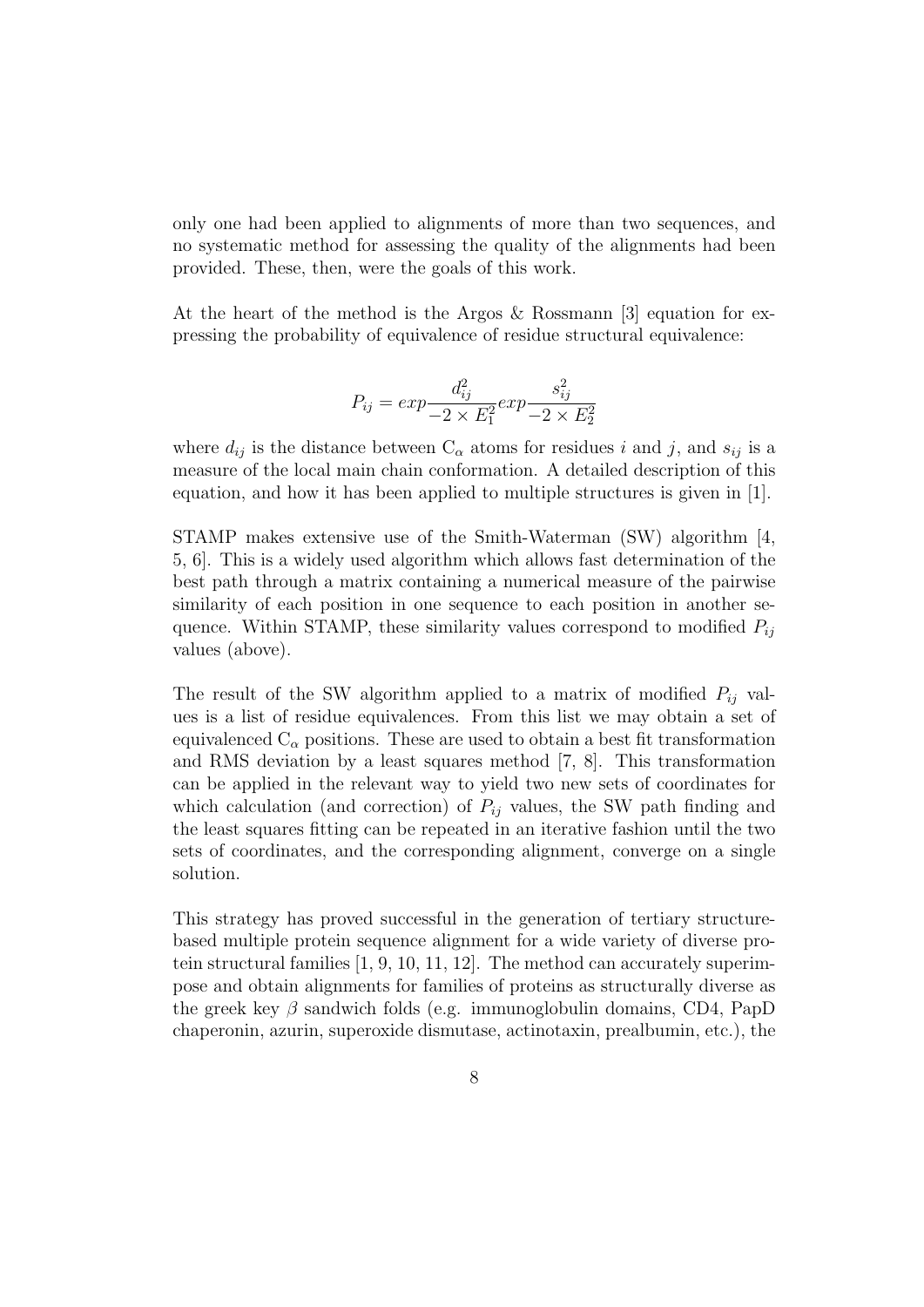only one had been applied to alignments of more than two sequences, and no systematic method for assessing the quality of the alignments had been provided. These, then, were the goals of this work.

At the heart of the method is the Argos & Rossmann [3] equation for expressing the probability of equivalence of residue structural equivalence:

$$P_{ij} = exp\frac{d_{ij}^2}{-2 \times E_1^2} exp\frac{s_{ij}^2}{-2 \times E_2^2}$$

where $d_{ij}$ is the distance between $C_\alpha$ atoms for residues $i$ and $j$, and $s_{ij}$ is a measure of the local main chain conformation. A detailed description of this equation, and how it has been applied to multiple structures is given in [1].

STAMP makes extensive use of the Smith-Waterman (SW) algorithm [4, 5, 6]. This is a widely used algorithm which allows fast determination of the best path through a matrix containing a numerical measure of the pairwise similarity of each position in one sequence to each position in another sequence. Within STAMP, these similarity values correspond to modified $P_{ij}$ values (above).

The result of the SW algorithm applied to a matrix of modified $P_{ij}$ values is a list of residue equivalences. From this list we may obtain a set of equivalenced $C_\alpha$ positions. These are used to obtain a best fit transformation and RMS deviation by a least squares method [7, 8]. This transformation can be applied in the relevant way to yield two new sets of coordinates for which calculation (and correction) of $P_{ij}$ values, the SW path finding and the least squares fitting can be repeated in an iterative fashion until the two sets of coordinates, and the corresponding alignment, converge on a single solution.

This strategy has proved successful in the generation of tertiary structure-based multiple protein sequence alignment for a wide variety of diverse protein structural families [1, 9, 10, 11, 12]. The method can accurately superimpose and obtain alignments for families of proteins as structurally diverse as the greek key $\beta$ sandwich folds (e.g. immunoglobulin domains, CD4, PapD chaperonin, azurin, superoxide dismutase, actinotaxin, prealbumin, etc.), the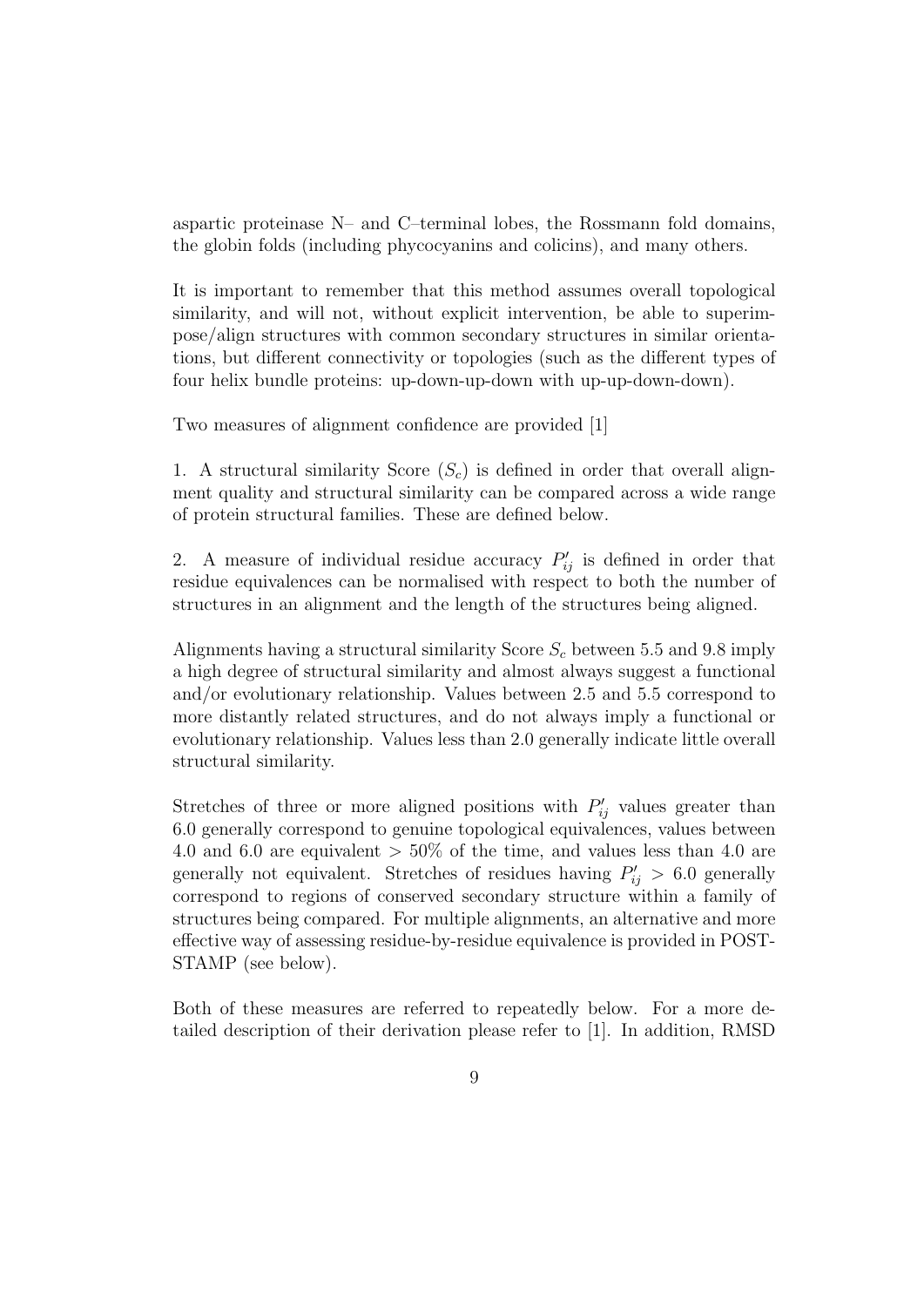aspartic proteinase N– and C–terminal lobes, the Rossmann fold domains, the globin folds (including phycocyanins and colicins), and many others.

It is important to remember that this method assumes overall topological similarity, and will not, without explicit intervention, be able to superimpose/align structures with common secondary structures in similar orientations, but different connectivity or topologies (such as the different types of four helix bundle proteins: up-down-up-down with up-up-down-down).

Two measures of alignment confidence are provided [1]

1. A structural similarity Score ($S_c$) is defined in order that overall alignment quality and structural similarity can be compared across a wide range of protein structural families. These are defined below.

2. A measure of individual residue accuracy $P'_{ij}$ is defined in order that residue equivalences can be normalised with respect to both the number of structures in an alignment and the length of the structures being aligned.

Alignments having a structural similarity Score $S_c$ between 5.5 and 9.8 imply a high degree of structural similarity and almost always suggest a functional and/or evolutionary relationship. Values between 2.5 and 5.5 correspond to more distantly related structures, and do not always imply a functional or evolutionary relationship. Values less than 2.0 generally indicate little overall structural similarity.

Stretches of three or more aligned positions with $P'_{ij}$ values greater than 6.0 generally correspond to genuine topological equivalences, values between 4.0 and 6.0 are equivalent $> 50\%$ of the time, and values less than 4.0 are generally not equivalent. Stretches of residues having $P'_{ij} > 6.0$ generally correspond to regions of conserved secondary structure within a family of structures being compared. For multiple alignments, an alternative and more effective way of assessing residue-by-residue equivalence is provided in POST-STAMP (see below).

Both of these measures are referred to repeatedly below. For a more detailed description of their derivation please refer to [1]. In addition, RMSD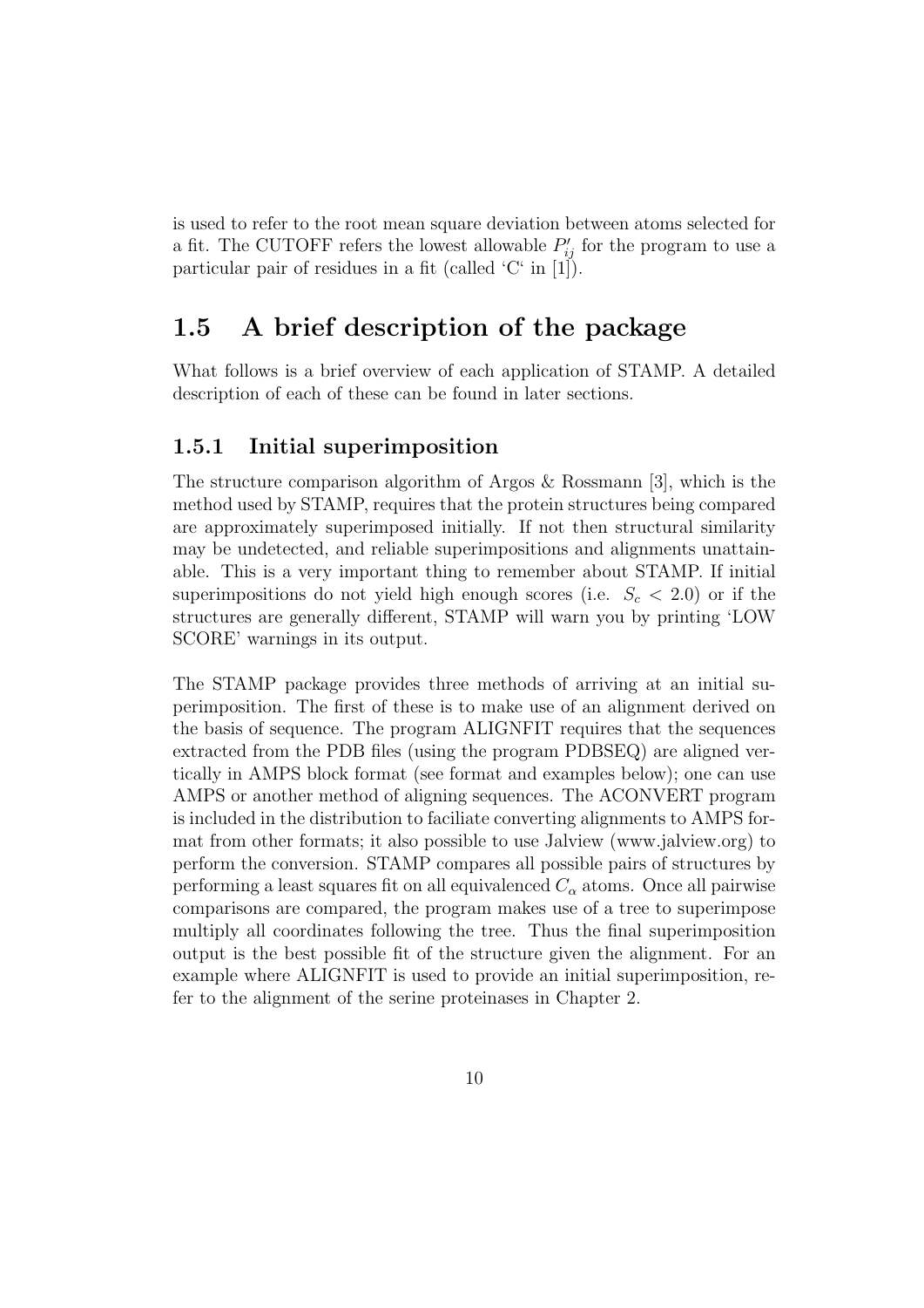is used to refer to the root mean square deviation between atoms selected for a fit. The CUTOFF refers the lowest allowable $P'_{ij}$ for the program to use a particular pair of residues in a fit (called 'C' in [1]).

## 1.5 A brief description of the package

What follows is a brief overview of each application of STAMP. A detailed description of each of these can be found in later sections.

### 1.5.1 Initial superimposition

The structure comparison algorithm of Argos & Rossmann [3], which is the method used by STAMP, requires that the protein structures being compared are approximately superimposed initially. If not then structural similarity may be undetected, and reliable superimpositions and alignments unattainable. This is a very important thing to remember about STAMP. If initial superimpositions do not yield high enough scores (i.e. $S_c < 2.0$) or if the structures are generally different, STAMP will warn you by printing 'LOW SCORE' warnings in its output.

The STAMP package provides three methods of arriving at an initial superimposition. The first of these is to make use of an alignment derived on the basis of sequence. The program ALIGNFIT requires that the sequences extracted from the PDB files (using the program PDBSEQ) are aligned vertically in AMPS block format (see format and examples below); one can use AMPS or another method of aligning sequences. The ACONVERT program is included in the distribution to faciliate converting alignments to AMPS format from other formats; it also possible to use Jalview (www.jalview.org) to perform the conversion. STAMP compares all possible pairs of structures by performing a least squares fit on all equivalenced $C_\alpha$ atoms. Once all pairwise comparisons are compared, the program makes use of a tree to superimpose multiply all coordinates following the tree. Thus the final superimposition output is the best possible fit of the structure given the alignment. For an example where ALIGNFIT is used to provide an initial superimposition, refer to the alignment of the serine proteinases in Chapter 2.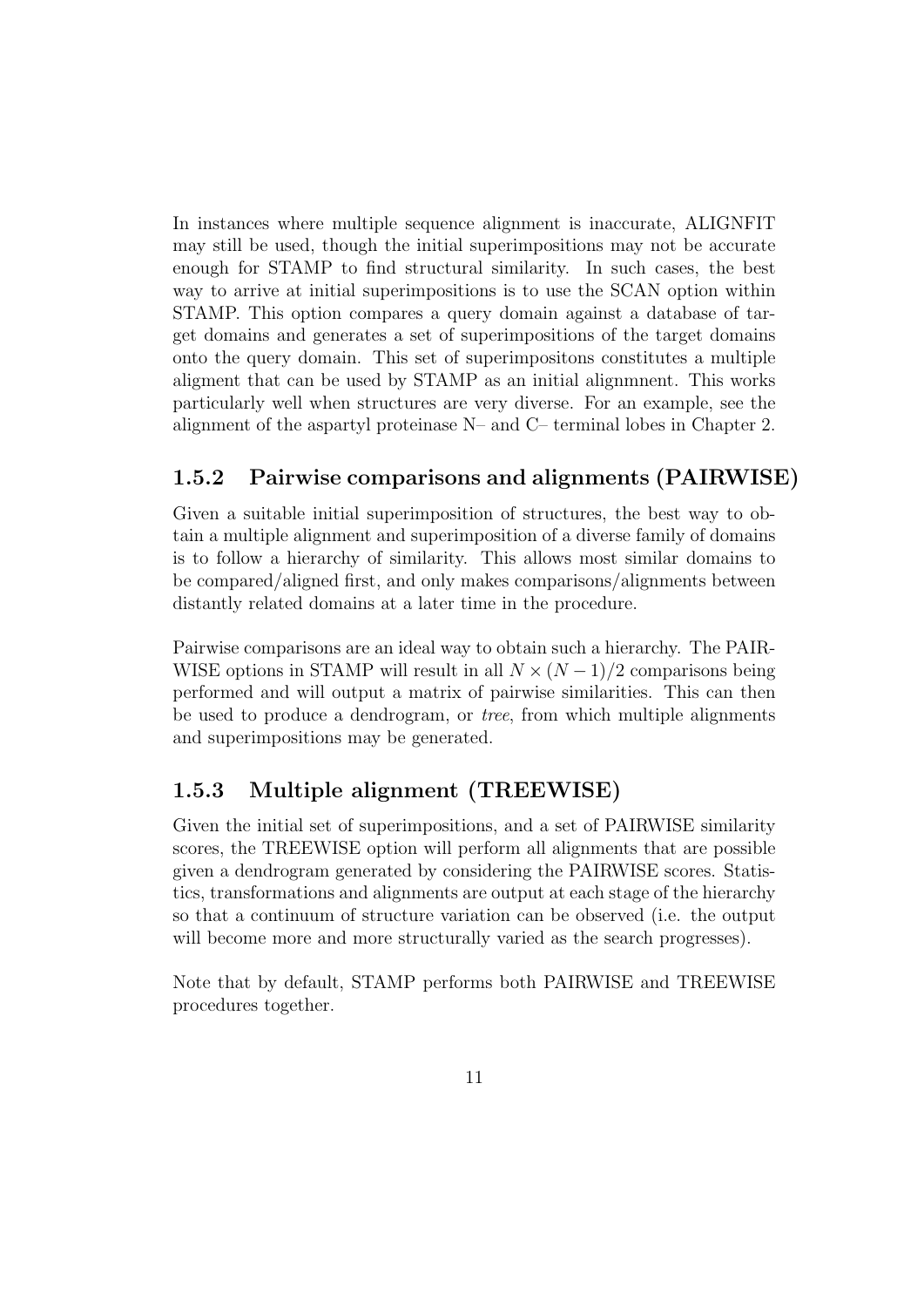In instances where multiple sequence alignment is inaccurate, ALIGNFIT may still be used, though the initial superimpositions may not be accurate enough for STAMP to find structural similarity. In such cases, the best way to arrive at initial superimpositions is to use the SCAN option within STAMP. This option compares a query domain against a database of target domains and generates a set of superimpositions of the target domains onto the query domain. This set of superimpositons constitutes a multiple aligment that can be used by STAMP as an initial alignmnent. This works particularly well when structures are very diverse. For an example, see the alignment of the aspartyl proteinase N– and C– terminal lobes in Chapter 2.

### 1.5.2 Pairwise comparisons and alignments (PAIRWISE)

Given a suitable initial superimposition of structures, the best way to obtain a multiple alignment and superimposition of a diverse family of domains is to follow a hierarchy of similarity. This allows most similar domains to be compared/aligned first, and only makes comparisons/alignments between distantly related domains at a later time in the procedure.

Pairwise comparisons are an ideal way to obtain such a hierarchy. The PAIRWISE options in STAMP will result in all $N \times (N-1)/2$ comparisons being performed and will output a matrix of pairwise similarities. This can then be used to produce a dendrogram, or *tree*, from which multiple alignments and superimpositions may be generated.

### 1.5.3 Multiple alignment (TREEWISE)

Given the initial set of superimpositions, and a set of PAIRWISE similarity scores, the TREEWISE option will perform all alignments that are possible given a dendrogram generated by considering the PAIRWISE scores. Statistics, transformations and alignments are output at each stage of the hierarchy so that a continuum of structure variation can be observed (i.e. the output will become more and more structurally varied as the search progresses).

Note that by default, STAMP performs both PAIRWISE and TREEWISE procedures together.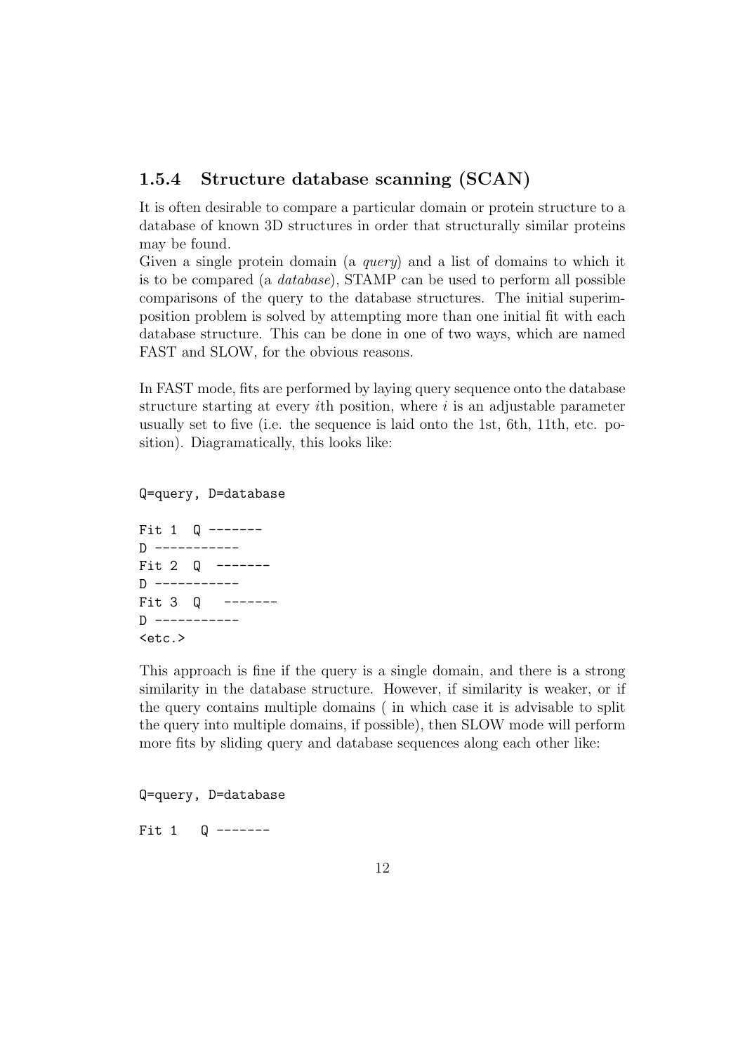### 1.5.4 Structure database scanning (SCAN)

It is often desirable to compare a particular domain or protein structure to a database of known 3D structures in order that structurally similar proteins may be found.
Given a single protein domain (a *query*) and a list of domains to which it is to be compared (a *database*), STAMP can be used to perform all possible comparisons of the query to the database structures. The initial superimposition problem is solved by attempting more than one initial fit with each database structure. This can be done in one of two ways, which are named FAST and SLOW, for the obvious reasons.

In FAST mode, fits are performed by laying query sequence onto the database structure starting at every $i$th position, where $i$ is an adjustable parameter usually set to five (i.e. the sequence is laid onto the 1st, 6th, 11th, etc. position). Diagramatically, this looks like:

```
Q=query, D=database

Fit 1  Q -------
D -----------
Fit 2  Q  -------
D -----------
Fit 3  Q   -------
D -----------
<etc.>
```

This approach is fine if the query is a single domain, and there is a strong similarity in the database structure. However, if similarity is weaker, or if the query contains multiple domains ( in which case it is advisable to split the query into multiple domains, if possible), then SLOW mode will perform more fits by sliding query and database sequences along each other like:

```
Q=query, D=database

Fit 1   Q -------
```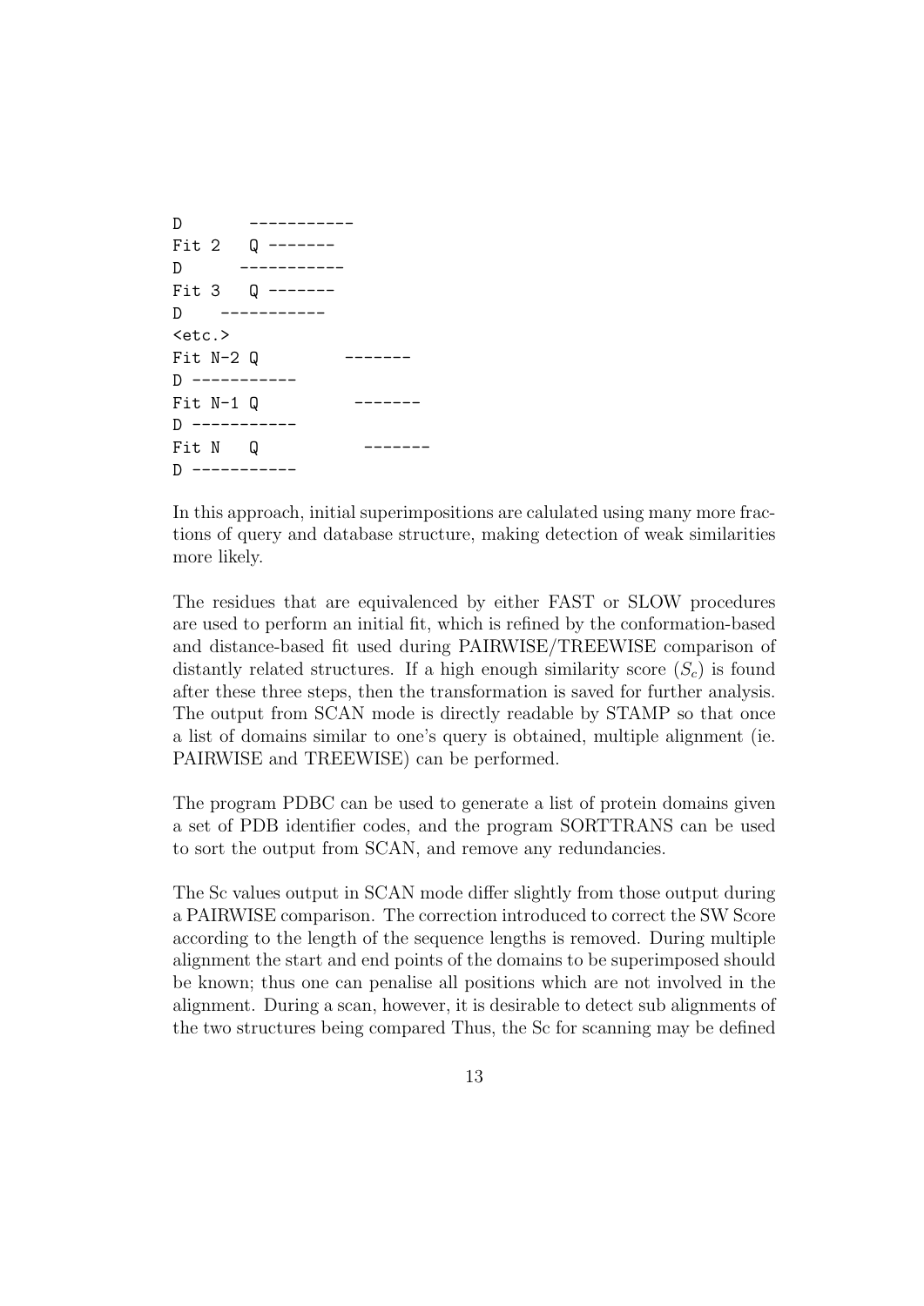```
D       -----------
Fit 2   Q -------
D      -----------
Fit 3   Q -------
D    -----------
<etc.>
Fit N-2 Q         -------
D -----------
Fit N-1 Q          -------
D -----------
Fit N   Q           -------
D -----------
```

In this approach, initial superimpositions are calulated using many more fractions of query and database structure, making detection of weak similarities more likely.

The residues that are equivalenced by either FAST or SLOW procedures are used to perform an initial fit, which is refined by the conformation-based and distance-based fit used during PAIRWISE/TREEWISE comparison of distantly related structures. If a high enough similarity score ($S_c$) is found after these three steps, then the transformation is saved for further analysis. The output from SCAN mode is directly readable by STAMP so that once a list of domains similar to one's query is obtained, multiple alignment (ie. PAIRWISE and TREEWISE) can be performed.

The program PDBC can be used to generate a list of protein domains given a set of PDB identifier codes, and the program SORTTRANS can be used to sort the output from SCAN, and remove any redundancies.

The Sc values output in SCAN mode differ slightly from those output during a PAIRWISE comparison. The correction introduced to correct the SW Score according to the length of the sequence lengths is removed. During multiple alignment the start and end points of the domains to be superimposed should be known; thus one can penalise all positions which are not involved in the alignment. During a scan, however, it is desirable to detect sub alignments of the two structures being compared Thus, the Sc for scanning may be defined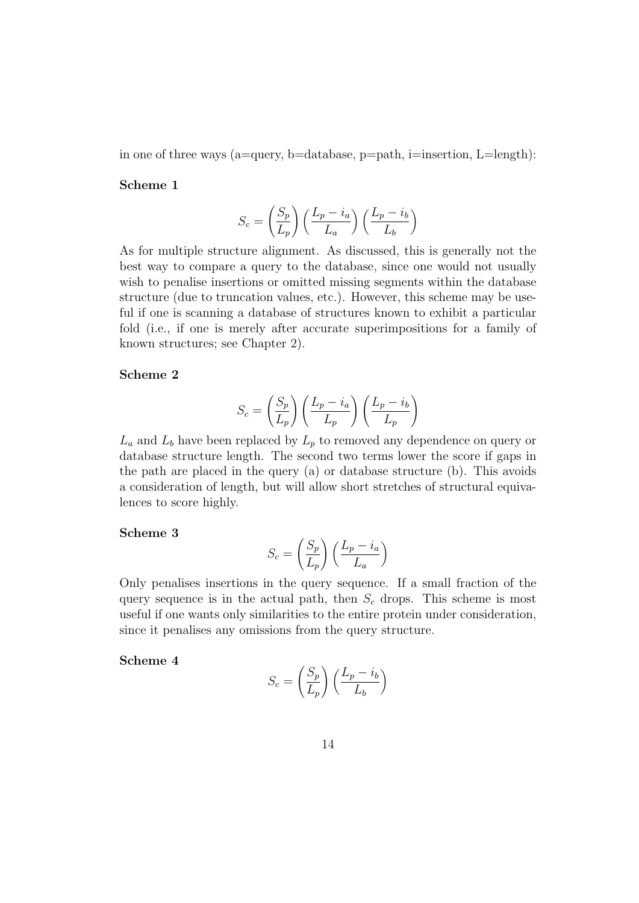in one of three ways (a=query, b=database, p=path, i=insertion, L=length):

**Scheme 1**

$$S_c = \left(\frac{S_p}{L_p}\right)\left(\frac{L_p - i_a}{L_a}\right)\left(\frac{L_p - i_b}{L_b}\right)$$

As for multiple structure alignment. As discussed, this is generally not the best way to compare a query to the database, since one would not usually wish to penalise insertions or omitted missing segments within the database structure (due to truncation values, etc.). However, this scheme may be useful if one is scanning a database of structures known to exhibit a particular fold (i.e., if one is merely after accurate superimpositions for a family of known structures; see Chapter 2).

**Scheme 2**

$$S_c = \left(\frac{S_p}{L_p}\right)\left(\frac{L_p - i_a}{L_p}\right)\left(\frac{L_p - i_b}{L_p}\right)$$

$L_a$ and $L_b$ have been replaced by $L_p$ to removed any dependence on query or database structure length. The second two terms lower the score if gaps in the path are placed in the query (a) or database structure (b). This avoids a consideration of length, but will allow short stretches of structural equivalences to score highly.

**Scheme 3**

$$S_c = \left(\frac{S_p}{L_p}\right)\left(\frac{L_p - i_a}{L_a}\right)$$

Only penalises insertions in the query sequence. If a small fraction of the query sequence is in the actual path, then $S_c$ drops. This scheme is most useful if one wants only similarities to the entire protein under consideration, since it penalises any omissions from the query structure.

**Scheme 4**

$$S_c = \left(\frac{S_p}{L_p}\right)\left(\frac{L_p - i_b}{L_b}\right)$$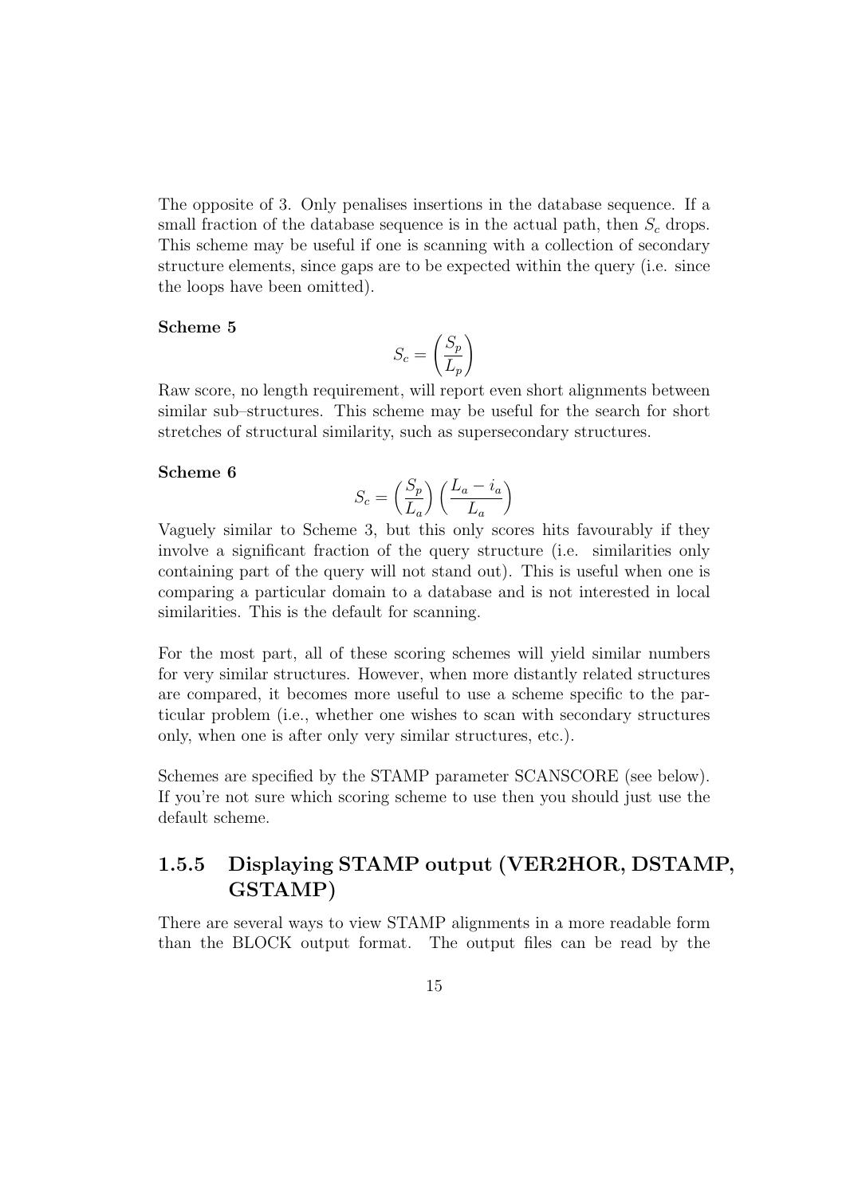The opposite of 3. Only penalises insertions in the database sequence. If a small fraction of the database sequence is in the actual path, then $S_c$ drops. This scheme may be useful if one is scanning with a collection of secondary structure elements, since gaps are to be expected within the query (i.e. since the loops have been omitted).

**Scheme 5**

$$S_c = \left(\frac{S_p}{L_p}\right)$$

Raw score, no length requirement, will report even short alignments between similar sub–structures. This scheme may be useful for the search for short stretches of structural similarity, such as supersecondary structures.

**Scheme 6**

$$S_c = \left(\frac{S_p}{L_a}\right)\left(\frac{L_a - i_a}{L_a}\right)$$

Vaguely similar to Scheme 3, but this only scores hits favourably if they involve a significant fraction of the query structure (i.e. similarities only containing part of the query will not stand out). This is useful when one is comparing a particular domain to a database and is not interested in local similarities. This is the default for scanning.

For the most part, all of these scoring schemes will yield similar numbers for very similar structures. However, when more distantly related structures are compared, it becomes more useful to use a scheme specific to the particular problem (i.e., whether one wishes to scan with secondary structures only, when one is after only very similar structures, etc.).

Schemes are specified by the STAMP parameter SCANSCORE (see below). If you're not sure which scoring scheme to use then you should just use the default scheme.

### 1.5.5 Displaying STAMP output (VER2HOR, DSTAMP, GSTAMP)

There are several ways to view STAMP alignments in a more readable form than the BLOCK output format. The output files can be read by the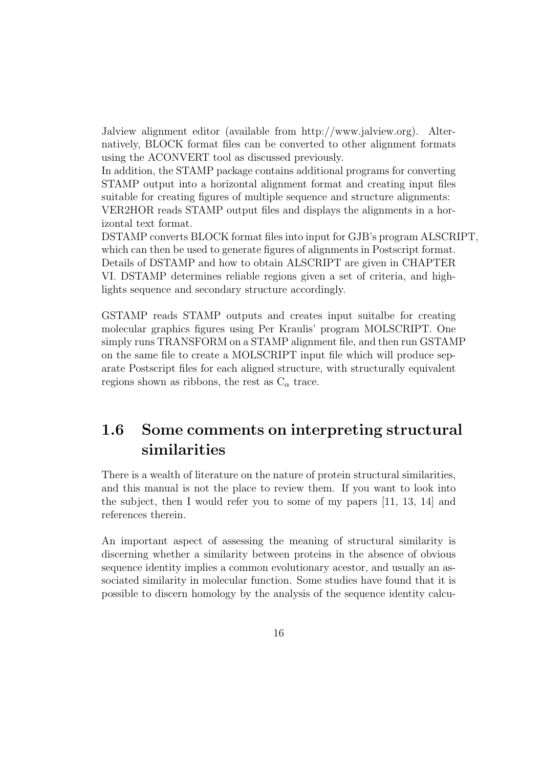Jalview alignment editor (available from http://www.jalview.org). Alternatively, BLOCK format files can be converted to other alignment formats using the ACONVERT tool as discussed previously.

In addition, the STAMP package contains additional programs for converting STAMP output into a horizontal alignment format and creating input files suitable for creating figures of multiple sequence and structure alignments:

VER2HOR reads STAMP output files and displays the alignments in a horizontal text format.

DSTAMP converts BLOCK format files into input for GJB's program ALSCRIPT, which can then be used to generate figures of alignments in Postscript format. Details of DSTAMP and how to obtain ALSCRIPT are given in CHAPTER VI. DSTAMP determines reliable regions given a set of criteria, and highlights sequence and secondary structure accordingly.

GSTAMP reads STAMP outputs and creates input suitalbe for creating molecular graphics figures using Per Kraulis' program MOLSCRIPT. One simply runs TRANSFORM on a STAMP alignment file, and then run GSTAMP on the same file to create a MOLSCRIPT input file which will produce separate Postscript files for each aligned structure, with structurally equivalent regions shown as ribbons, the rest as $C_\alpha$ trace.

## 1.6 Some comments on interpreting structural similarities

There is a wealth of literature on the nature of protein structural similarities, and this manual is not the place to review them. If you want to look into the subject, then I would refer you to some of my papers [11, 13, 14] and references therein.

An important aspect of assessing the meaning of structural similarity is discerning whether a similarity between proteins in the absence of obvious sequence identity implies a common evolutionary acestor, and usually an associated similarity in molecular function. Some studies have found that it is possible to discern homology by the analysis of the sequence identity calcu-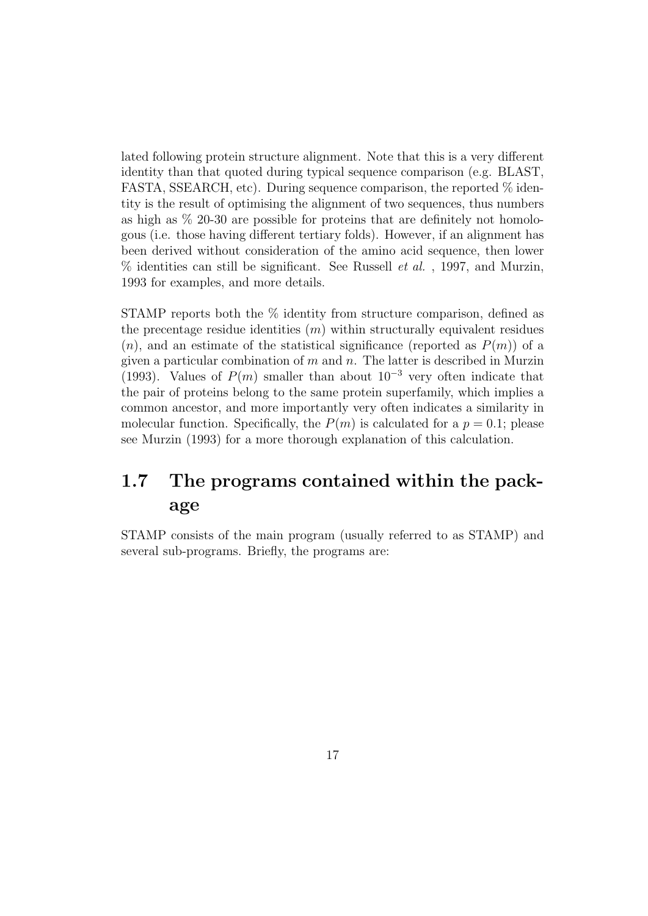lated following protein structure alignment. Note that this is a very different identity than that quoted during typical sequence comparison (e.g. BLAST, FASTA, SSEARCH, etc). During sequence comparison, the reported % identity is the result of optimising the alignment of two sequences, thus numbers as high as % 20-30 are possible for proteins that are definitely not homologous (i.e. those having different tertiary folds). However, if an alignment has been derived without consideration of the amino acid sequence, then lower % identities can still be significant. See Russell *et al.* , 1997, and Murzin, 1993 for examples, and more details.

STAMP reports both the % identity from structure comparison, defined as the precentage residue identities ($m$) within structurally equivalent residues ($n$), and an estimate of the statistical significance (reported as $P(m)$) of a given a particular combination of $m$ and $n$. The latter is described in Murzin (1993). Values of $P(m)$ smaller than about $10^{-3}$ very often indicate that the pair of proteins belong to the same protein superfamily, which implies a common ancestor, and more importantly very often indicates a similarity in molecular function. Specifically, the $P(m)$ is calculated for a $p = 0.1$; please see Murzin (1993) for a more thorough explanation of this calculation.

## 1.7 The programs contained within the package

STAMP consists of the main program (usually referred to as STAMP) and several sub-programs. Briefly, the programs are: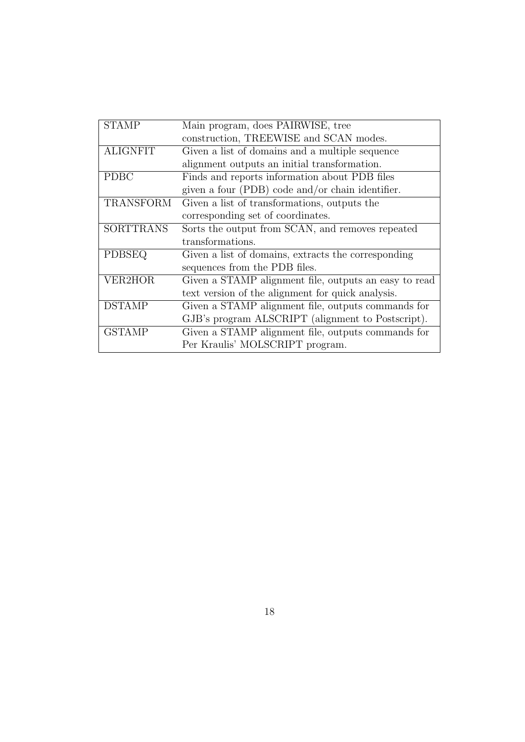| STAMP | Main program, does PAIRWISE, tree construction, TREEWISE and SCAN modes. |
|---|---|
| ALIGNFIT | Given a list of domains and a multiple sequence alignment outputs an initial transformation. |
| PDBC | Finds and reports information about PDB files given a four (PDB) code and/or chain identifier. |
| TRANSFORM | Given a list of transformations, outputs the corresponding set of coordinates. |
| SORTTRANS | Sorts the output from SCAN, and removes repeated transformations. |
| PDBSEQ | Given a list of domains, extracts the corresponding sequences from the PDB files. |
| VER2HOR | Given a STAMP alignment file, outputs an easy to read text version of the alignment for quick analysis. |
| DSTAMP | Given a STAMP alignment file, outputs commands for GJB's program ALSCRIPT (alignment to Postscript). |
| GSTAMP | Given a STAMP alignment file, outputs commands for Per Kraulis' MOLSCRIPT program. |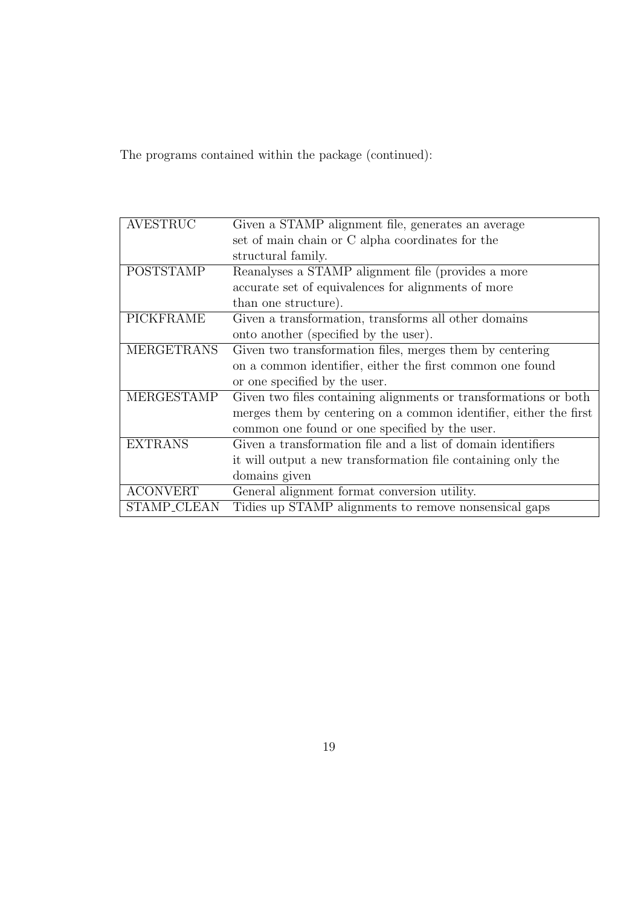The programs contained within the package (continued):

| | |
|---|---|
| AVESTRUC | Given a STAMP alignment file, generates an average set of main chain or C alpha coordinates for the structural family. |
| POSTSTAMP | Reanalyses a STAMP alignment file (provides a more accurate set of equivalences for alignments of more than one structure). |
| PICKFRAME | Given a transformation, transforms all other domains onto another (specified by the user). |
| MERGETRANS | Given two transformation files, merges them by centering on a common identifier, either the first common one found or one specified by the user. |
| MERGESTAMP | Given two files containing alignments or transformations or both merges them by centering on a common identifier, either the first common one found or one specified by the user. |
| EXTRANS | Given a transformation file and a list of domain identifiers it will output a new transformation file containing only the domains given |
| ACONVERT | General alignment format conversion utility. |
| STAMP_CLEAN | Tidies up STAMP alignments to remove nonsensical gaps |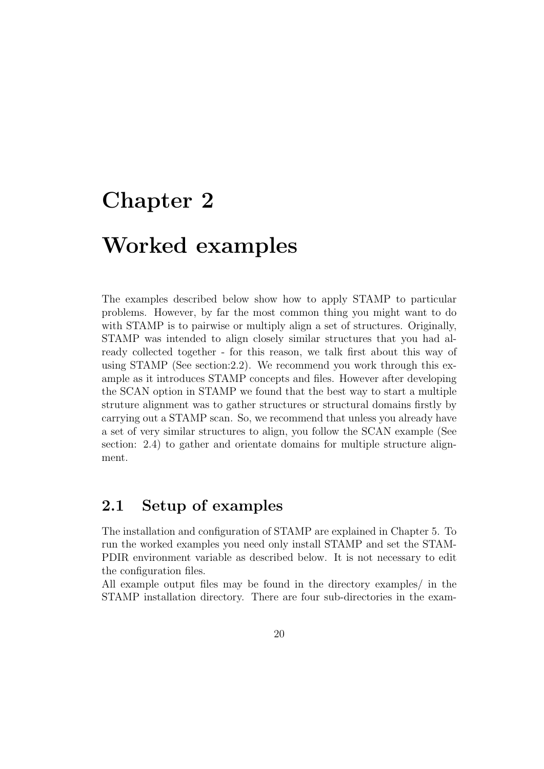# Chapter 2

# Worked examples

The examples described below show how to apply STAMP to particular problems. However, by far the most common thing you might want to do with STAMP is to pairwise or multiply align a set of structures. Originally, STAMP was intended to align closely similar structures that you had already collected together - for this reason, we talk first about this way of using STAMP (See section:2.2). We recommend you work through this example as it introduces STAMP concepts and files. However after developing the SCAN option in STAMP we found that the best way to start a multiple struture alignment was to gather structures or structural domains firstly by carrying out a STAMP scan. So, we recommend that unless you already have a set of very similar structures to align, you follow the SCAN example (See section: 2.4) to gather and orientate domains for multiple structure alignment.

## 2.1 Setup of examples

The installation and configuration of STAMP are explained in Chapter 5. To run the worked examples you need only install STAMP and set the STAMPDIR environment variable as described below. It is not necessary to edit the configuration files.

All example output files may be found in the directory examples/ in the STAMP installation directory. There are four sub-directories in the exam-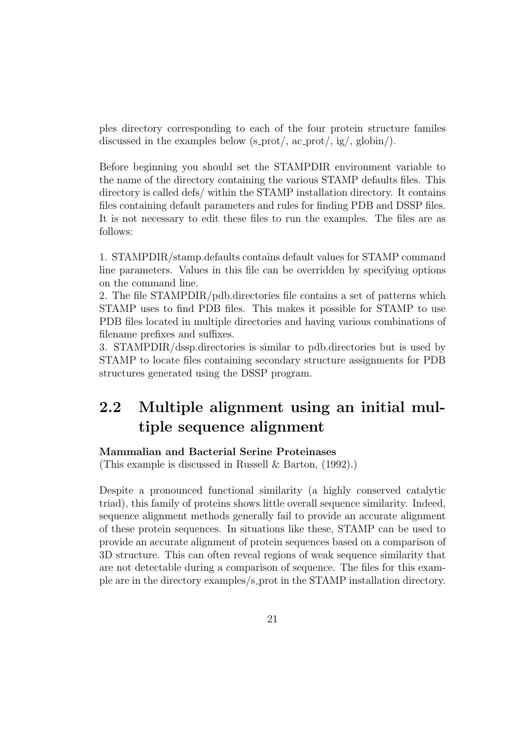ples directory corresponding to each of the four protein structure familes discussed in the examples below (s_prot/, ac_prot/, ig/, globin/).

Before beginning you should set the STAMPDIR environment variable to the name of the directory containing the various STAMP defaults files. This directory is called defs/ within the STAMP installation directory. It contains files containing default parameters and rules for finding PDB and DSSP files. It is not necessary to edit these files to run the examples. The files are as follows:

1. STAMPDIR/stamp.defaults contains default values for STAMP command line parameters. Values in this file can be overridden by specifying options on the command line.
2. The file STAMPDIR/pdb.directories file contains a set of patterns which STAMP uses to find PDB files. This makes it possible for STAMP to use PDB files located in multiple directories and having various combinations of filename prefixes and suffixes.
3. STAMPDIR/dssp.directories is similar to pdb.directories but is used by STAMP to locate files containing secondary structure assignments for PDB structures generated using the DSSP program.

## 2.2 Multiple alignment using an initial multiple sequence alignment

**Mammalian and Bacterial Serine Proteinases**
(This example is discussed in Russell & Barton, (1992).)

Despite a pronounced functional similarity (a highly conserved catalytic triad), this family of proteins shows little overall sequence similarity. Indeed, sequence alignment methods generally fail to provide an accurate alignment of these protein sequences. In situations like these, STAMP can be used to provide an accurate alignment of protein sequences based on a comparison of 3D structure. This can often reveal regions of weak sequence similarity that are not detectable during a comparison of sequence. The files for this example are in the directory examples/s_prot in the STAMP installation directory.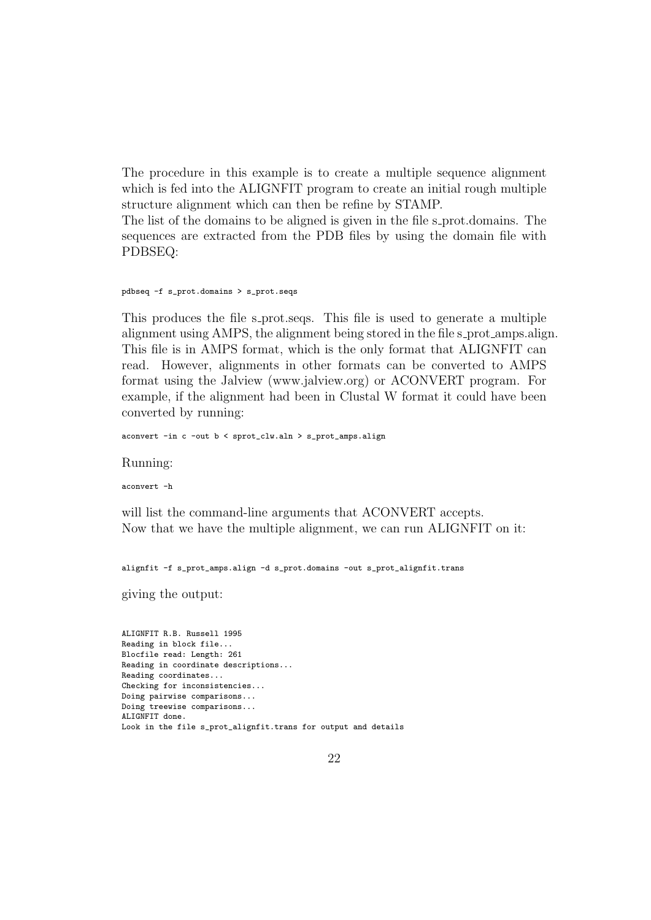The procedure in this example is to create a multiple sequence alignment which is fed into the ALIGNFIT program to create an initial rough multiple structure alignment which can then be refine by STAMP.
The list of the domains to be aligned is given in the file s_prot.domains. The sequences are extracted from the PDB files by using the domain file with PDBSEQ:

```
pdbseq -f s_prot.domains > s_prot.seqs
```

This produces the file s_prot.seqs. This file is used to generate a multiple alignment using AMPS, the alignment being stored in the file s_prot_amps.align. This file is in AMPS format, which is the only format that ALIGNFIT can read. However, alignments in other formats can be converted to AMPS format using the Jalview (www.jalview.org) or ACONVERT program. For example, if the alignment had been in Clustal W format it could have been converted by running:

```
aconvert -in c -out b < sprot_clw.aln > s_prot_amps.align
```

Running:

```
aconvert -h
```

will list the command-line arguments that ACONVERT accepts.
Now that we have the multiple alignment, we can run ALIGNFIT on it:

```
alignfit -f s_prot_amps.align -d s_prot.domains -out s_prot_alignfit.trans
```

giving the output:

```
ALIGNFIT R.B. Russell 1995
Reading in block file...
Blocfile read: Length: 261
Reading in coordinate descriptions...
Reading coordinates...
Checking for inconsistencies...
Doing pairwise comparisons...
Doing treewise comparisons...
ALIGNFIT done.
Look in the file s_prot_alignfit.trans for output and details
```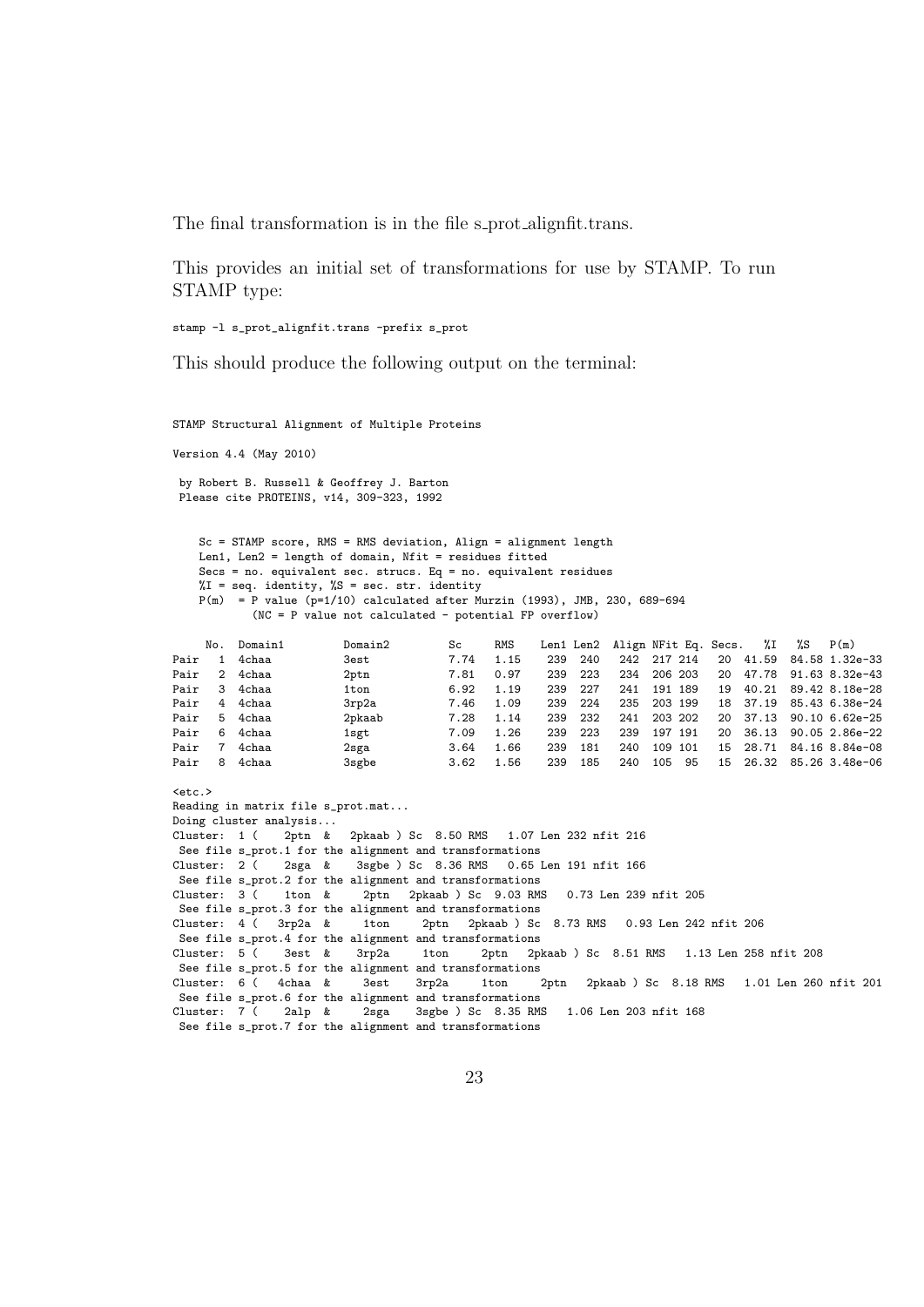The final transformation is in the file s_prot_alignfit.trans.

This provides an initial set of transformations for use by STAMP. To run STAMP type:

```
stamp -l s_prot_alignfit.trans -prefix s_prot
```

This should produce the following output on the terminal:

```
STAMP Structural Alignment of Multiple Proteins

Version 4.4 (May 2010)

 by Robert B. Russell & Geoffrey J. Barton
 Please cite PROTEINS, v14, 309-323, 1992


    Sc = STAMP score, RMS = RMS deviation, Align = alignment length
    Len1, Len2 = length of domain, Nfit = residues fitted
    Secs = no. equivalent sec. strucs. Eq = no. equivalent residues
    %I = seq. identity, %S = sec. str. identity
    P(m)  = P value (p=1/10) calculated after Murzin (1993), JMB, 230, 689-694
           (NC = P value not calculated - potential FP overflow)

     No.  Domain1         Domain2         Sc     RMS    Len1 Len2  Align NFit Eq. Secs.   %I    %S   P(m)
Pair   1  4chaa           3est            7.74   1.15    239  240    242  217 214    20  41.59  84.58 1.32e-33
Pair   2  4chaa           2ptn            7.81   0.97    239  223    234  206 203    20  47.78  91.63 8.32e-43
Pair   3  4chaa           1ton            6.92   1.19    239  227    241  191 189    19  40.21  89.42 8.18e-28
Pair   4  4chaa           3rp2a           7.46   1.09    239  224    235  203 199    18  37.19  85.43 6.38e-24
Pair   5  4chaa           2pkaab          7.28   1.14    239  232    241  203 202    20  37.13  90.10 6.62e-25
Pair   6  4chaa           1sgt            7.09   1.26    239  223    239  197 191    20  36.13  90.05 2.86e-22
Pair   7  4chaa           2sga            3.64   1.66    239  181    240  109 101    15  28.71  84.16 8.84e-08
Pair   8  4chaa           3sgbe           3.62   1.56    239  185    240  105  95    15  26.32  85.26 3.48e-06

<etc.>
Reading in matrix file s_prot.mat...
Doing cluster analysis...
Cluster:  1 (    2ptn  &   2pkaab ) Sc  8.50 RMS   1.07 Len 232 nfit 216
 See file s_prot.1 for the alignment and transformations
Cluster:  2 (    2sga  &    3sgbe ) Sc  8.36 RMS   0.65 Len 191 nfit 166
 See file s_prot.2 for the alignment and transformations
Cluster:  3 (    1ton  &     2ptn   2pkaab ) Sc  9.03 RMS   0.73 Len 239 nfit 205
 See file s_prot.3 for the alignment and transformations
Cluster:  4 (   3rp2a  &     1ton     2ptn   2pkaab ) Sc  8.73 RMS   0.93 Len 242 nfit 206
 See file s_prot.4 for the alignment and transformations
Cluster:  5 (    3est  &    3rp2a     1ton     2ptn   2pkaab ) Sc  8.51 RMS   1.13 Len 258 nfit 208
 See file s_prot.5 for the alignment and transformations
Cluster:  6 (   4chaa  &     3est    3rp2a     1ton     2ptn   2pkaab ) Sc  8.18 RMS   1.01 Len 260 nfit 201
 See file s_prot.6 for the alignment and transformations
Cluster:  7 (    2alp  &     2sga    3sgbe ) Sc  8.35 RMS   1.06 Len 203 nfit 168
 See file s_prot.7 for the alignment and transformations
```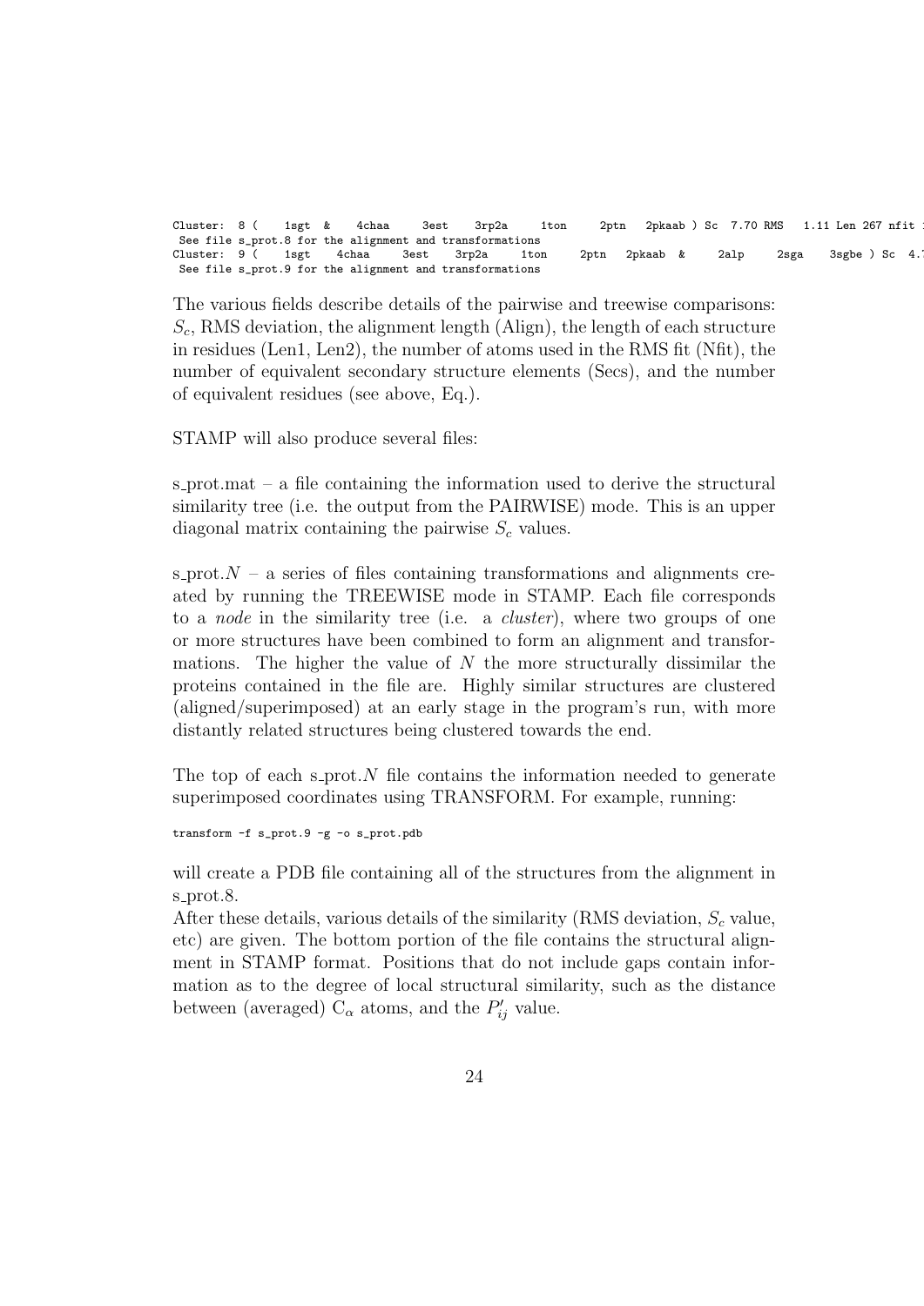```
Cluster:  8 (    1sgt  &    4chaa     3est    3rp2a     1ton      2ptn   2pkaab ) Sc  7.70 RMS   1.11 Len 267 nfit 
 See file s_prot.8 for the alignment and transformations
Cluster:  9 (    1sgt    4chaa     3est    3rp2a     1ton      2ptn   2pkaab  &     2alp     2sga    3sgbe ) Sc  4.
 See file s_prot.9 for the alignment and transformations
```

The various fields describe details of the pairwise and treewise comparisons: $S_c$, RMS deviation, the alignment length (Align), the length of each structure in residues (Len1, Len2), the number of atoms used in the RMS fit (Nfit), the number of equivalent secondary structure elements (Secs), and the number of equivalent residues (see above, Eq.).

STAMP will also produce several files:

s_prot.mat – a file containing the information used to derive the structural similarity tree (i.e. the output from the PAIRWISE) mode. This is an upper diagonal matrix containing the pairwise $S_c$ values.

s_prot.$N$ – a series of files containing transformations and alignments created by running the TREEWISE mode in STAMP. Each file corresponds to a *node* in the similarity tree (i.e. a *cluster*), where two groups of one or more structures have been combined to form an alignment and transformations. The higher the value of $N$ the more structurally dissimilar the proteins contained in the file are. Highly similar structures are clustered (aligned/superimposed) at an early stage in the program's run, with more distantly related structures being clustered towards the end.

The top of each s_prot.$N$ file contains the information needed to generate superimposed coordinates using TRANSFORM. For example, running:

```
transform -f s_prot.9 -g -o s_prot.pdb
```

will create a PDB file containing all of the structures from the alignment in s_prot.8.
After these details, various details of the similarity (RMS deviation, $S_c$ value, etc) are given. The bottom portion of the file contains the structural alignment in STAMP format. Positions that do not include gaps contain information as to the degree of local structural similarity, such as the distance between (averaged) $C_\alpha$ atoms, and the $P'_{ij}$ value.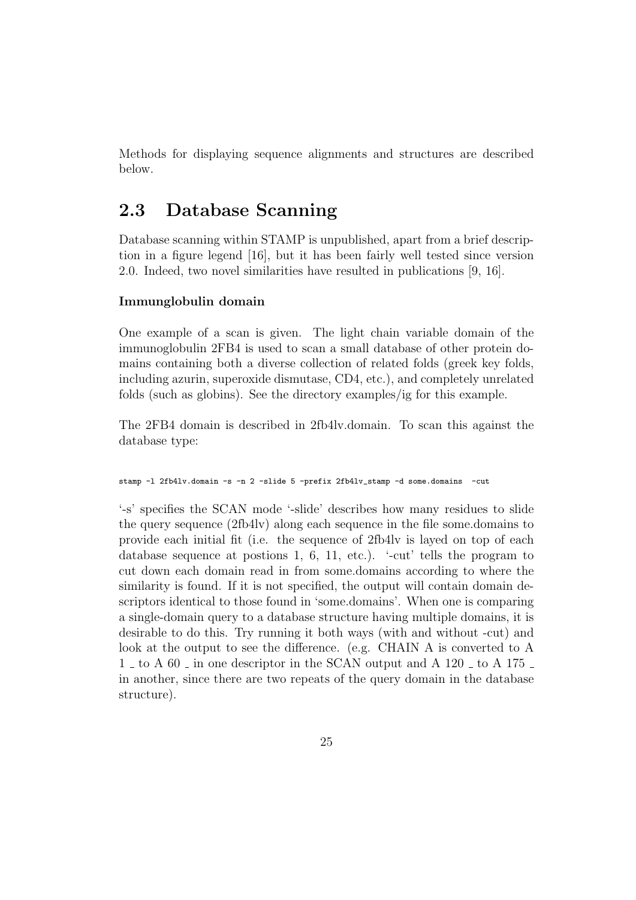Methods for displaying sequence alignments and structures are described below.

## 2.3 Database Scanning

Database scanning within STAMP is unpublished, apart from a brief description in a figure legend [16], but it has been fairly well tested since version 2.0. Indeed, two novel similarities have resulted in publications [9, 16].

#### Immunglobulin domain

One example of a scan is given. The light chain variable domain of the immunoglobulin 2FB4 is used to scan a small database of other protein domains containing both a diverse collection of related folds (greek key folds, including azurin, superoxide dismutase, CD4, etc.), and completely unrelated folds (such as globins). See the directory examples/ig for this example.

The 2FB4 domain is described in 2fb4lv.domain. To scan this against the database type:

```
stamp -l 2fb4lv.domain -s -n 2 -slide 5 -prefix 2fb4lv_stamp -d some.domains  -cut
```

'-s' specifies the SCAN mode '-slide' describes how many residues to slide the query sequence (2fb4lv) along each sequence in the file some.domains to provide each initial fit (i.e. the sequence of 2fb4lv is layed on top of each database sequence at postions 1, 6, 11, etc.). '-cut' tells the program to cut down each domain read in from some.domains according to where the similarity is found. If it is not specified, the output will contain domain descriptors identical to those found in 'some.domains'. When one is comparing a single-domain query to a database structure having multiple domains, it is desirable to do this. Try running it both ways (with and without -cut) and look at the output to see the difference. (e.g. CHAIN A is converted to A 1 _ to A 60 _ in one descriptor in the SCAN output and A 120 _ to A 175 _ in another, since there are two repeats of the query domain in the database structure).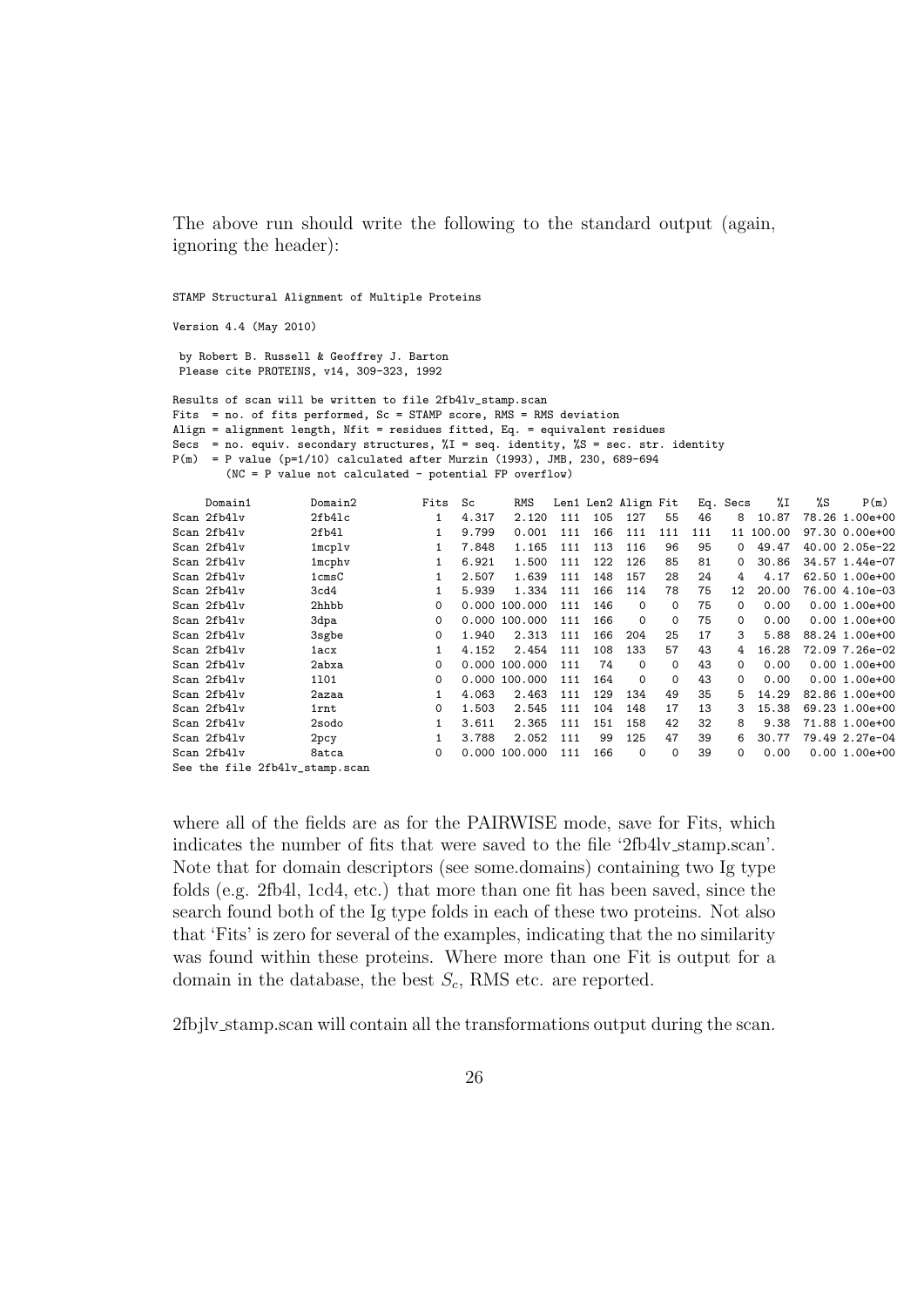The above run should write the following to the standard output (again, ignoring the header):

```
STAMP Structural Alignment of Multiple Proteins

Version 4.4 (May 2010)

 by Robert B. Russell & Geoffrey J. Barton
 Please cite PROTEINS, v14, 309-323, 1992

Results of scan will be written to file 2fb4lv_stamp.scan
Fits  = no. of fits performed, Sc = STAMP score, RMS = RMS deviation
Align = alignment length, Nfit = residues fitted, Eq. = equivalent residues
Secs  = no. equiv. secondary structures, %I = seq. identity, %S = sec. str. identity
P(m)  = P value (p=1/10) calculated after Murzin (1993), JMB, 230, 689-694
        (NC = P value not calculated - potential FP overflow)

     Domain1         Domain2         Fits  Sc      RMS   Len1 Len2 Align Fit   Eq. Secs    %I    %S     P(m)
Scan 2fb4lv          2fb4lc            1  4.317   2.120  111  105  127   55   46    8  10.87  78.26 1.00e+00
Scan 2fb4lv          2fb4l             1  9.799   0.001  111  166  111  111  111   11 100.00  97.30 0.00e+00
Scan 2fb4lv          1mcplv            1  7.848   1.165  111  113  116   96   95    0  49.47  40.00 2.05e-22
Scan 2fb4lv          1mcphv            1  6.921   1.500  111  122  126   85   81    0  30.86  34.57 1.44e-07
Scan 2fb4lv          1cmsC             1  2.507   1.639  111  148  157   28   24    4   4.17  62.50 1.00e+00
Scan 2fb4lv          3cd4              1  5.939   1.334  111  166  114   78   75   12  20.00  76.00 4.10e-03
Scan 2fb4lv          2hhbb             0  0.000 100.000  111  146    0    0   75    0   0.00   0.00 1.00e+00
Scan 2fb4lv          3dpa              0  0.000 100.000  111  166    0    0   75    0   0.00   0.00 1.00e+00
Scan 2fb4lv          3sgbe             0  1.940   2.313  111  166  204   25   17    3   5.88  88.24 1.00e+00
Scan 2fb4lv          1acx              1  4.152   2.454  111  108  133   57   43    4  16.28  72.09 7.26e-02
Scan 2fb4lv          2abxa             0  0.000 100.000  111   74    0    0   43    0   0.00   0.00 1.00e+00
Scan 2fb4lv          1l01              0  0.000 100.000  111  164    0    0   43    0   0.00   0.00 1.00e+00
Scan 2fb4lv          2azaa             1  4.063   2.463  111  129  134   49   35    5  14.29  82.86 1.00e+00
Scan 2fb4lv          1rnt              0  1.503   2.545  111  104  148   17   13    3  15.38  69.23 1.00e+00
Scan 2fb4lv          2sodo             1  3.611   2.365  111  151  158   42   32    8   9.38  71.88 1.00e+00
Scan 2fb4lv          2pcy              1  3.788   2.052  111   99  125   47   39    6  30.77  79.49 2.27e-04
Scan 2fb4lv          8atca             0  0.000 100.000  111  166    0    0   39    0   0.00   0.00 1.00e+00
See the file 2fb4lv_stamp.scan
```

where all of the fields are as for the PAIRWISE mode, save for Fits, which indicates the number of fits that were saved to the file '2fb4lv_stamp.scan'. Note that for domain descriptors (see some.domains) containing two Ig type folds (e.g. 2fb4l, 1cd4, etc.) that more than one fit has been saved, since the search found both of the Ig type folds in each of these two proteins. Not also that 'Fits' is zero for several of the examples, indicating that the no similarity was found within these proteins. Where more than one Fit is output for a domain in the database, the best $S_c$, RMS etc. are reported.

2fbjlv_stamp.scan will contain all the transformations output during the scan.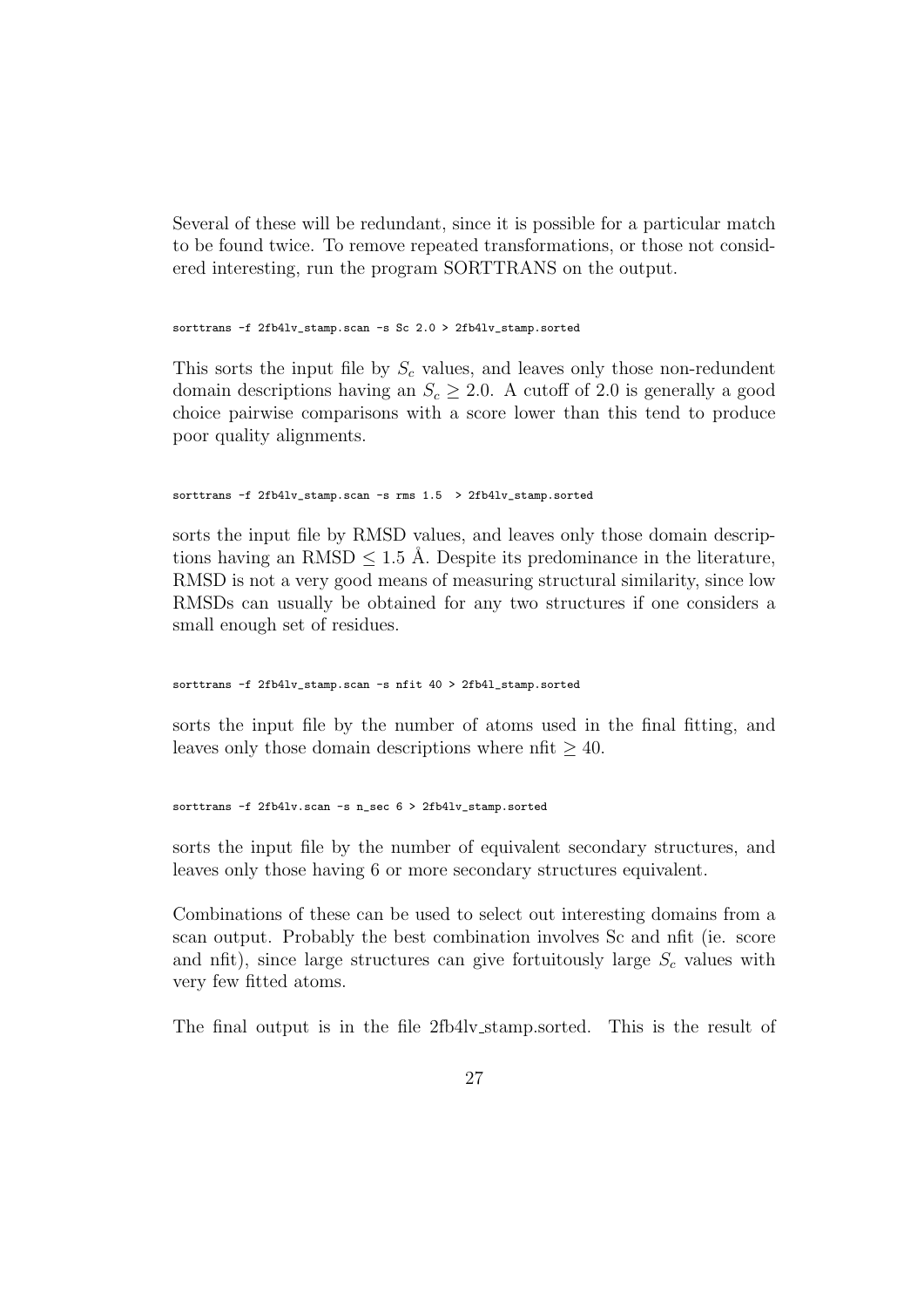Several of these will be redundant, since it is possible for a particular match to be found twice. To remove repeated transformations, or those not considered interesting, run the program SORTTRANS on the output.

```
sorttrans -f 2fb4lv_stamp.scan -s Sc 2.0 > 2fb4lv_stamp.sorted
```

This sorts the input file by $S_c$ values, and leaves only those non-redundent domain descriptions having an $S_c \geq 2.0$. A cutoff of 2.0 is generally a good choice pairwise comparisons with a score lower than this tend to produce poor quality alignments.

```
sorttrans -f 2fb4lv_stamp.scan -s rms 1.5  > 2fb4lv_stamp.sorted
```

sorts the input file by RMSD values, and leaves only those domain descriptions having an RMSD $\leq 1.5$ Å. Despite its predominance in the literature, RMSD is not a very good means of measuring structural similarity, since low RMSDs can usually be obtained for any two structures if one considers a small enough set of residues.

```
sorttrans -f 2fb4lv_stamp.scan -s nfit 40 > 2fb4l_stamp.sorted
```

sorts the input file by the number of atoms used in the final fitting, and leaves only those domain descriptions where nfit $\geq 40$.

```
sorttrans -f 2fb4lv.scan -s n_sec 6 > 2fb4lv_stamp.sorted
```

sorts the input file by the number of equivalent secondary structures, and leaves only those having 6 or more secondary structures equivalent.

Combinations of these can be used to select out interesting domains from a scan output. Probably the best combination involves Sc and nfit (ie. score and nfit), since large structures can give fortuitously large $S_c$ values with very few fitted atoms.

The final output is in the file 2fb4lv_stamp.sorted. This is the result of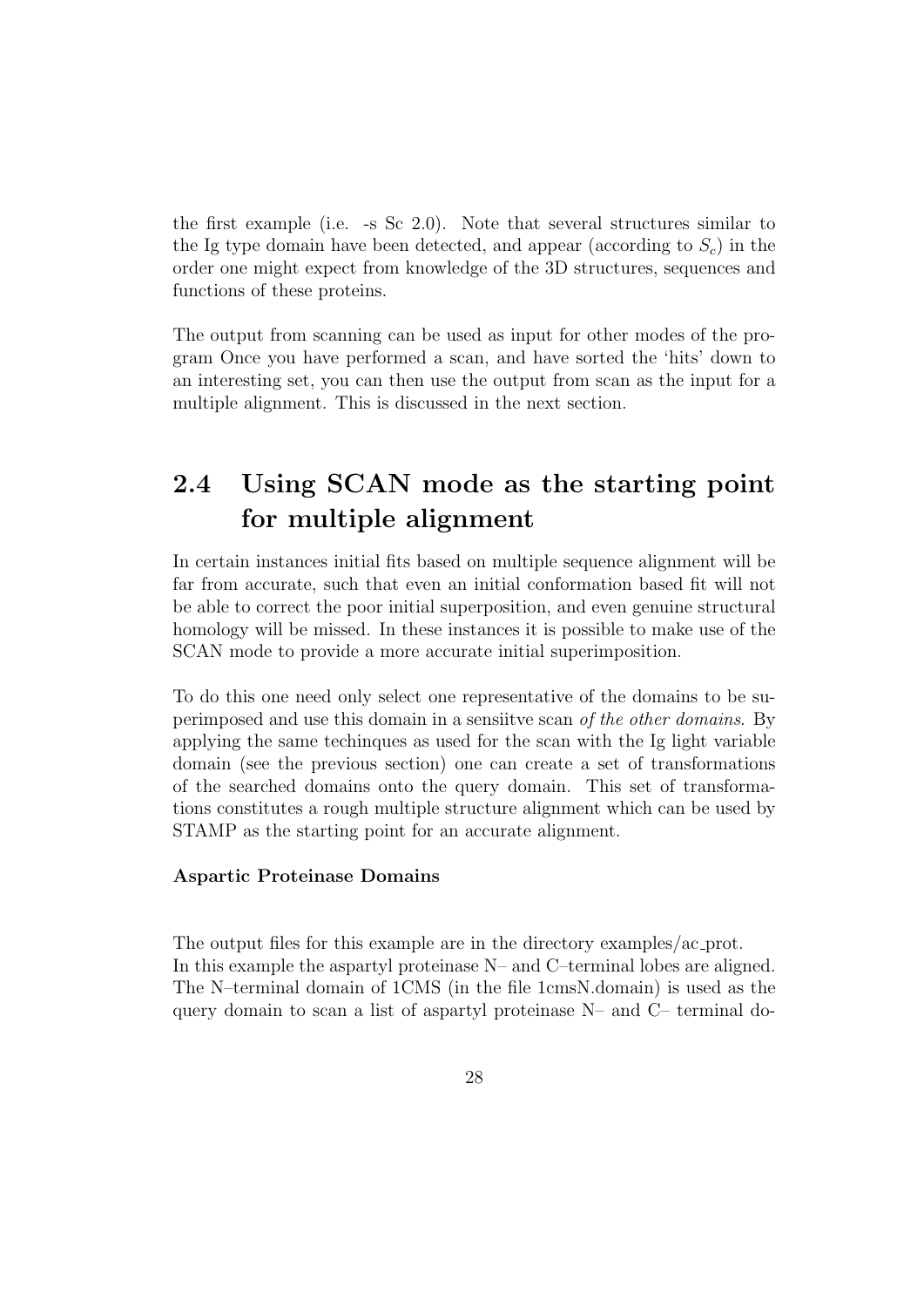the first example (i.e. -s Sc 2.0). Note that several structures similar to the Ig type domain have been detected, and appear (according to $S_c$) in the order one might expect from knowledge of the 3D structures, sequences and functions of these proteins.

The output from scanning can be used as input for other modes of the program Once you have performed a scan, and have sorted the 'hits' down to an interesting set, you can then use the output from scan as the input for a multiple alignment. This is discussed in the next section.

## 2.4 Using SCAN mode as the starting point for multiple alignment

In certain instances initial fits based on multiple sequence alignment will be far from accurate, such that even an initial conformation based fit will not be able to correct the poor initial superposition, and even genuine structural homology will be missed. In these instances it is possible to make use of the SCAN mode to provide a more accurate initial superimposition.

To do this one need only select one representative of the domains to be superimposed and use this domain in a sensiitve scan *of the other domains*. By applying the same techinques as used for the scan with the Ig light variable domain (see the previous section) one can create a set of transformations of the searched domains onto the query domain. This set of transformations constitutes a rough multiple structure alignment which can be used by STAMP as the starting point for an accurate alignment.

**Aspartic Proteinase Domains**

The output files for this example are in the directory examples/ac_prot.
In this example the aspartyl proteinase N– and C–terminal lobes are aligned. The N–terminal domain of 1CMS (in the file 1cmsN.domain) is used as the query domain to scan a list of aspartyl proteinase N– and C– terminal do-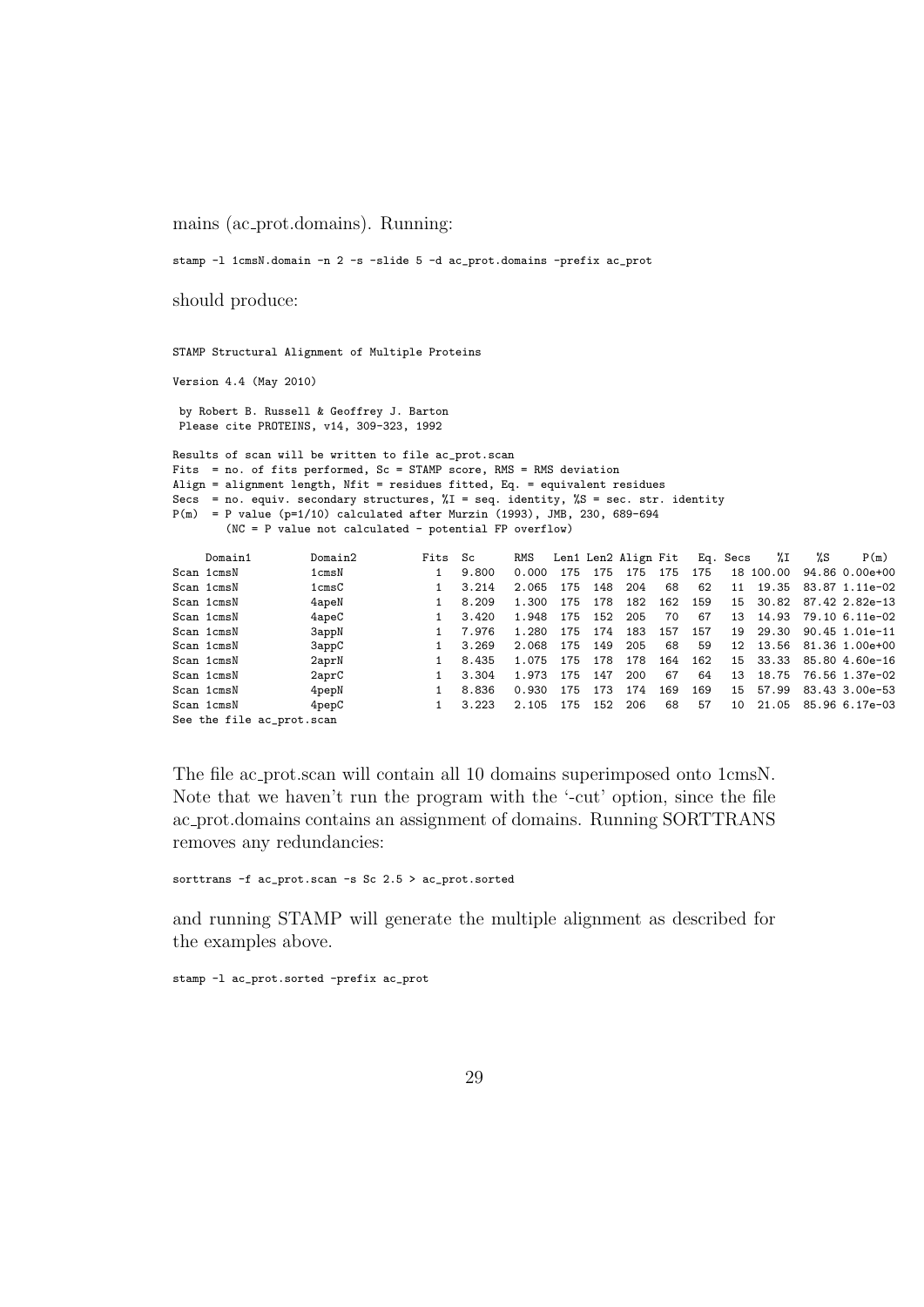mains (ac_prot.domains). Running:

```
stamp -l 1cmsN.domain -n 2 -s -slide 5 -d ac_prot.domains -prefix ac_prot
```

should produce:

```
STAMP Structural Alignment of Multiple Proteins

Version 4.4 (May 2010)

 by Robert B. Russell & Geoffrey J. Barton
 Please cite PROTEINS, v14, 309-323, 1992

Results of scan will be written to file ac_prot.scan
Fits  = no. of fits performed, Sc = STAMP score, RMS = RMS deviation
Align = alignment length, Nfit = residues fitted, Eq. = equivalent residues
Secs  = no. equiv. secondary structures, %I = seq. identity, %S = sec. str. identity
P(m)  = P value (p=1/10) calculated after Murzin (1993), JMB, 230, 689-694
        (NC = P value not calculated - potential FP overflow)

     Domain1         Domain2          Fits  Sc      RMS   Len1 Len2 Align Fit   Eq. Secs    %I     %S      P(m)
Scan 1cmsN           1cmsN              1   9.800   0.000  175  175  175  175  175   18 100.00  94.86 0.00e+00
Scan 1cmsN           1cmsC              1   3.214   2.065  175  148  204   68   62   11  19.35  83.87 1.11e-02
Scan 1cmsN           4apeN              1   8.209   1.300  175  178  182  162  159   15  30.82  87.42 2.82e-13
Scan 1cmsN           4apeC              1   3.420   1.948  175  152  205   70   67   13  14.93  79.10 6.11e-02
Scan 1cmsN           3appN              1   7.976   1.280  175  174  183  157  157   19  29.30  90.45 1.01e-11
Scan 1cmsN           3appC              1   3.269   2.068  175  149  205   68   59   12  13.56  81.36 1.00e+00
Scan 1cmsN           2aprN              1   8.435   1.075  175  178  178  164  162   15  33.33  85.80 4.60e-16
Scan 1cmsN           2aprC              1   3.304   1.973  175  147  200   67   64   13  18.75  76.56 1.37e-02
Scan 1cmsN           4pepN              1   8.836   0.930  175  173  174  169  169   15  57.99  83.43 3.00e-53
Scan 1cmsN           4pepC              1   3.223   2.105  175  152  206   68   57   10  21.05  85.96 6.17e-03
See the file ac_prot.scan
```

The file ac_prot.scan will contain all 10 domains superimposed onto 1cmsN. Note that we haven't run the program with the '-cut' option, since the file ac_prot.domains contains an assignment of domains. Running SORTTRANS removes any redundancies:

```
sorttrans -f ac_prot.scan -s Sc 2.5 > ac_prot.sorted
```

and running STAMP will generate the multiple alignment as described for the examples above.

```
stamp -l ac_prot.sorted -prefix ac_prot
```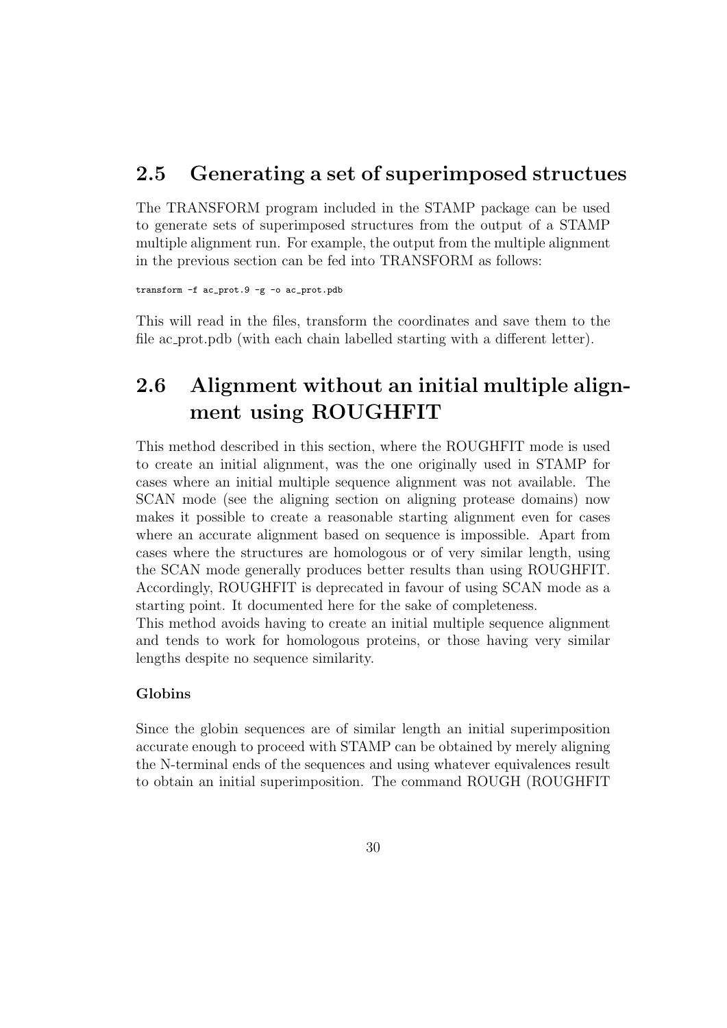## 2.5 Generating a set of superimposed structues

The TRANSFORM program included in the STAMP package can be used to generate sets of superimposed structures from the output of a STAMP multiple alignment run. For example, the output from the multiple alignment in the previous section can be fed into TRANSFORM as follows:

```
transform -f ac_prot.9 -g -o ac_prot.pdb
```

This will read in the files, transform the coordinates and save them to the file ac_prot.pdb (with each chain labelled starting with a different letter).

## 2.6 Alignment without an initial multiple alignment using ROUGHFIT

This method described in this section, where the ROUGHFIT mode is used to create an initial alignment, was the one originally used in STAMP for cases where an initial multiple sequence alignment was not available. The SCAN mode (see the aligning section on aligning protease domains) now makes it possible to create a reasonable starting alignment even for cases where an accurate alignment based on sequence is impossible. Apart from cases where the structures are homologous or of very similar length, using the SCAN mode generally produces better results than using ROUGHFIT. Accordingly, ROUGHFIT is deprecated in favour of using SCAN mode as a starting point. It documented here for the sake of completeness.
This method avoids having to create an initial multiple sequence alignment and tends to work for homologous proteins, or those having very similar lengths despite no sequence similarity.

**Globins**

Since the globin sequences are of similar length an initial superimposition accurate enough to proceed with STAMP can be obtained by merely aligning the N-terminal ends of the sequences and using whatever equivalences result to obtain an initial superimposition. The command ROUGH (ROUGHFIT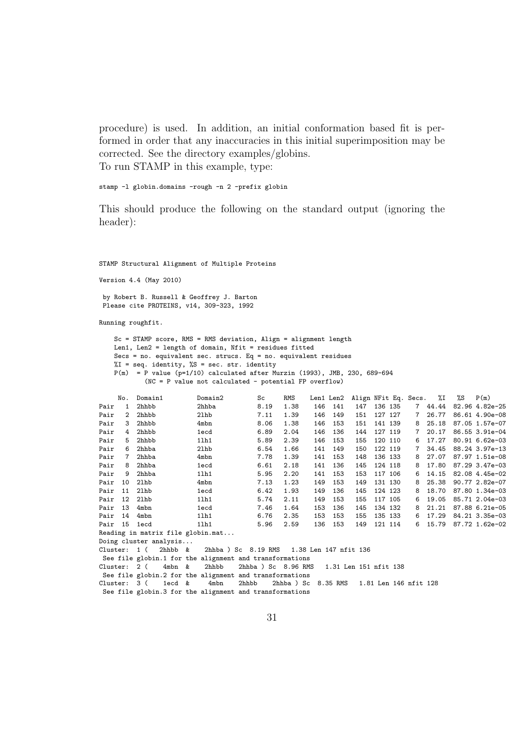procedure) is used. In addition, an initial conformation based fit is performed in order that any inaccuracies in this initial superimposition may be corrected. See the directory examples/globins.
To run STAMP in this example, type:

```
stamp -l globin.domains -rough -n 2 -prefix globin
```

This should produce the following on the standard output (ignoring the header):

```
STAMP Structural Alignment of Multiple Proteins

Version 4.4 (May 2010)

 by Robert B. Russell & Geoffrey J. Barton
 Please cite PROTEINS, v14, 309-323, 1992

Running roughfit.

    Sc = STAMP score, RMS = RMS deviation, Align = alignment length
    Len1, Len2 = length of domain, Nfit = residues fitted
    Secs = no. equivalent sec. strucs. Eq = no. equivalent residues
    %I = seq. identity, %S = sec. str. identity
    P(m)  = P value (p=1/10) calculated after Murzin (1993), JMB, 230, 689-694
            (NC = P value not calculated - potential FP overflow)

      No.  Domain1         Domain2         Sc     RMS    Len1 Len2  Align NFit Eq. Secs.   %I    %S   P(m)
Pair   1  2hhbb           2hhba           8.19   1.38    146  141   147  136 135    7  44.44  82.96 4.82e-25
Pair   2  2hhbb           2lhb            7.11   1.39    146  149   151  127 127    7  26.77  86.61 4.90e-08
Pair   3  2hhbb           4mbn            8.06   1.38    146  153   151  141 139    8  25.18  87.05 1.57e-07
Pair   4  2hhbb           1ecd            6.89   2.04    146  136   144  127 119    7  20.17  86.55 3.91e-04
Pair   5  2hhbb           1lh1            5.89   2.39    146  153   155  120 110    6  17.27  80.91 6.62e-03
Pair   6  2hhba           2lhb            6.54   1.66    141  149   150  122 119    7  34.45  88.24 3.97e-13
Pair   7  2hhba           4mbn            7.78   1.39    141  153   148  136 133    8  27.07  87.97 1.51e-08
Pair   8  2hhba           1ecd            6.61   2.18    141  136   145  124 118    8  17.80  87.29 3.47e-03
Pair   9  2hhba           1lh1            5.95   2.20    141  153   153  117 106    6  14.15  82.08 4.45e-02
Pair  10  2lhb            4mbn            7.13   1.23    149  153   149  131 130    8  25.38  90.77 2.82e-07
Pair  11  2lhb            1ecd            6.42   1.93    149  136   145  124 123    8  18.70  87.80 1.34e-03
Pair  12  2lhb            1lh1            5.74   2.11    149  153   155  117 105    6  19.05  85.71 2.04e-03
Pair  13  4mbn            1ecd            7.46   1.64    153  136   145  134 132    8  21.21  87.88 6.21e-05
Pair  14  4mbn            1lh1            6.76   2.35    153  153   155  135 133    6  17.29  84.21 3.35e-03
Pair  15  1ecd            1lh1            5.96   2.59    136  153   149  121 114    6  15.79  87.72 1.62e-02
Reading in matrix file globin.mat...
Doing cluster analysis...
Cluster:  1 (   2hhbb  &    2hhba ) Sc  8.19 RMS   1.38 Len 147 nfit 136
 See file globin.1 for the alignment and transformations
Cluster:  2 (    4mbn  &    2hhbb    2hhba ) Sc  8.96 RMS   1.31 Len 151 nfit 138
 See file globin.2 for the alignment and transformations
Cluster:  3 (    1ecd  &     4mbn    2hhbb    2hhba ) Sc  8.35 RMS   1.81 Len 146 nfit 128
 See file globin.3 for the alignment and transformations
```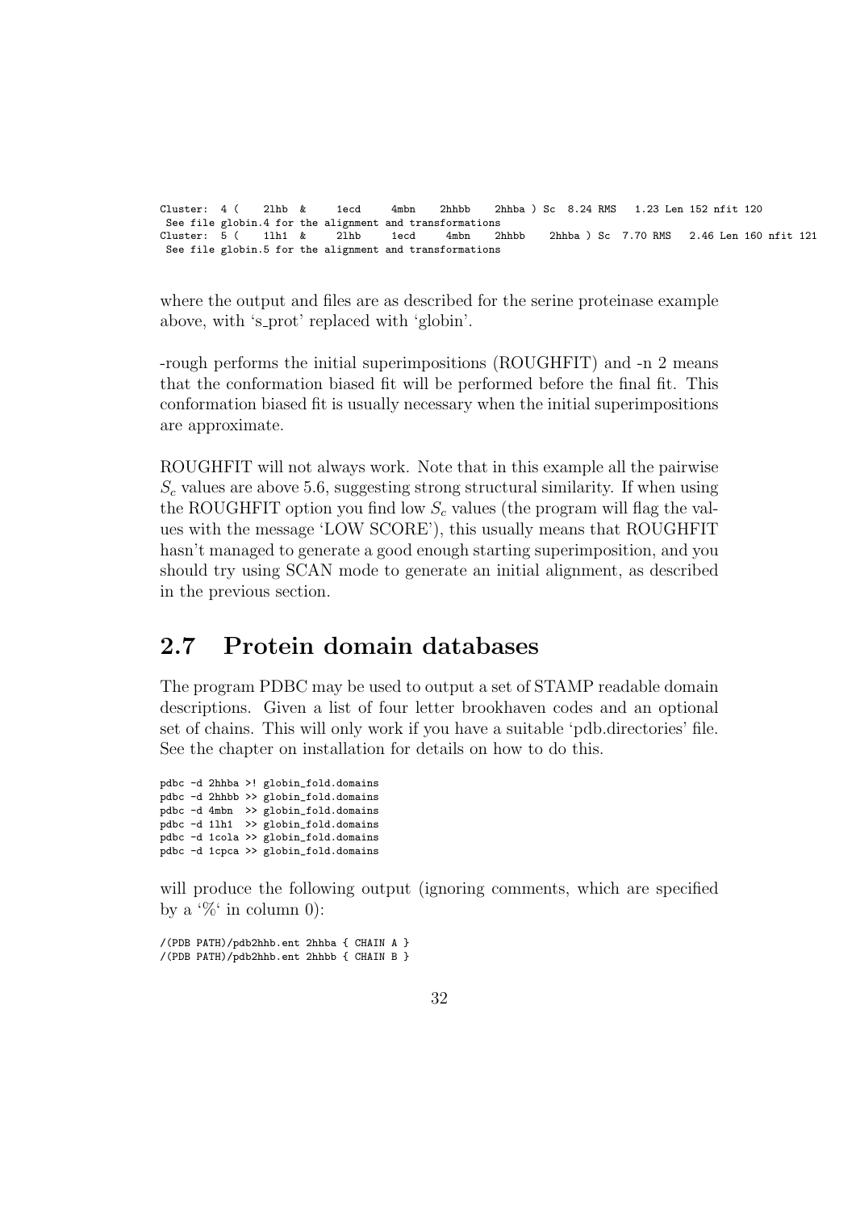```
Cluster:  4 (    2lhb  &     1ecd     4mbn    2hhbb    2hhba ) Sc  8.24 RMS   1.23 Len 152 nfit 120
 See file globin.4 for the alignment and transformations
Cluster:  5 (    1lh1  &     2lhb     1ecd     4mbn    2hhbb    2hhba ) Sc  7.70 RMS   2.46 Len 160 nfit 121
 See file globin.5 for the alignment and transformations
```

where the output and files are as described for the serine proteinase example above, with 's_prot' replaced with 'globin'.

-rough performs the initial superimpositions (ROUGHFIT) and -n 2 means that the conformation biased fit will be performed before the final fit. This conformation biased fit is usually necessary when the initial superimpositions are approximate.

ROUGHFIT will not always work. Note that in this example all the pairwise $S_c$ values are above 5.6, suggesting strong structural similarity. If when using the ROUGHFIT option you find low $S_c$ values (the program will flag the values with the message 'LOW SCORE'), this usually means that ROUGHFIT hasn't managed to generate a good enough starting superimposition, and you should try using SCAN mode to generate an initial alignment, as described in the previous section.

## 2.7 Protein domain databases

The program PDBC may be used to output a set of STAMP readable domain descriptions. Given a list of four letter brookhaven codes and an optional set of chains. This will only work if you have a suitable 'pdb.directories' file. See the chapter on installation for details on how to do this.

```
pdbc -d 2hhba >! globin_fold.domains
pdbc -d 2hhbb >> globin_fold.domains
pdbc -d 4mbn  >> globin_fold.domains
pdbc -d 1lh1  >> globin_fold.domains
pdbc -d 1cola >> globin_fold.domains
pdbc -d 1cpca >> globin_fold.domains
```

will produce the following output (ignoring comments, which are specified by a '%' in column 0):

```
/(PDB PATH)/pdb2hhb.ent 2hhba { CHAIN A }
/(PDB PATH)/pdb2hhb.ent 2hhbb { CHAIN B }
```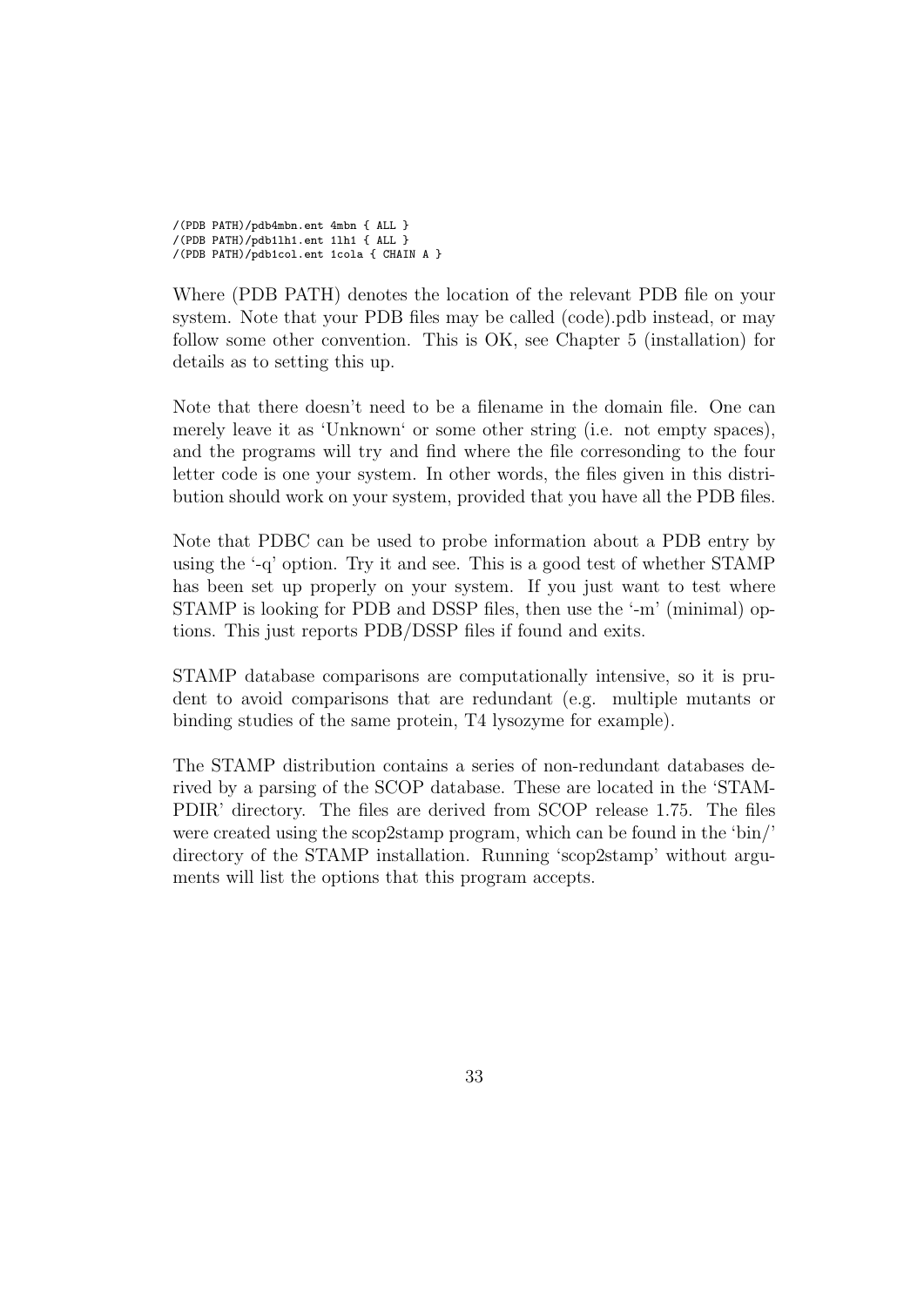```
/(PDB PATH)/pdb4mbn.ent 4mbn { ALL }
/(PDB PATH)/pdb1lh1.ent 1lh1 { ALL }
/(PDB PATH)/pdb1col.ent 1cola { CHAIN A }
```

Where (PDB PATH) denotes the location of the relevant PDB file on your system. Note that your PDB files may be called (code).pdb instead, or may follow some other convention. This is OK, see Chapter 5 (installation) for details as to setting this up.

Note that there doesn't need to be a filename in the domain file. One can merely leave it as 'Unknown' or some other string (i.e. not empty spaces), and the programs will try and find where the file corresonding to the four letter code is one your system. In other words, the files given in this distribution should work on your system, provided that you have all the PDB files.

Note that PDBC can be used to probe information about a PDB entry by using the '-q' option. Try it and see. This is a good test of whether STAMP has been set up properly on your system. If you just want to test where STAMP is looking for PDB and DSSP files, then use the '-m' (minimal) options. This just reports PDB/DSSP files if found and exits.

STAMP database comparisons are computationally intensive, so it is prudent to avoid comparisons that are redundant (e.g. multiple mutants or binding studies of the same protein, T4 lysozyme for example).

The STAMP distribution contains a series of non-redundant databases derived by a parsing of the SCOP database. These are located in the 'STAMPDIR' directory. The files are derived from SCOP release 1.75. The files were created using the scop2stamp program, which can be found in the 'bin/' directory of the STAMP installation. Running 'scop2stamp' without arguments will list the options that this program accepts.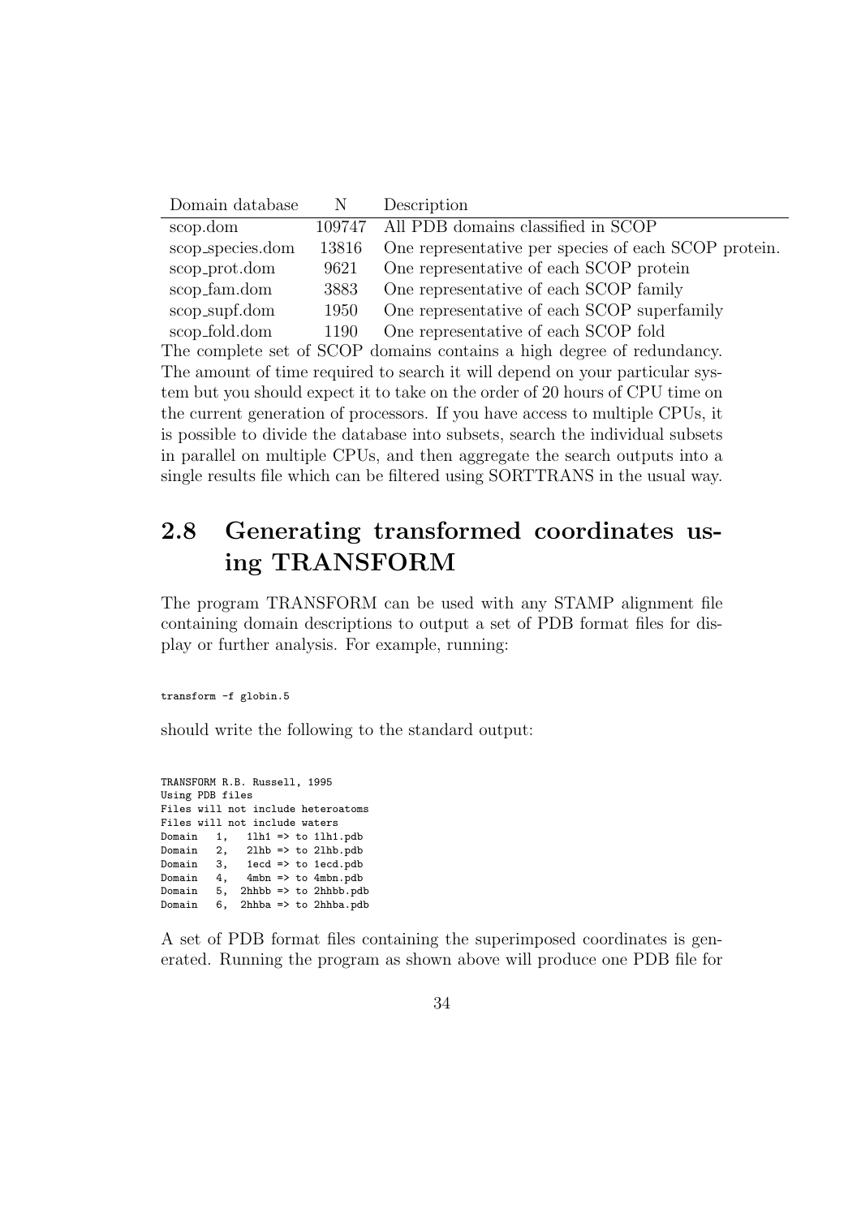| Domain database | N | Description |
| --- | --- | --- |
| scop.dom | 109747 | All PDB domains classified in SCOP |
| scop_species.dom | 13816 | One representative per species of each SCOP protein. |
| scop_prot.dom | 9621 | One representative of each SCOP protein |
| scop_fam.dom | 3883 | One representative of each SCOP family |
| scop_supf.dom | 1950 | One representative of each SCOP superfamily |
| scop_fold.dom | 1190 | One representative of each SCOP fold |

The complete set of SCOP domains contains a high degree of redundancy. The amount of time required to search it will depend on your particular system but you should expect it to take on the order of 20 hours of CPU time on the current generation of processors. If you have access to multiple CPUs, it is possible to divide the database into subsets, search the individual subsets in parallel on multiple CPUs, and then aggregate the search outputs into a single results file which can be filtered using SORTTRANS in the usual way.

## 2.8 Generating transformed coordinates using TRANSFORM

The program TRANSFORM can be used with any STAMP alignment file containing domain descriptions to output a set of PDB format files for display or further analysis. For example, running:

```
transform -f globin.5
```

should write the following to the standard output:

```
TRANSFORM R.B. Russell, 1995
Using PDB files
Files will not include heteroatoms
Files will not include waters
Domain   1,   1lh1 => to 1lh1.pdb
Domain   2,   2lhb => to 2lhb.pdb
Domain   3,   1ecd => to 1ecd.pdb
Domain   4,   4mbn => to 4mbn.pdb
Domain   5,  2hhbb => to 2hhbb.pdb
Domain   6,  2hhba => to 2hhba.pdb
```

A set of PDB format files containing the superimposed coordinates is generated. Running the program as shown above will produce one PDB file for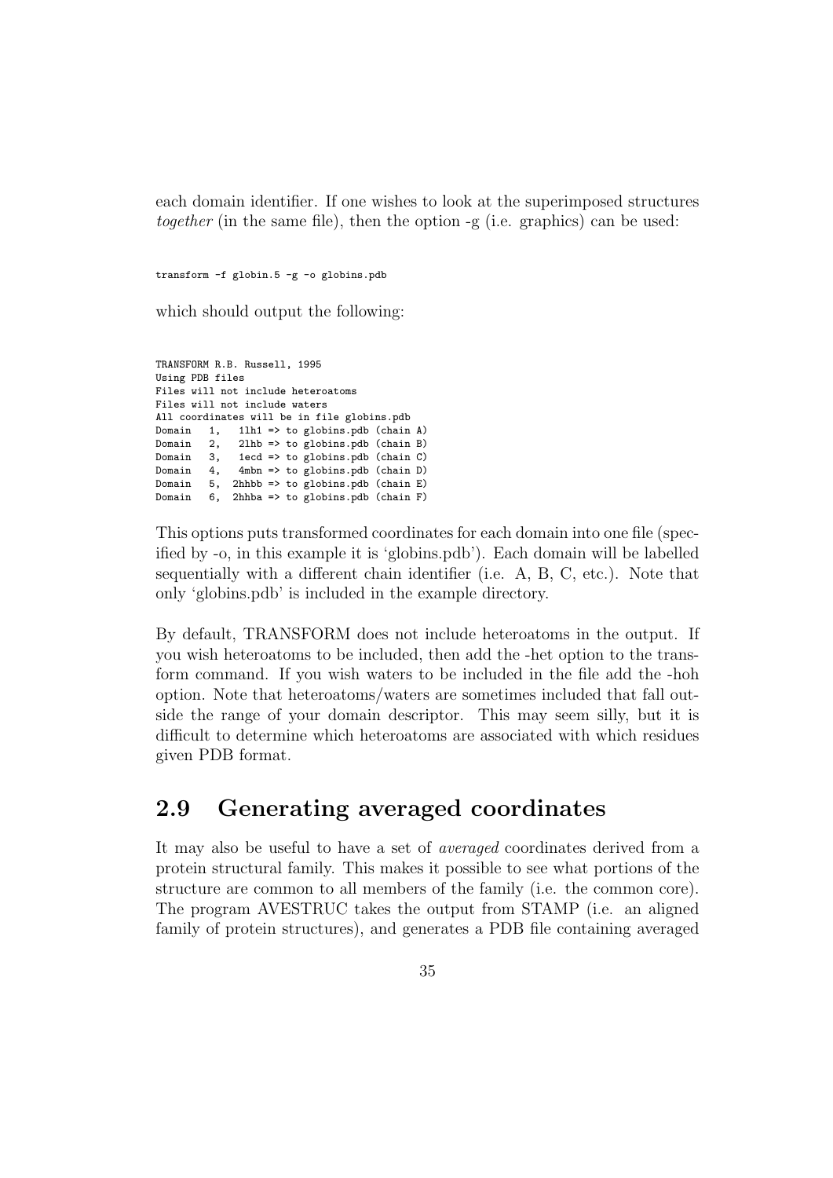each domain identifier. If one wishes to look at the superimposed structures *together* (in the same file), then the option -g (i.e. graphics) can be used:

```
transform -f globin.5 -g -o globins.pdb
```

which should output the following:

```
TRANSFORM R.B. Russell, 1995
Using PDB files
Files will not include heteroatoms
Files will not include waters
All coordinates will be in file globins.pdb
Domain   1,   1lh1 => to globins.pdb (chain A)
Domain   2,   2lhb => to globins.pdb (chain B)
Domain   3,   1ecd => to globins.pdb (chain C)
Domain   4,   4mbn => to globins.pdb (chain D)
Domain   5,  2hhbb => to globins.pdb (chain E)
Domain   6,  2hhba => to globins.pdb (chain F)
```

This options puts transformed coordinates for each domain into one file (specified by -o, in this example it is 'globins.pdb'). Each domain will be labelled sequentially with a different chain identifier (i.e. A, B, C, etc.). Note that only 'globins.pdb' is included in the example directory.

By default, TRANSFORM does not include heteroatoms in the output. If you wish heteroatoms to be included, then add the -het option to the transform command. If you wish waters to be included in the file add the -hoh option. Note that heteroatoms/waters are sometimes included that fall outside the range of your domain descriptor. This may seem silly, but it is difficult to determine which heteroatoms are associated with which residues given PDB format.

## 2.9 Generating averaged coordinates

It may also be useful to have a set of *averaged* coordinates derived from a protein structural family. This makes it possible to see what portions of the structure are common to all members of the family (i.e. the common core). The program AVESTRUC takes the output from STAMP (i.e. an aligned family of protein structures), and generates a PDB file containing averaged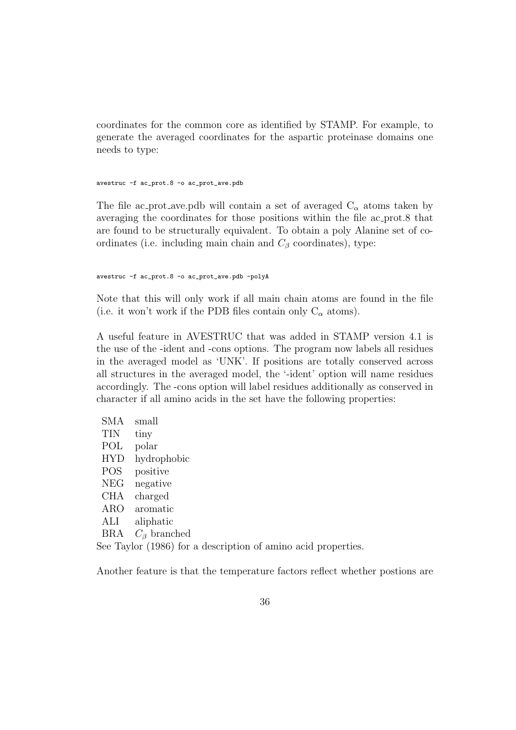coordinates for the common core as identified by STAMP. For example, to generate the averaged coordinates for the aspartic proteinase domains one needs to type:

```
avestruc -f ac_prot.8 -o ac_prot_ave.pdb
```

The file ac_prot_ave.pdb will contain a set of averaged $C_\alpha$ atoms taken by averaging the coordinates for those positions within the file ac_prot.8 that are found to be structurally equivalent. To obtain a poly Alanine set of coordinates (i.e. including main chain and $C_\beta$ coordinates), type:

```
avestruc -f ac_prot.8 -o ac_prot_ave.pdb -polyA
```

Note that this will only work if all main chain atoms are found in the file (i.e. it won't work if the PDB files contain only $C_\alpha$ atoms).

A useful feature in AVESTRUC that was added in STAMP version 4.1 is the use of the -ident and -cons options. The program now labels all residues in the averaged model as 'UNK'. If positions are totally conserved across all structures in the averaged model, the '-ident' option will name residues accordingly. The -cons option will label residues additionally as conserved in character if all amino acids in the set have the following properties:

| | |
|---|---|
| SMA | small |
| TIN | tiny |
| POL | polar |
| HYD | hydrophobic |
| POS | positive |
| NEG | negative |
| CHA | charged |
| ARO | aromatic |
| ALI | aliphatic |
| BRA | $C_\beta$ branched |

See Taylor (1986) for a description of amino acid properties.

Another feature is that the temperature factors reflect whether postions are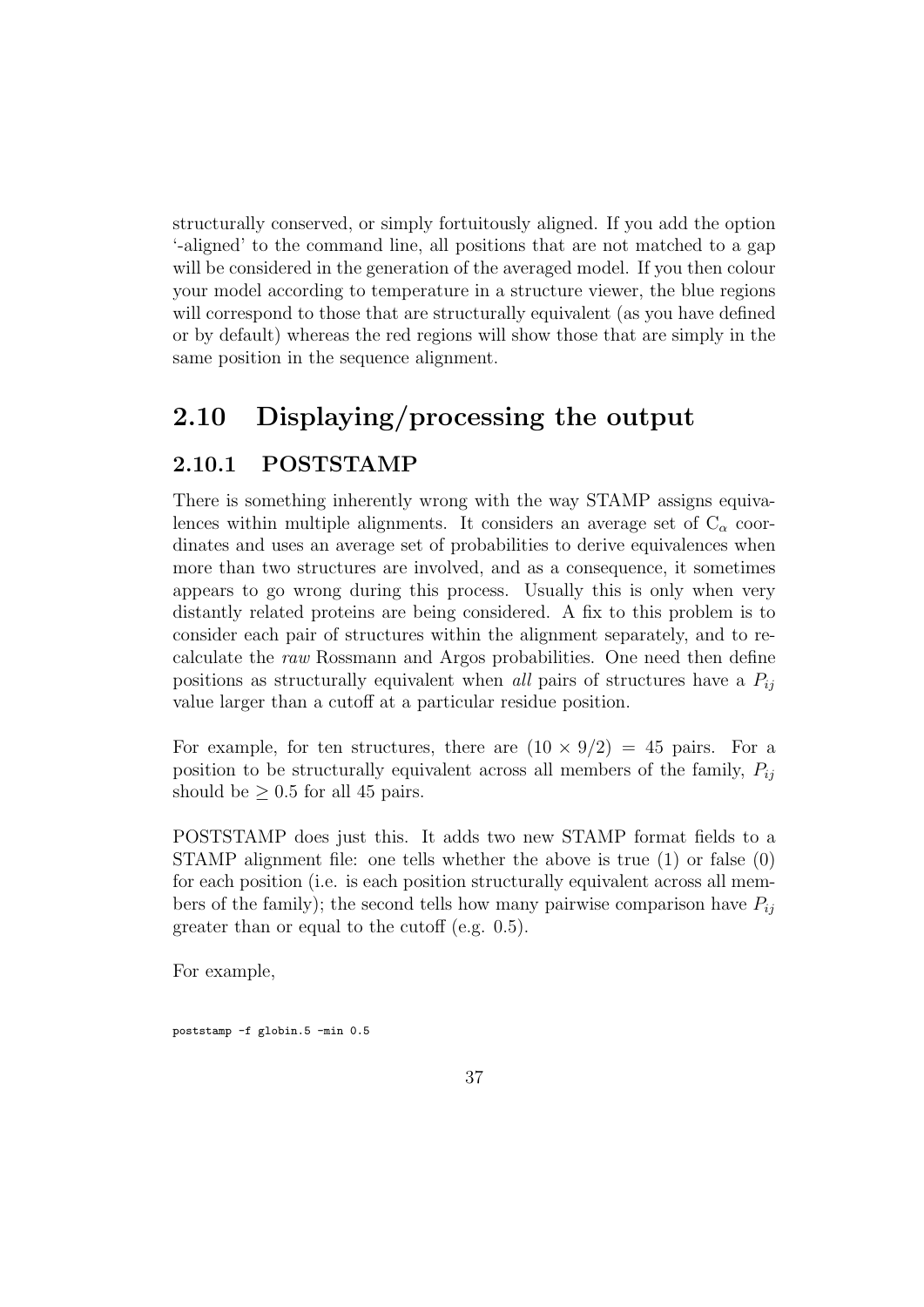structurally conserved, or simply fortuitously aligned. If you add the option '-aligned' to the command line, all positions that are not matched to a gap will be considered in the generation of the averaged model. If you then colour your model according to temperature in a structure viewer, the blue regions will correspond to those that are structurally equivalent (as you have defined or by default) whereas the red regions will show those that are simply in the same position in the sequence alignment.

## 2.10 Displaying/processing the output

### 2.10.1 POSTSTAMP

There is something inherently wrong with the way STAMP assigns equivalences within multiple alignments. It considers an average set of $C_\alpha$ coordinates and uses an average set of probabilities to derive equivalences when more than two structures are involved, and as a consequence, it sometimes appears to go wrong during this process. Usually this is only when very distantly related proteins are being considered. A fix to this problem is to consider each pair of structures within the alignment separately, and to recalculate the *raw* Rossmann and Argos probabilities. One need then define positions as structurally equivalent when *all* pairs of structures have a $P_{ij}$ value larger than a cutoff at a particular residue position.

For example, for ten structures, there are $(10 \times 9/2) = 45$ pairs. For a position to be structurally equivalent across all members of the family, $P_{ij}$ should be $\geq 0.5$ for all 45 pairs.

POSTSTAMP does just this. It adds two new STAMP format fields to a STAMP alignment file: one tells whether the above is true (1) or false (0) for each position (i.e. is each position structurally equivalent across all members of the family); the second tells how many pairwise comparison have $P_{ij}$ greater than or equal to the cutoff (e.g. 0.5).

For example,

```
poststamp -f globin.5 -min 0.5
```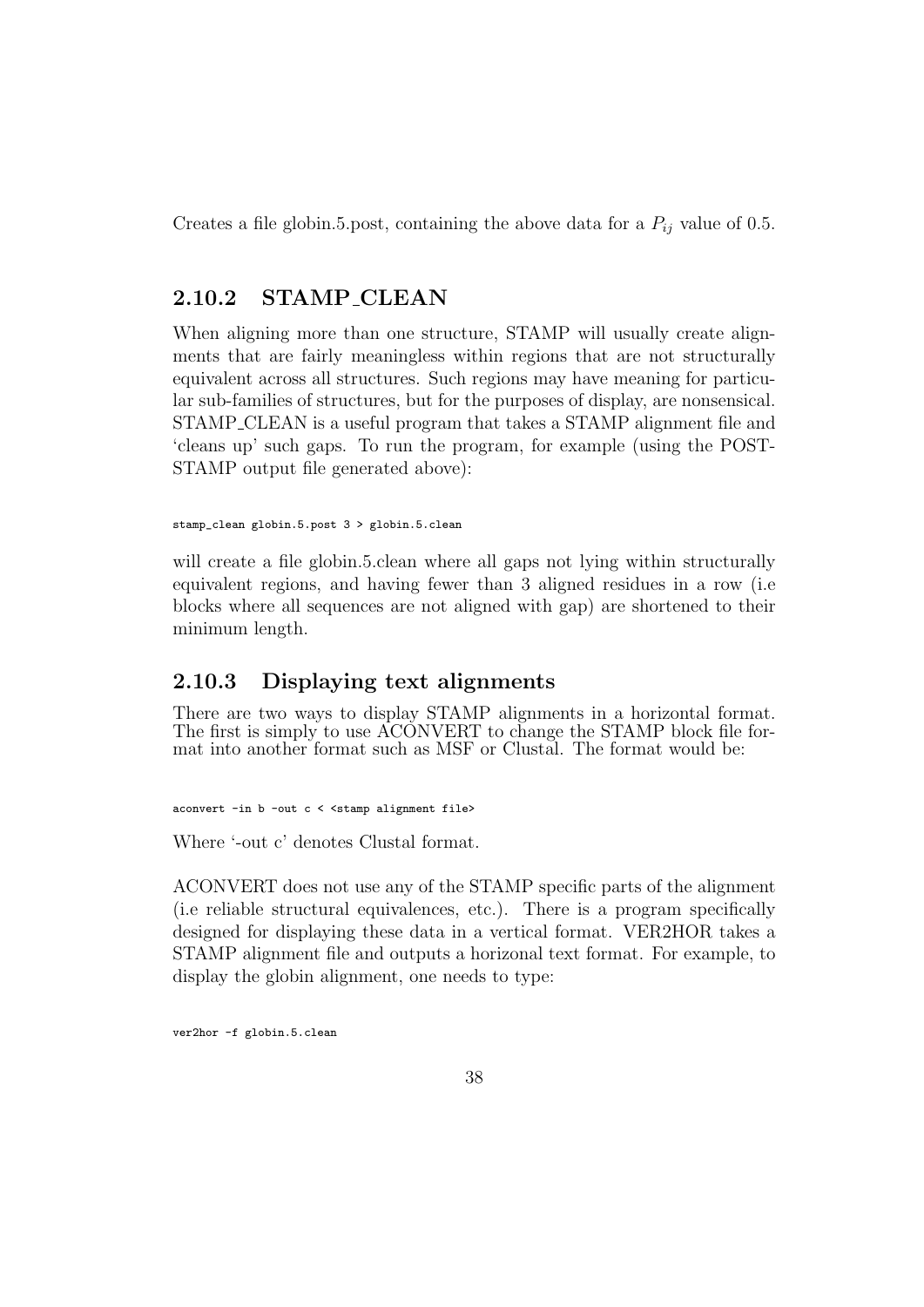Creates a file globin.5.post, containing the above data for a $P_{ij}$ value of 0.5.

### 2.10.2 STAMP_CLEAN

When aligning more than one structure, STAMP will usually create alignments that are fairly meaningless within regions that are not structurally equivalent across all structures. Such regions may have meaning for particular sub-families of structures, but for the purposes of display, are nonsensical. STAMP_CLEAN is a useful program that takes a STAMP alignment file and 'cleans up' such gaps. To run the program, for example (using the POST-STAMP output file generated above):

```
stamp_clean globin.5.post 3 > globin.5.clean
```

will create a file globin.5.clean where all gaps not lying within structurally equivalent regions, and having fewer than 3 aligned residues in a row (i.e blocks where all sequences are not aligned with gap) are shortened to their minimum length.

### 2.10.3 Displaying text alignments

There are two ways to display STAMP alignments in a horizontal format. The first is simply to use ACONVERT to change the STAMP block file format into another format such as MSF or Clustal. The format would be:

```
aconvert -in b -out c < <stamp alignment file>
```

Where '-out c' denotes Clustal format.

ACONVERT does not use any of the STAMP specific parts of the alignment (i.e reliable structural equivalences, etc.). There is a program specifically designed for displaying these data in a vertical format. VER2HOR takes a STAMP alignment file and outputs a horizonal text format. For example, to display the globin alignment, one needs to type:

```
ver2hor -f globin.5.clean
```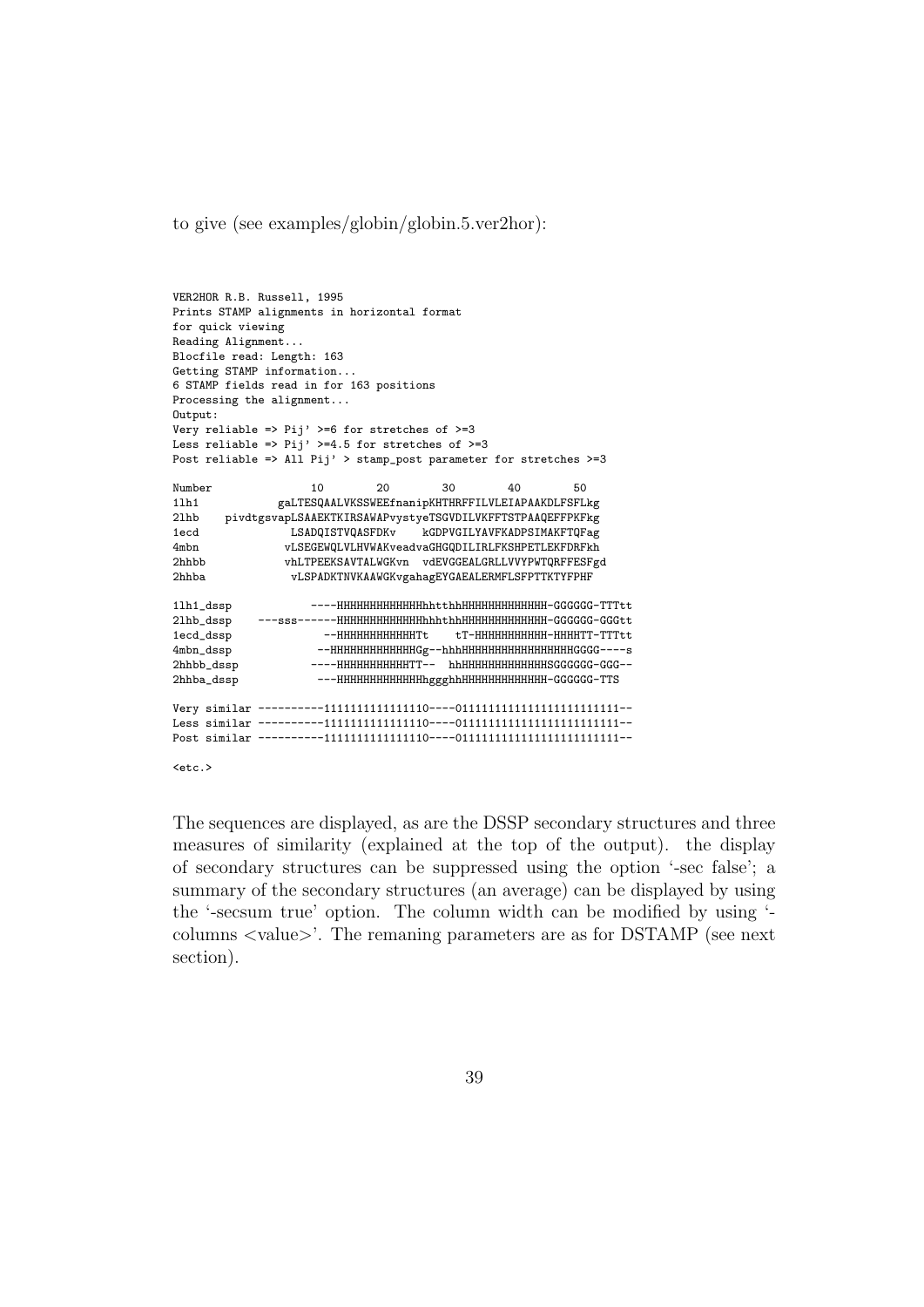to give (see examples/globin/globin.5.ver2hor):

```
VER2HOR R.B. Russell, 1995
Prints STAMP alignments in horizontal format
for quick viewing
Reading Alignment...
Blocfile read: Length: 163
Getting STAMP information...
6 STAMP fields read in for 163 positions
Processing the alignment...
Output:
Very reliable => Pij' >=6 for stretches of >=3
Less reliable => Pij' >=4.5 for stretches of >=3
Post reliable => All Pij' > stamp_post parameter for stretches >=3

Number               10        20        30        40        50
1lh1           gaLTESQAALVKSSWEEfnanipKHTHRFFILVLEIAPAAKDLFSFLkg
2lhb    pivdtgsvapLSAAEKTKIRSAWAPvystyeTSGVDILVKFFTSTPAAQEFFPKFkg
1ecd             LSADQISTVQASFDKv    kGDPVGILYAVFKADPSIMAKFTQFag
4mbn            vLSEGEWQLVLHVWAKveadvaGHGQDILIRLFKSHPETLEKFDRFkh
2hhbb           vhLTPEEKSAVTALWGKvn  vdEVGGEALGRLLVVYPWTQRFFESFgd
2hhba            vLSPADKTNVKAAWGKvgahagEYGAEALERMFLSFPTTKTYFPHF

1lh1_dssp            ----HHHHHHHHHHHHhhtthhHHHHHHHHHHHHH-GGGGGG-TTTtt
2lhb_dssp    ---sss------HHHHHHHHHHHHHhhhthhHHHHHHHHHHHHH-GGGGGG-GGGtt
1ecd_dssp              --HHHHHHHHHHHHTt    tT-HHHHHHHHHHH-HHHHTT-TTTtt
4mbn_dssp             --HHHHHHHHHHHHHGg--hhhHHHHHHHHHHHHHHHHHHGGGG----s
2hhbb_dssp           ----HHHHHHHHHHHTT--  hhHHHHHHHHHHHHHSGGGGGG-GGG--
2hhba_dssp            ---HHHHHHHHHHHHhggghhHHHHHHHHHHHHH-GGGGGG-TTS

Very similar ----------1111111111111110----0111111111111111111111111--
Less similar ----------1111111111111110----0111111111111111111111111--
Post similar ----------1111111111111110----0111111111111111111111111--

<etc.>
```

The sequences are displayed, as are the DSSP secondary structures and three measures of similarity (explained at the top of the output). the display of secondary structures can be suppressed using the option '-sec false'; a summary of the secondary structures (an average) can be displayed by using the '-secsum true' option. The column width can be modified by using '-columns <value>'. The remaning parameters are as for DSTAMP (see next section).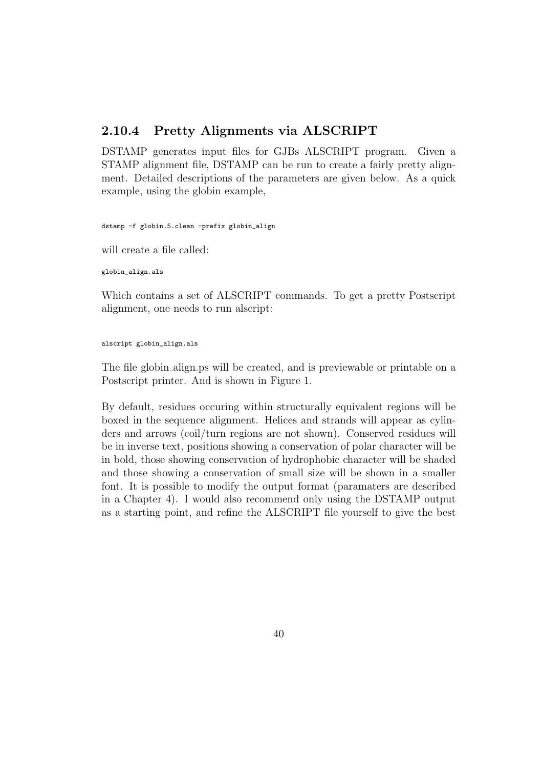### 2.10.4 Pretty Alignments via ALSCRIPT

DSTAMP generates input files for GJBs ALSCRIPT program. Given a STAMP alignment file, DSTAMP can be run to create a fairly pretty alignment. Detailed descriptions of the parameters are given below. As a quick example, using the globin example,

```
dstamp -f globin.5.clean -prefix globin_align
```

will create a file called:

```
globin_align.als
```

Which contains a set of ALSCRIPT commands. To get a pretty Postscript alignment, one needs to run alscript:

```
alscript globin_align.als
```

The file globin_align.ps will be created, and is previewable or printable on a Postscript printer. And is shown in Figure 1.

By default, residues occuring within structurally equivalent regions will be boxed in the sequence alignment. Helices and strands will appear as cylinders and arrows (coil/turn regions are not shown). Conserved residues will be in inverse text, positions showing a conservation of polar character will be in bold, those showing conservation of hydrophobic character will be shaded and those showing a conservation of small size will be shown in a smaller font. It is possible to modify the output format (paramaters are described in a Chapter 4). I would also recommend only using the DSTAMP output as a starting point, and refine the ALSCRIPT file yourself to give the best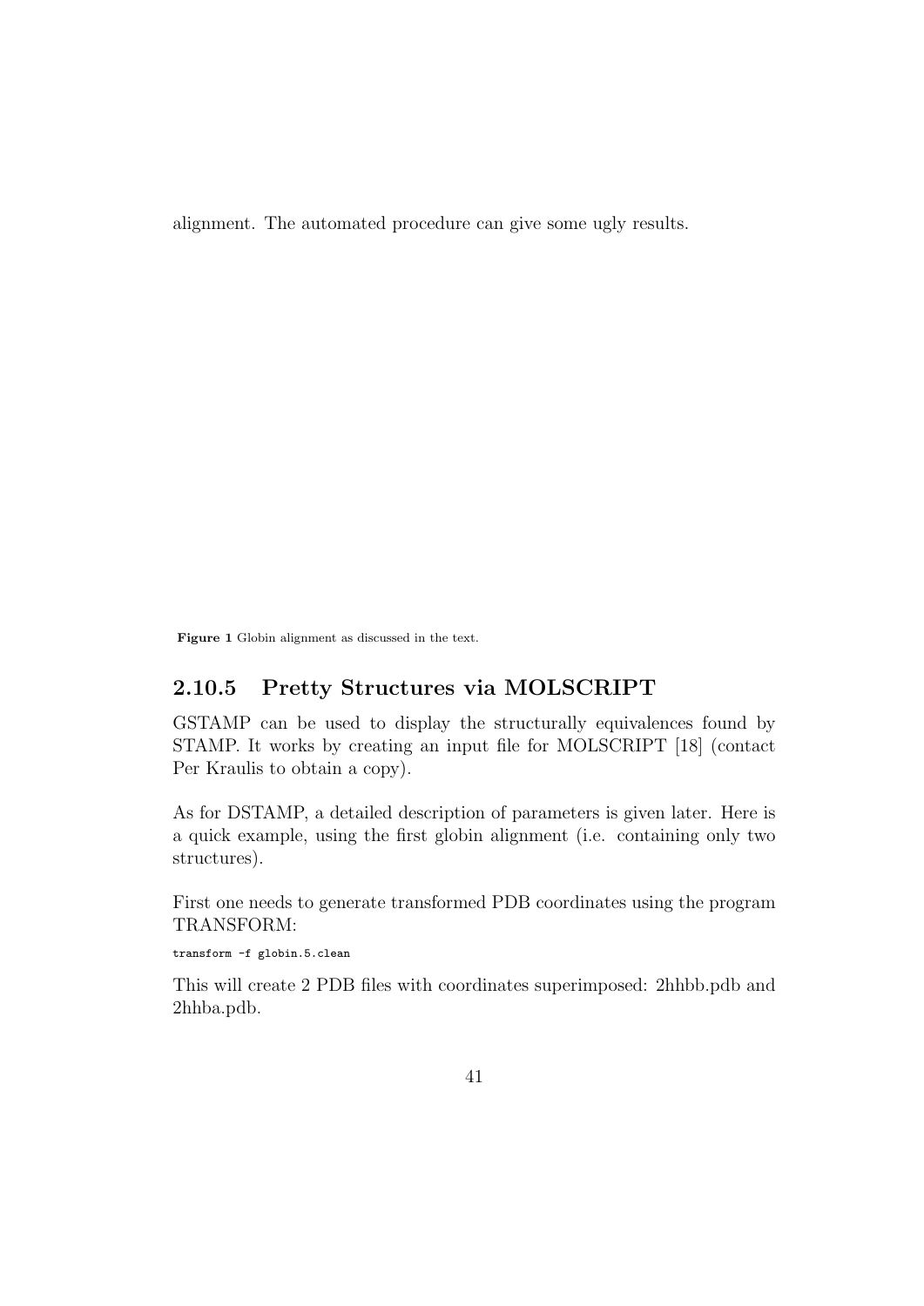alignment. The automated procedure can give some ugly results.

**Figure 1** Globin alignment as discussed in the text.

### 2.10.5 Pretty Structures via MOLSCRIPT

GSTAMP can be used to display the structurally equivalences found by STAMP. It works by creating an input file for MOLSCRIPT [18] (contact Per Kraulis to obtain a copy).

As for DSTAMP, a detailed description of parameters is given later. Here is a quick example, using the first globin alignment (i.e. containing only two structures).

First one needs to generate transformed PDB coordinates using the program TRANSFORM:

```
transform -f globin.5.clean
```

This will create 2 PDB files with coordinates superimposed: 2hhbb.pdb and 2hhba.pdb.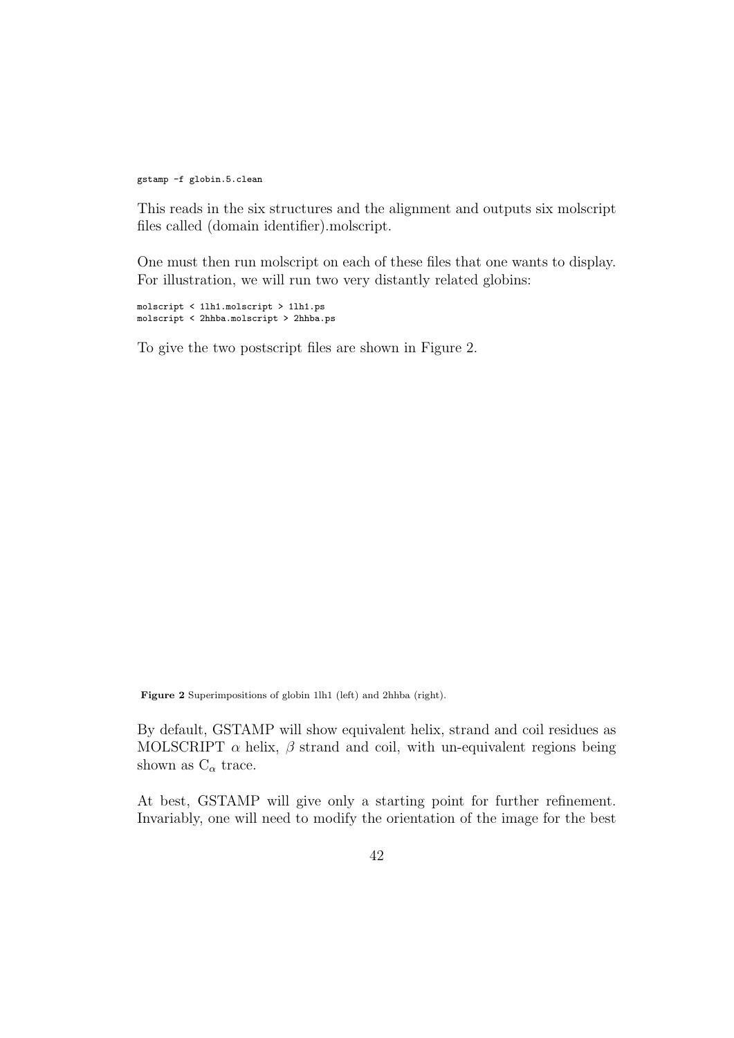```
gstamp -f globin.5.clean
```

This reads in the six structures and the alignment and outputs six molscript files called (domain identifier).molscript.

One must then run molscript on each of these files that one wants to display. For illustration, we will run two very distantly related globins:

```
molscript < 1lh1.molscript > 1lh1.ps
molscript < 2hhba.molscript > 2hhba.ps
```

To give the two postscript files are shown in Figure 2.

**Figure 2** Superimpositions of globin 1lh1 (left) and 2hhba (right).

By default, GSTAMP will show equivalent helix, strand and coil residues as MOLSCRIPT $\alpha$ helix, $\beta$ strand and coil, with un-equivalent regions being shown as $C_\alpha$ trace.

At best, GSTAMP will give only a starting point for further refinement. Invariably, one will need to modify the orientation of the image for the best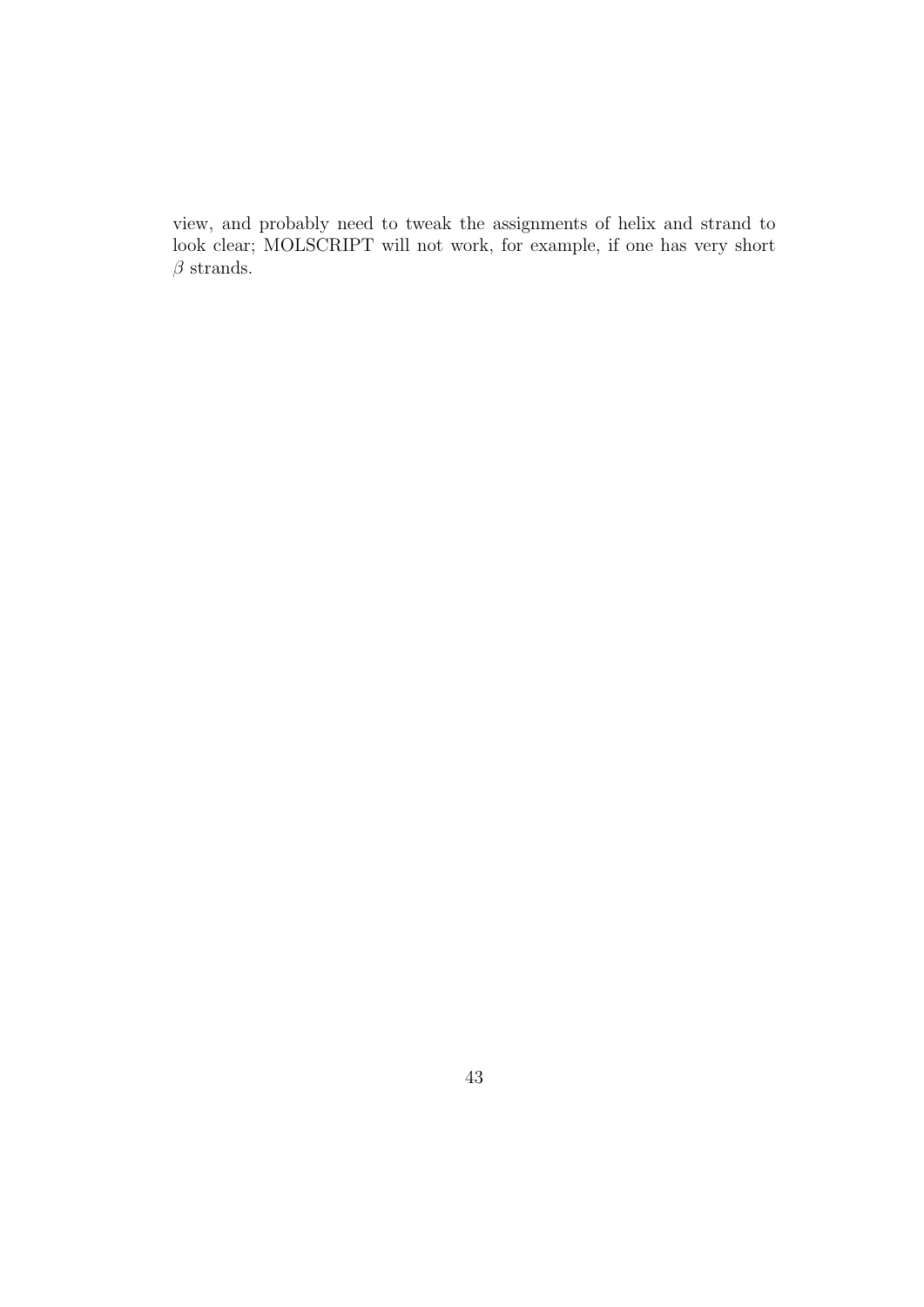view, and probably need to tweak the assignments of helix and strand to look clear; MOLSCRIPT will not work, for example, if one has very short $\beta$ strands.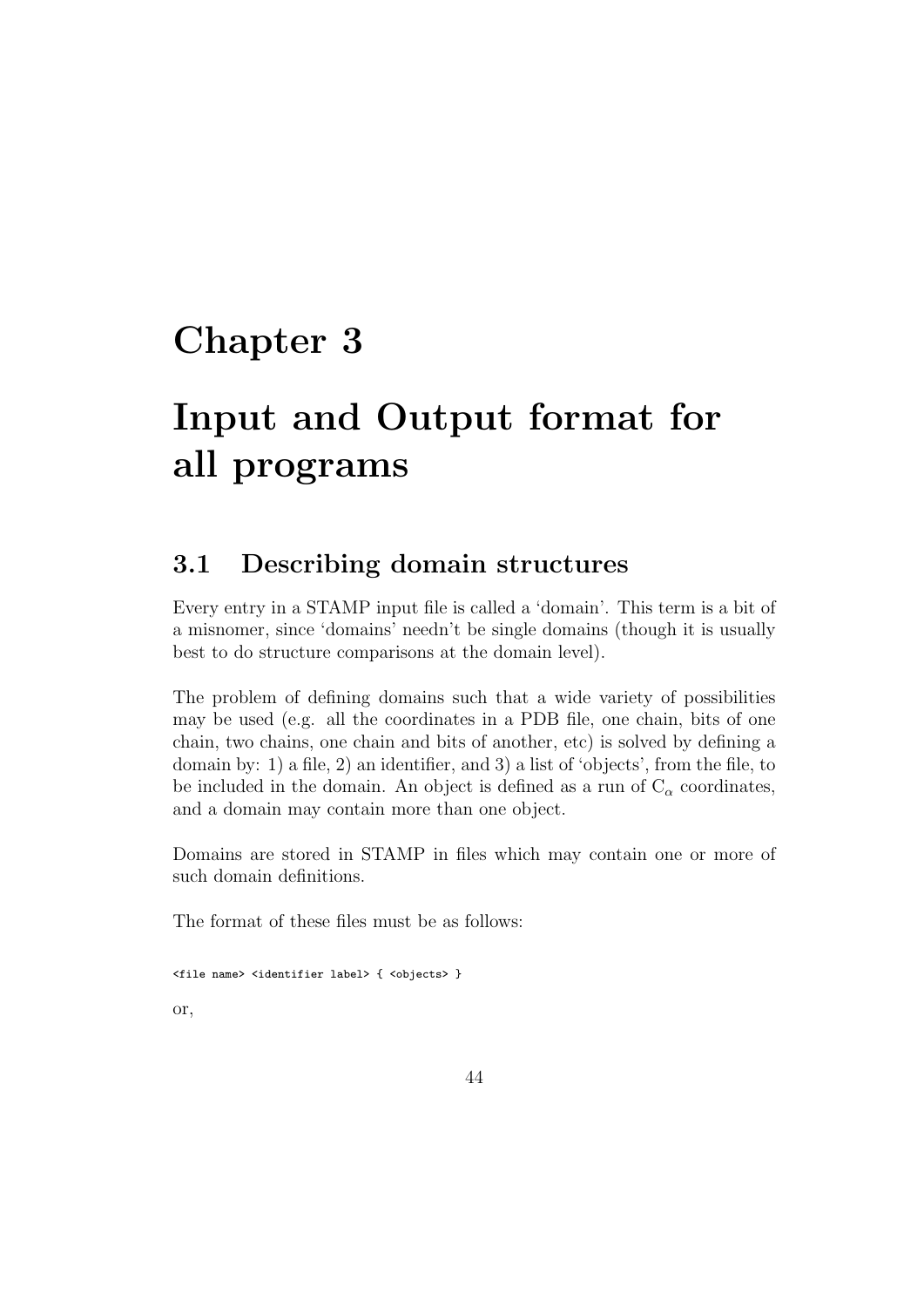// Chapter 3

# Input and Output format for all programs

## 3.1 Describing domain structures

Every entry in a STAMP input file is called a 'domain'. This term is a bit of a misnomer, since 'domains' needn't be single domains (though it is usually best to do structure comparisons at the domain level).

The problem of defining domains such that a wide variety of possibilities may be used (e.g. all the coordinates in a PDB file, one chain, bits of one chain, two chains, one chain and bits of another, etc) is solved by defining a domain by: 1) a file, 2) an identifier, and 3) a list of 'objects', from the file, to be included in the domain. An object is defined as a run of $C_\alpha$ coordinates, and a domain may contain more than one object.

Domains are stored in STAMP in files which may contain one or more of such domain definitions.

The format of these files must be as follows:

```
<file name> <identifier label> { <objects> }
```

or,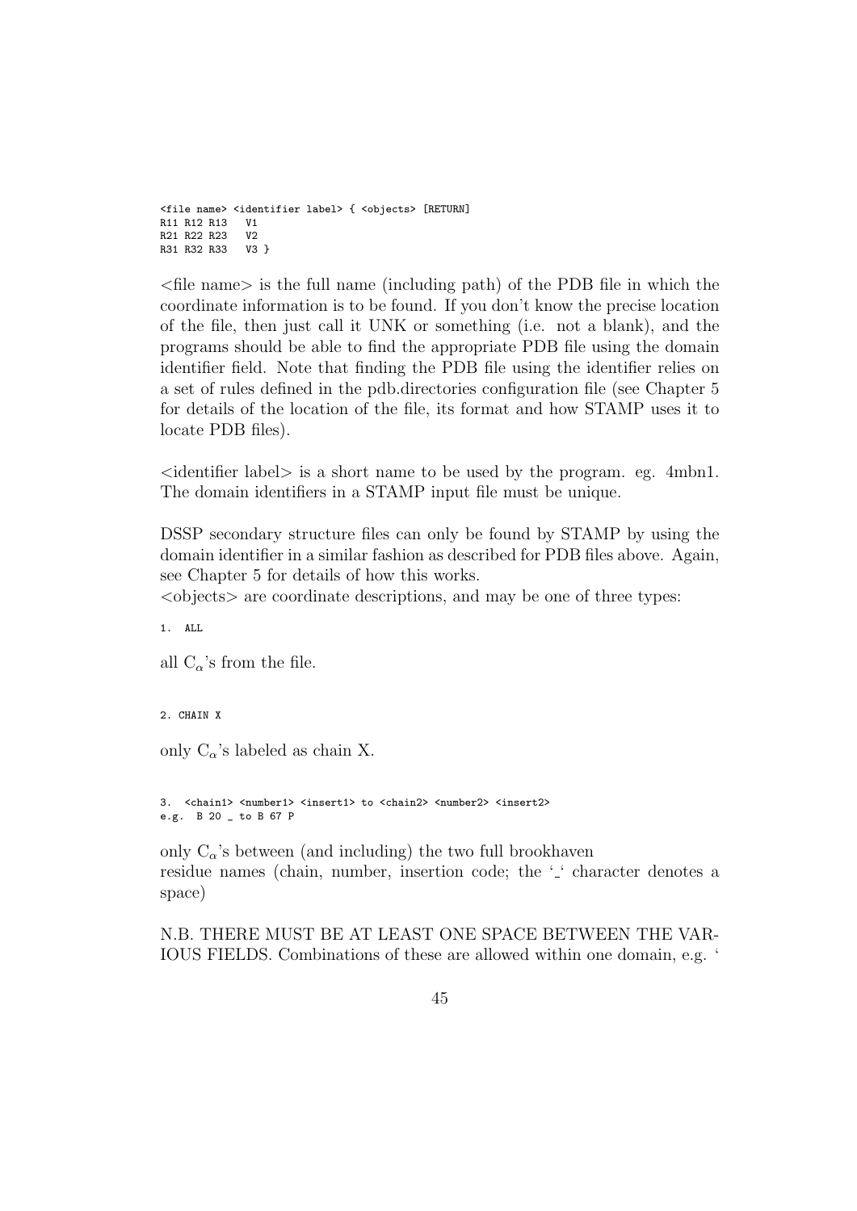```
<file name> <identifier label> { <objects> [RETURN]
R11 R12 R13   V1
R21 R22 R23   V2
R31 R32 R33   V3 }
```

<file name> is the full name (including path) of the PDB file in which the coordinate information is to be found. If you don't know the precise location of the file, then just call it UNK or something (i.e. not a blank), and the programs should be able to find the appropriate PDB file using the domain identifier field. Note that finding the PDB file using the identifier relies on a set of rules defined in the pdb.directories configuration file (see Chapter 5 for details of the location of the file, its format and how STAMP uses it to locate PDB files).

<identifier label> is a short name to be used by the program. eg. 4mbn1. The domain identifiers in a STAMP input file must be unique.

DSSP secondary structure files can only be found by STAMP by using the domain identifier in a similar fashion as described for PDB files above. Again, see Chapter 5 for details of how this works.
<objects> are coordinate descriptions, and may be one of three types:

```
1. ALL
```

all $C_\alpha$'s from the file.

```
2. CHAIN X
```

only $C_\alpha$'s labeled as chain X.

```
3. <chain1> <number1> <insert1> to <chain2> <number2> <insert2>
e.g. B 20 _ to B 67 P
```

only $C_\alpha$'s between (and including) the two full brookhaven residue names (chain, number, insertion code; the '_' character denotes a space)

N.B. THERE MUST BE AT LEAST ONE SPACE BETWEEN THE VARIOUS FIELDS. Combinations of these are allowed within one domain, e.g. '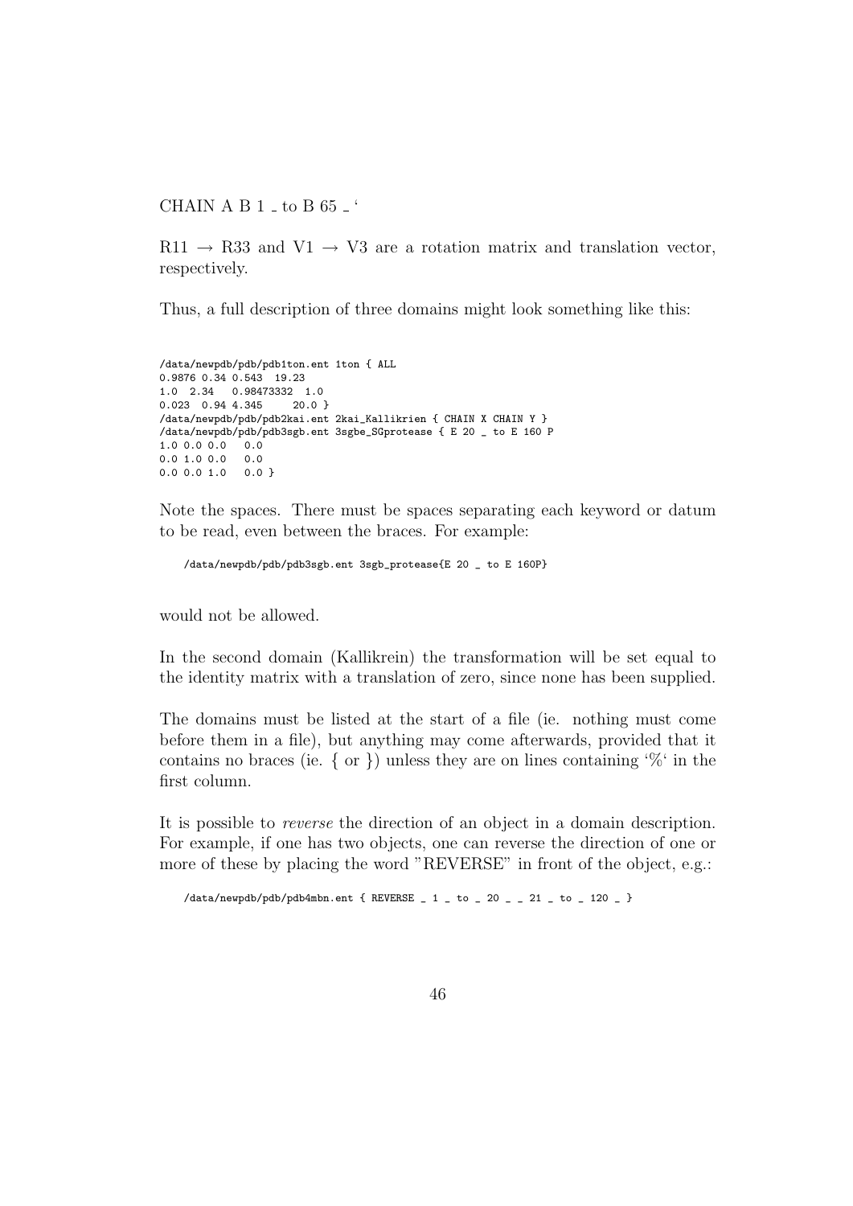CHAIN A B 1 _ to B 65 _ '

R11 → R33 and V1 → V3 are a rotation matrix and translation vector, respectively.

Thus, a full description of three domains might look something like this:

```
/data/newpdb/pdb/pdb1ton.ent 1ton { ALL
0.9876 0.34 0.543  19.23
1.0  2.34   0.98473332  1.0
0.023  0.94 4.345     20.0 }
/data/newpdb/pdb/pdb2kai.ent 2kai_Kallikrien { CHAIN X CHAIN Y }
/data/newpdb/pdb/pdb3sgb.ent 3sgbe_SGprotease { E 20 _ to E 160 P
1.0 0.0 0.0   0.0
0.0 1.0 0.0   0.0
0.0 0.0 1.0   0.0 }
```

Note the spaces. There must be spaces separating each keyword or datum to be read, even between the braces. For example:

```
/data/newpdb/pdb/pdb3sgb.ent 3sgb_protease{E 20 _ to E 160P}
```

would not be allowed.

In the second domain (Kallikrein) the transformation will be set equal to the identity matrix with a translation of zero, since none has been supplied.

The domains must be listed at the start of a file (ie. nothing must come before them in a file), but anything may come afterwards, provided that it contains no braces (ie. { or }) unless they are on lines containing '%' in the first column.

It is possible to *reverse* the direction of an object in a domain description. For example, if one has two objects, one can reverse the direction of one or more of these by placing the word "REVERSE" in front of the object, e.g.:

```
/data/newpdb/pdb/pdb4mbn.ent { REVERSE _ 1 _ to _ 20 _ _ 21 _ to _ 120 _ }
```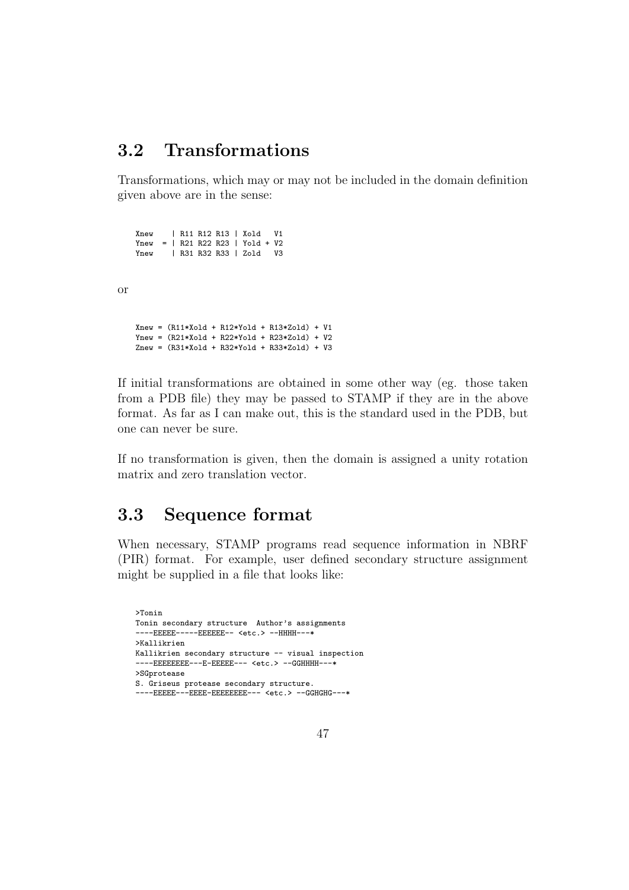## 3.2 Transformations

Transformations, which may or may not be included in the domain definition given above are in the sense:

```
Xnew    | R11 R12 R13 | Xold   V1
Ynew  = | R21 R22 R23 | Yold + V2
Ynew    | R31 R32 R33 | Zold   V3
```

or

```
Xnew = (R11*Xold + R12*Yold + R13*Zold) + V1
Ynew = (R21*Xold + R22*Yold + R23*Zold) + V2
Znew = (R31*Xold + R32*Yold + R33*Zold) + V3
```

If initial transformations are obtained in some other way (eg. those taken from a PDB file) they may be passed to STAMP if they are in the above format. As far as I can make out, this is the standard used in the PDB, but one can never be sure.

If no transformation is given, then the domain is assigned a unity rotation matrix and zero translation vector.

## 3.3 Sequence format

When necessary, STAMP programs read sequence information in NBRF (PIR) format. For example, user defined secondary structure assignment might be supplied in a file that looks like:

```
>Tonin
Tonin secondary structure  Author's assignments
----EEEEE-----EEEEEE-- <etc.> --HHHH---*
>Kallikrien
Kallikrien secondary structure -- visual inspection
----EEEEEEEE---E-EEEEE--- <etc.> --GGHHHH---*
>SGprotease
S. Griseus protease secondary structure.
----EEEEE---EEEE-EEEEEEEE--- <etc.> --GGHGHG---*
```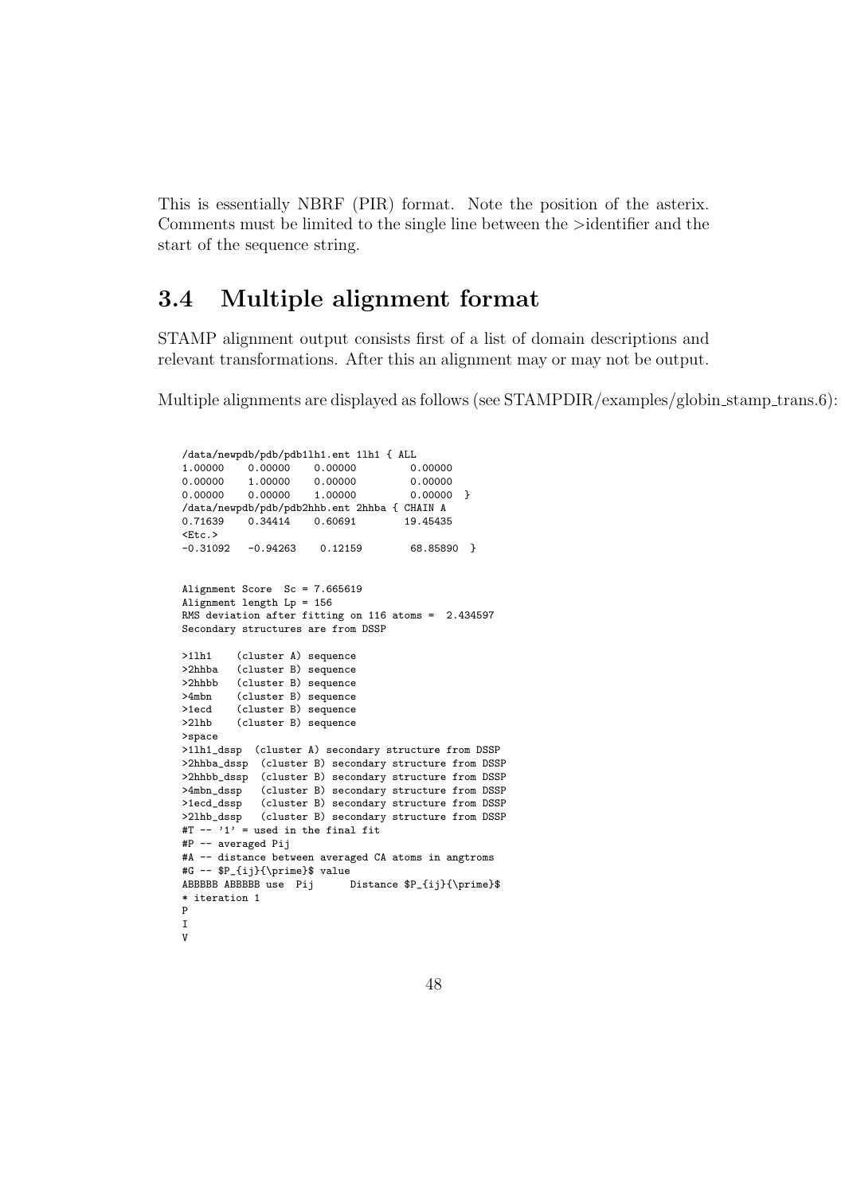This is essentially NBRF (PIR) format. Note the position of the asterix. Comments must be limited to the single line between the >identifier and the start of the sequence string.

## 3.4 Multiple alignment format

STAMP alignment output consists first of a list of domain descriptions and relevant transformations. After this an alignment may or may not be output.

Multiple alignments are displayed as follows (see STAMPDIR/examples/globin_stamp_trans.6):

```
/data/newpdb/pdb/pdb1lh1.ent 1lh1 { ALL
1.00000    0.00000    0.00000         0.00000
0.00000    1.00000    0.00000         0.00000
0.00000    0.00000    1.00000         0.00000  }
/data/newpdb/pdb/pdb2hhb.ent 2hhba { CHAIN A
0.71639    0.34414    0.60691        19.45435
<Etc.>
-0.31092   -0.94263    0.12159        68.85890  }


Alignment Score  Sc = 7.665619
Alignment length Lp = 156
RMS deviation after fitting on 116 atoms =  2.434597
Secondary structures are from DSSP

>1lh1    (cluster A) sequence
>2hhba   (cluster B) sequence
>2hhbb   (cluster B) sequence
>4mbn    (cluster B) sequence
>1ecd    (cluster B) sequence
>2lhb    (cluster B) sequence
>space
>1lh1_dssp  (cluster A) secondary structure from DSSP
>2hhba_dssp  (cluster B) secondary structure from DSSP
>2hhbb_dssp  (cluster B) secondary structure from DSSP
>4mbn_dssp   (cluster B) secondary structure from DSSP
>1ecd_dssp   (cluster B) secondary structure from DSSP
>2lhb_dssp   (cluster B) secondary structure from DSSP
#T -- '1' = used in the final fit
#P -- averaged Pij
#A -- distance between averaged CA atoms in angtroms
#G -- $P_{ij}{\prime}$ value
ABBBBB ABBBBB use  Pij      Distance $P_{ij}{\prime}$
* iteration 1
P
I
V
```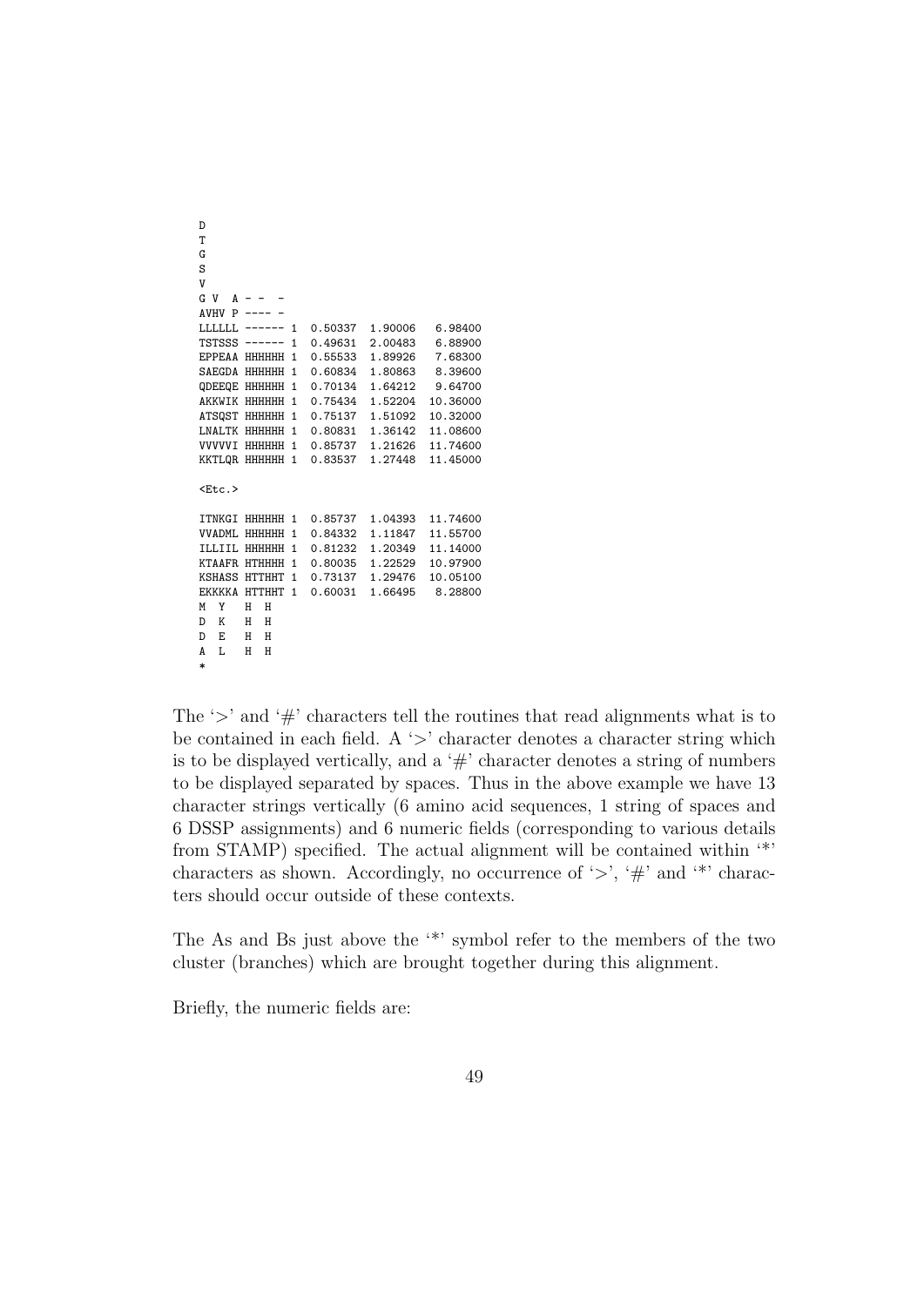```
D
T
G
S
V
G V  A - -  -
AVHV P ---- -
LLLLLL ------ 1  0.50337  1.90006   6.98400
TSTSSS ------ 1  0.49631  2.00483   6.88900
EPPEAA HHHHHH 1  0.55533  1.89926   7.68300
SAEGDA HHHHHH 1  0.60834  1.80863   8.39600
QDEEQE HHHHHH 1  0.70134  1.64212   9.64700
AKKWIK HHHHHH 1  0.75434  1.52204  10.36000
ATSQST HHHHHH 1  0.75137  1.51092  10.32000
LNALTK HHHHHH 1  0.80831  1.36142  11.08600
VVVVVI HHHHHH 1  0.85737  1.21626  11.74600
KKTLQR HHHHHH 1  0.83537  1.27448  11.45000

<Etc.>

ITNKGI HHHHHH 1  0.85737  1.04393  11.74600
VVADML HHHHHH 1  0.84332  1.11847  11.55700
ILLIIL HHHHHH 1  0.81232  1.20349  11.14000
KTAAFR HTHHHH 1  0.80035  1.22529  10.97900
KSHASS HTTHHT 1  0.73137  1.29476  10.05100
EKKKKA HTTHHT 1  0.60031  1.66495   8.28800
M  Y   H  H
D  K   H  H
D  E   H  H
A  L   H  H
*
```

The '>' and '#' characters tell the routines that read alignments what is to be contained in each field. A '>' character denotes a character string which is to be displayed vertically, and a '#' character denotes a string of numbers to be displayed separated by spaces. Thus in the above example we have 13 character strings vertically (6 amino acid sequences, 1 string of spaces and 6 DSSP assignments) and 6 numeric fields (corresponding to various details from STAMP) specified. The actual alignment will be contained within '*' characters as shown. Accordingly, no occurrence of '>', '#' and '*' characters should occur outside of these contexts.

The As and Bs just above the '*' symbol refer to the members of the two cluster (branches) which are brought together during this alignment.

Briefly, the numeric fields are: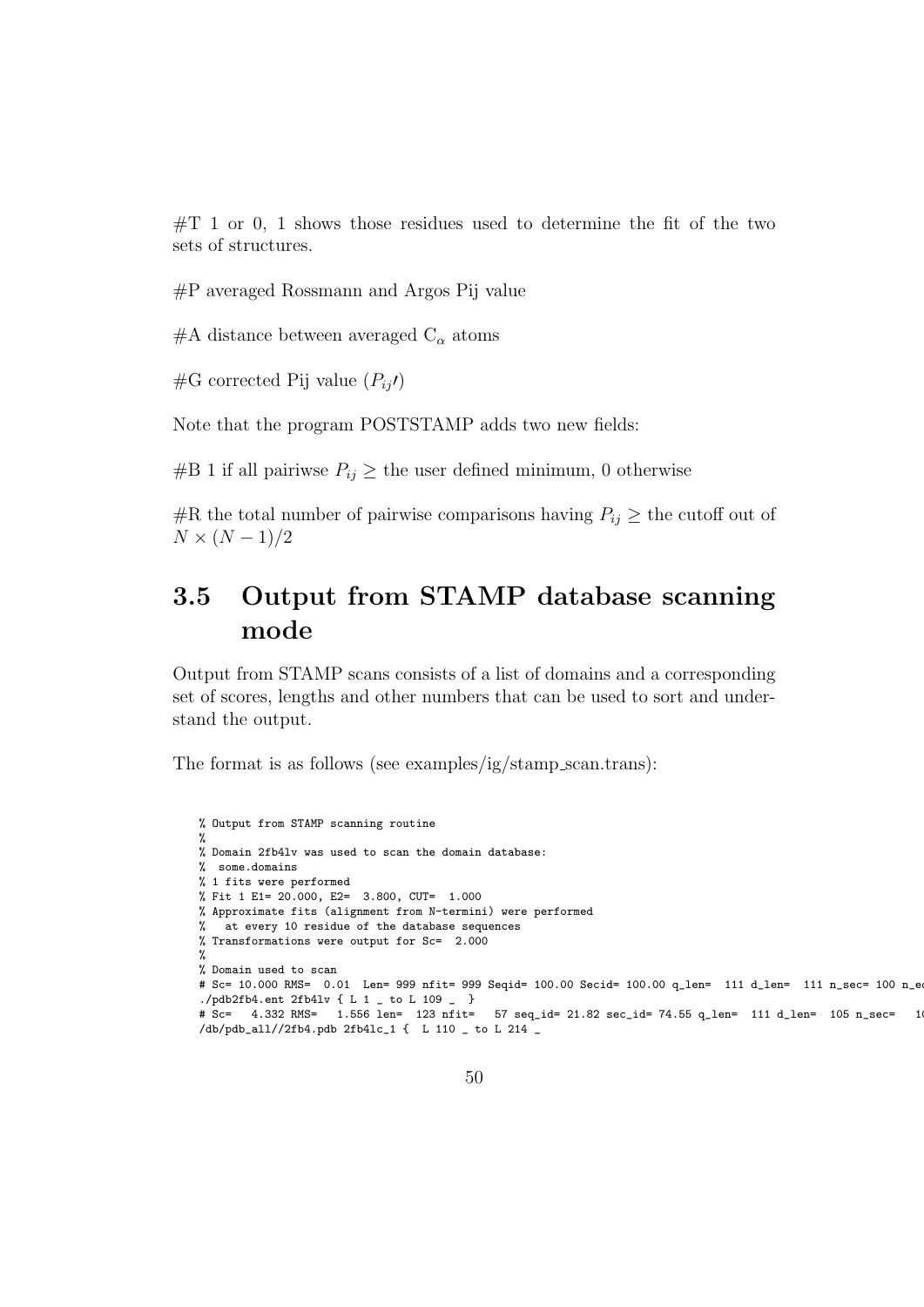#T 1 or 0, 1 shows those residues used to determine the fit of the two sets of structures.

#P averaged Rossmann and Argos Pij value

#A distance between averaged $C_\alpha$ atoms

#G corrected Pij value ($P_{ij\prime}$)

Note that the program POSTSTAMP adds two new fields:

#B 1 if all pairiwse $P_{ij} \geq$ the user defined minimum, 0 otherwise

#R the total number of pairwise comparisons having $P_{ij} \geq$ the cutoff out of $N \times (N-1)/2$

## 3.5 Output from STAMP database scanning mode

Output from STAMP scans consists of a list of domains and a corresponding set of scores, lengths and other numbers that can be used to sort and understand the output.

The format is as follows (see examples/ig/stamp_scan.trans):

```
% Output from STAMP scanning routine
%
% Domain 2fb4lv was used to scan the domain database:
%  some.domains
% 1 fits were performed
% Fit 1 E1= 20.000, E2=  3.800, CUT=  1.000
% Approximate fits (alignment from N-termini) were performed
%   at every 10 residue of the database sequences
% Transformations were output for Sc=  2.000
%
% Domain used to scan
# Sc= 10.000 RMS=  0.01  Len= 999 nfit= 999 Seqid= 100.00 Secid= 100.00 q_len=  111 d_len=  111 n_sec= 100 n_e
./pdb2fb4.ent 2fb4lv { L 1 _ to L 109 _  }
# Sc=   4.332 RMS=   1.556 len=  123 nfit=   57 seq_id= 21.82 sec_id= 74.55 q_len=  111 d_len=  105 n_sec=   1
/db/pdb_all//2fb4.pdb 2fb4lc_1 {  L 110 _ to L 214 _
```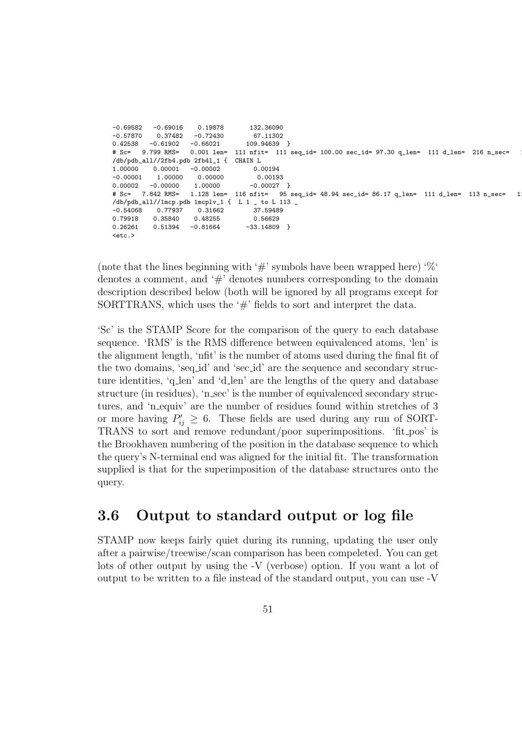```
-0.69582   -0.69016    0.19878       132.36090
-0.57870    0.37482   -0.72430        67.11302
0.42538   -0.61902   -0.66021       109.94639  }
# Sc=   9.799 RMS=   0.001 len=  111 nfit=  111 seq_id= 100.00 sec_id= 97.30 q_len=  111 d_len=  216 n_sec=   1
/db/pdb_all//2fb4.pdb 2fb4l_1 {  CHAIN L
1.00000    0.00001   -0.00002         0.00194
-0.00001    1.00000    0.00000         0.00193
0.00002   -0.00000    1.00000        -0.00027  }
# Sc=   7.842 RMS=   1.128 len=  116 nfit=   95 seq_id= 48.94 sec_id= 86.17 q_len=  111 d_len=  113 n_sec=   1
/db/pdb_all//1mcp.pdb 1mcplv_1 {  L 1 _ to L 113 _
-0.54068    0.77937    0.31662        37.59489
0.79918    0.35840    0.48255         0.56629
0.26261    0.51394   -0.81664       -33.14809  }
<etc.>
```

(note that the lines beginning with '#' symbols have been wrapped here) '%' denotes a comment, and '#' denotes numbers corresponding to the domain description described below (both will be ignored by all programs except for SORTTRANS, which uses the '#' fields to sort and interpret the data.

'Sc' is the STAMP Score for the comparison of the query to each database sequence. 'RMS' is the RMS difference between equivalenced atoms, 'len' is the alignment length, 'nfit' is the number of atoms used during the final fit of the two domains, 'seq_id' and 'sec_id' are the sequence and secondary structure identities, 'q_len' and 'd_len' are the lengths of the query and database structure (in residues), 'n_sec' is the number of equivalenced secondary structures, and 'n_equiv' are the number of residues found within stretches of 3 or more having $P'_{ij} \geq 6$. These fields are used during any run of SORTTRANS to sort and remove redundant/poor superimpositions. 'fit_pos' is the Brookhaven numbering of the position in the database sequence to which the query's N-terminal end was aligned for the initial fit. The transformation supplied is that for the superimposition of the database structures onto the query.

## 3.6 Output to standard output or log file

STAMP now keeps fairly quiet during its running, updating the user only after a pairwise/treewise/scan comparison has been compeleted. You can get lots of other output by using the -V (verbose) option. If you want a lot of output to be written to a file instead of the standard output, you can use -V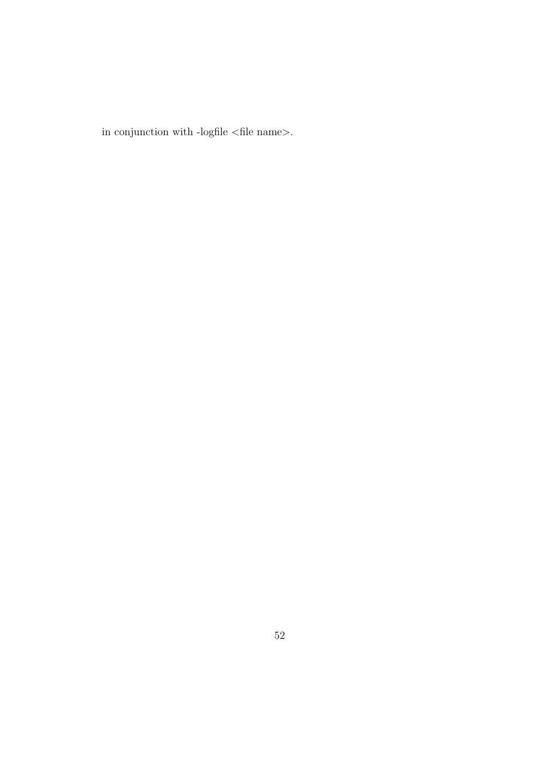in conjunction with -logfile <file name>.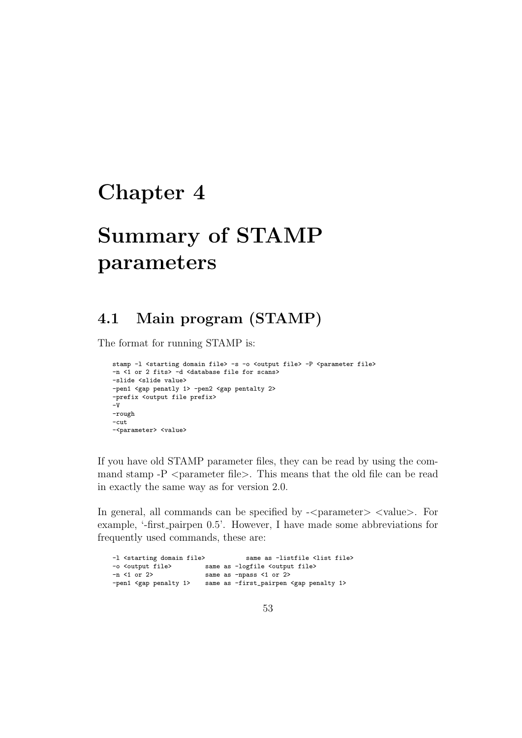# Chapter 4

# Summary of STAMP parameters

## 4.1 Main program (STAMP)

The format for running STAMP is:

```
stamp -l <starting domain file> -s -o <output file> -P <parameter file>
-n <1 or 2 fits> -d <database file for scans>
-slide <slide value>
-pen1 <gap penatly 1> -pen2 <gap pentalty 2>
-prefix <output file prefix>
-V
-rough
-cut
-<parameter> <value>
```

If you have old STAMP parameter files, they can be read by using the command stamp -P <parameter file>. This means that the old file can be read in exactly the same way as for version 2.0.

In general, all commands can be specified by -<parameter> <value>. For example, '-first_pairpen 0.5'. However, I have made some abbreviations for frequently used commands, these are:

```
-l <starting domain file>          same as -listfile <list file>
-o <output file>          same as -logfile <output file>
-n <1 or 2>               same as -npass <1 or 2>
-pen1 <gap penalty 1>     same as -first_pairpen <gap penalty 1>
```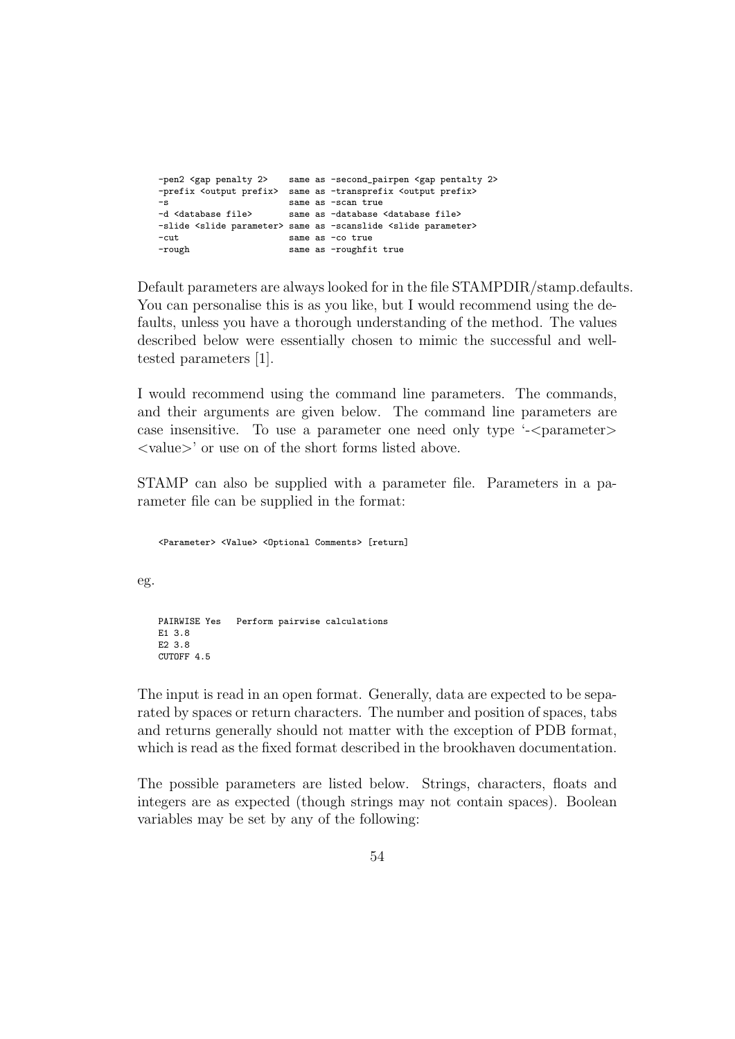```
-pen2 <gap penalty 2>    same as -second_pairpen <gap pentalty 2>
-prefix <output prefix>  same as -transprefix <output prefix>
-s                       same as -scan true
-d <database file>       same as -database <database file>
-slide <slide parameter> same as -scanslide <slide parameter>
-cut                     same as -co true
-rough                   same as -roughfit true
```

Default parameters are always looked for in the file STAMPDIR/stamp.defaults. You can personalise this is as you like, but I would recommend using the defaults, unless you have a thorough understanding of the method. The values described below were essentially chosen to mimic the successful and well-tested parameters [1].

I would recommend using the command line parameters. The commands, and their arguments are given below. The command line parameters are case insensitive. To use a parameter one need only type '-<parameter> <value>' or use on of the short forms listed above.

STAMP can also be supplied with a parameter file. Parameters in a parameter file can be supplied in the format:

```
<Parameter> <Value> <Optional Comments> [return]
```

eg.

```
PAIRWISE Yes   Perform pairwise calculations
E1 3.8
E2 3.8
CUTOFF 4.5
```

The input is read in an open format. Generally, data are expected to be separated by spaces or return characters. The number and position of spaces, tabs and returns generally should not matter with the exception of PDB format, which is read as the fixed format described in the brookhaven documentation.

The possible parameters are listed below. Strings, characters, floats and integers are as expected (though strings may not contain spaces). Boolean variables may be set by any of the following: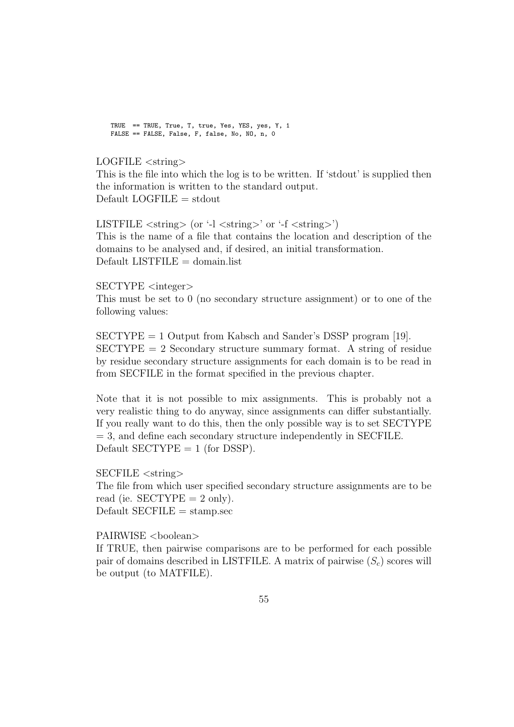```
TRUE  == TRUE, True, T, true, Yes, YES, yes, Y, 1
FALSE == FALSE, False, F, false, No, NO, n, 0
```

LOGFILE <string>
This is the file into which the log is to be written. If 'stdout' is supplied then the information is written to the standard output.
Default LOGFILE = stdout

LISTFILE <string> (or '-l <string>' or '-f <string>')
This is the name of a file that contains the location and description of the domains to be analysed and, if desired, an initial transformation.
Default LISTFILE = domain.list

SECTYPE <integer>
This must be set to 0 (no secondary structure assignment) or to one of the following values:

SECTYPE = 1 Output from Kabsch and Sander's DSSP program [19].
SECTYPE = 2 Secondary structure summary format. A string of residue by residue secondary structure assignments for each domain is to be read in from SECFILE in the format specified in the previous chapter.

Note that it is not possible to mix assignments. This is probably not a very realistic thing to do anyway, since assignments can differ substantially. If you really want to do this, then the only possible way is to set SECTYPE = 3, and define each secondary structure independently in SECFILE.
Default SECTYPE = 1 (for DSSP).

SECFILE <string>
The file from which user specified secondary structure assignments are to be read (ie. SECTYPE = 2 only).
Default SECFILE = stamp.sec

PAIRWISE <boolean>
If TRUE, then pairwise comparisons are to be performed for each possible pair of domains described in LISTFILE. A matrix of pairwise ($S_c$) scores will be output (to MATFILE).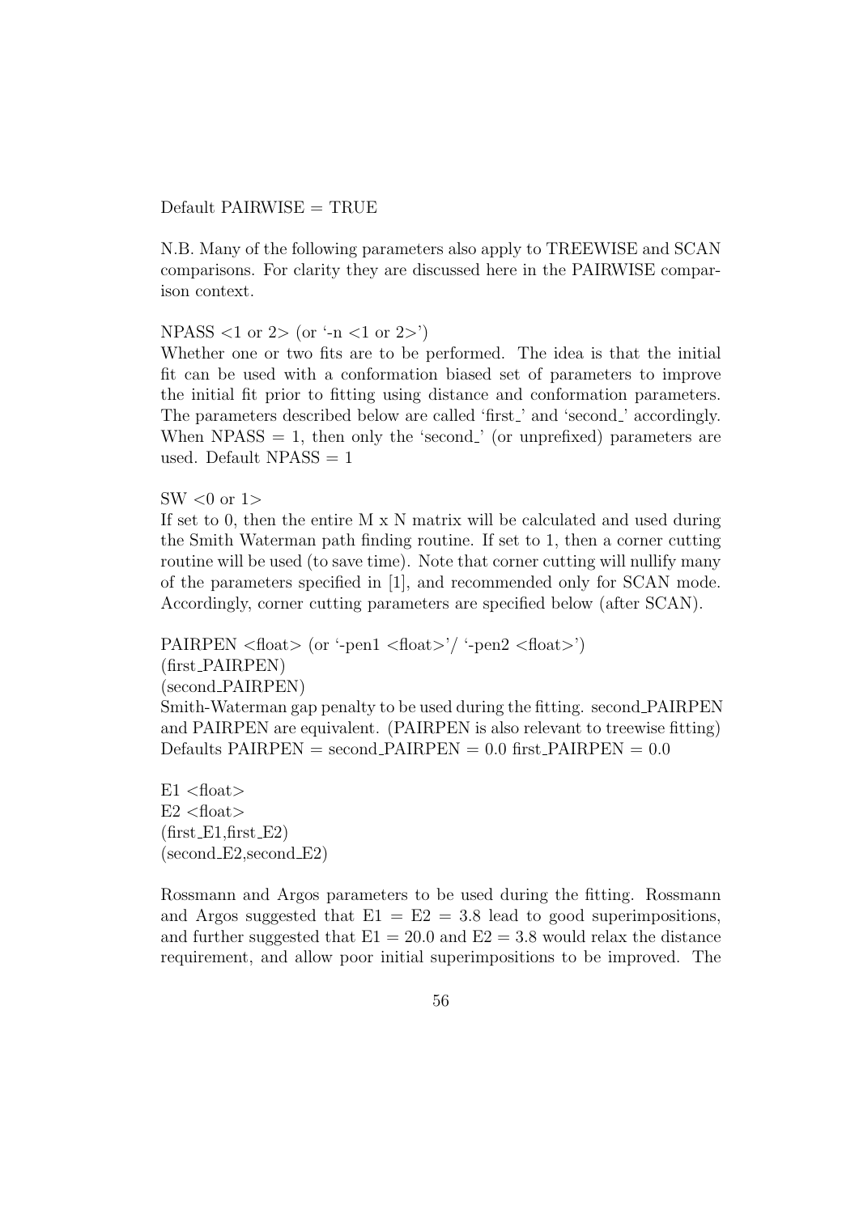Default PAIRWISE = TRUE

N.B. Many of the following parameters also apply to TREEWISE and SCAN comparisons. For clarity they are discussed here in the PAIRWISE comparison context.

NPASS <1 or 2> (or '-n <1 or 2>')
Whether one or two fits are to be performed. The idea is that the initial fit can be used with a conformation biased set of parameters to improve the initial fit prior to fitting using distance and conformation parameters. The parameters described below are called 'first_' and 'second_' accordingly. When NPASS = 1, then only the 'second_' (or unprefixed) parameters are used. Default NPASS = 1

SW <0 or 1>
If set to 0, then the entire M x N matrix will be calculated and used during the Smith Waterman path finding routine. If set to 1, then a corner cutting routine will be used (to save time). Note that corner cutting will nullify many of the parameters specified in [1], and recommended only for SCAN mode. Accordingly, corner cutting parameters are specified below (after SCAN).

PAIRPEN <float> (or '-pen1 <float>'/ '-pen2 <float>')
(first_PAIRPEN)
(second_PAIRPEN)
Smith-Waterman gap penalty to be used during the fitting. second_PAIRPEN and PAIRPEN are equivalent. (PAIRPEN is also relevant to treewise fitting)
Defaults PAIRPEN = second_PAIRPEN = 0.0 first_PAIRPEN = 0.0

E1 <float>
E2 <float>
(first_E1,first_E2)
(second_E2,second_E2)

Rossmann and Argos parameters to be used during the fitting. Rossmann and Argos suggested that E1 = E2 = 3.8 lead to good superimpositions, and further suggested that E1 = 20.0 and E2 = 3.8 would relax the distance requirement, and allow poor initial superimpositions to be improved. The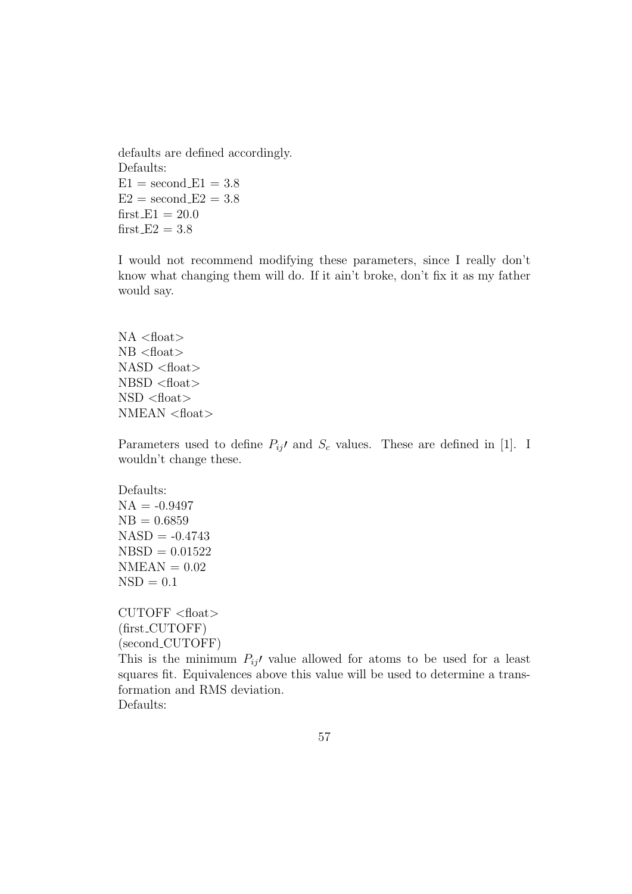defaults are defined accordingly.
Defaults:
E1 = second_E1 = 3.8
E2 = second_E2 = 3.8
first_E1 = 20.0
first_E2 = 3.8

I would not recommend modifying these parameters, since I really don't know what changing them will do. If it ain't broke, don't fix it as my father would say.

NA <float>
NB <float>
NASD <float>
NBSD <float>
NSD <float>
NMEAN <float>

Parameters used to define $P_{ij'}$ and $S_c$ values. These are defined in [1]. I wouldn't change these.

Defaults:
NA = -0.9497
NB = 0.6859
NASD = -0.4743
NBSD = 0.01522
NMEAN = 0.02
NSD = 0.1

CUTOFF <float>
(first_CUTOFF)
(second_CUTOFF)
This is the minimum $P_{ij'}$ value allowed for atoms to be used for a least squares fit. Equivalences above this value will be used to determine a transformation and RMS deviation.
Defaults: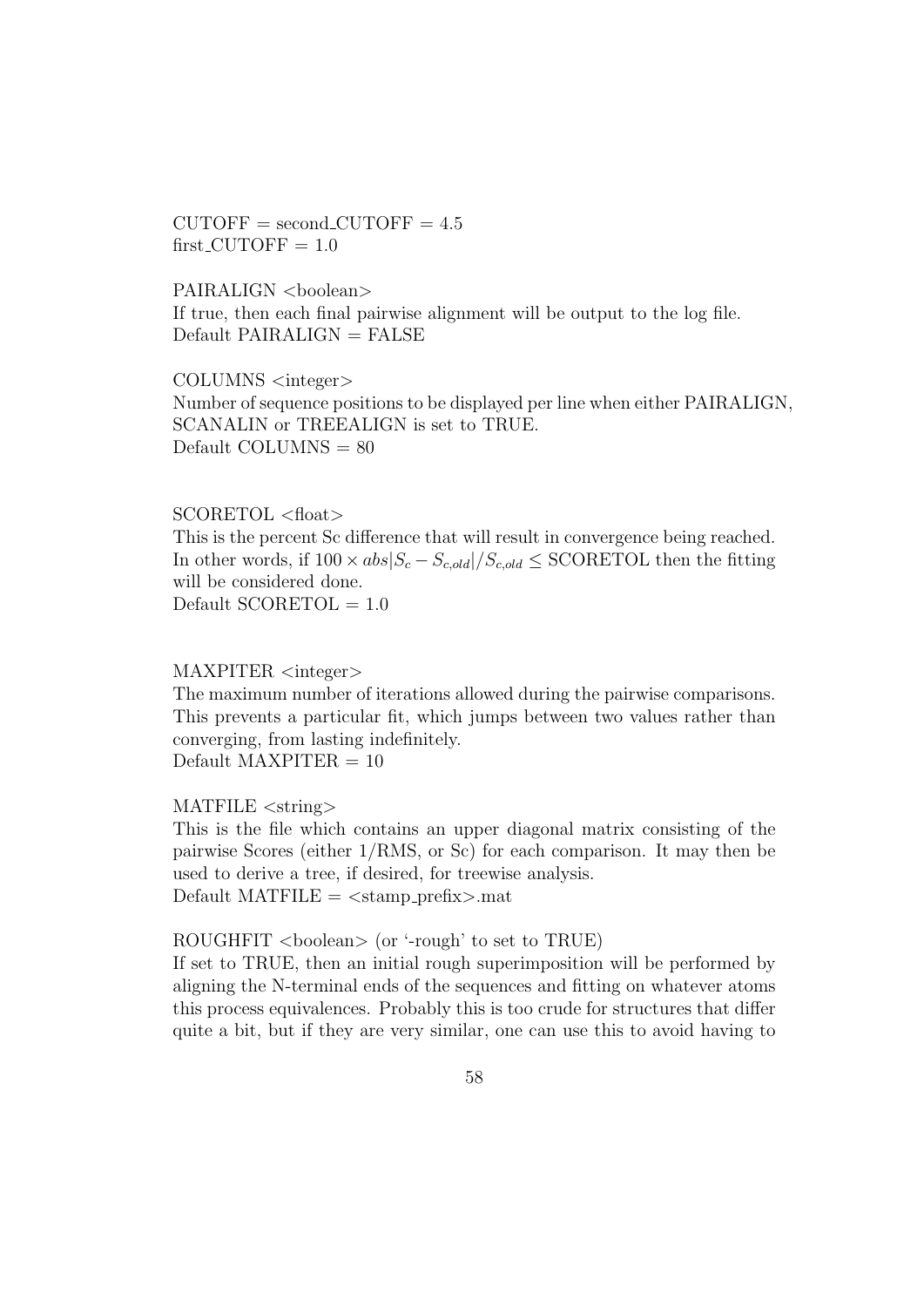CUTOFF = second_CUTOFF = 4.5
first_CUTOFF = 1.0

PAIRALIGN <boolean>
If true, then each final pairwise alignment will be output to the log file.
Default PAIRALIGN = FALSE

COLUMNS <integer>
Number of sequence positions to be displayed per line when either PAIRALIGN, SCANALIN or TREEALIGN is set to TRUE.
Default COLUMNS = 80

SCORETOL <float>
This is the percent Sc difference that will result in convergence being reached. In other words, if $100 \times abs|S_c - S_{c,old}|/S_{c,old} \leq$ SCORETOL then the fitting will be considered done.
Default SCORETOL = 1.0

MAXPITER <integer>
The maximum number of iterations allowed during the pairwise comparisons. This prevents a particular fit, which jumps between two values rather than converging, from lasting indefinitely.
Default MAXPITER = 10

MATFILE <string>
This is the file which contains an upper diagonal matrix consisting of the pairwise Scores (either 1/RMS, or Sc) for each comparison. It may then be used to derive a tree, if desired, for treewise analysis.
Default MATFILE = <stamp_prefix>.mat

ROUGHFIT <boolean> (or '-rough' to set to TRUE)
If set to TRUE, then an initial rough superimposition will be performed by aligning the N-terminal ends of the sequences and fitting on whatever atoms this process equivalences. Probably this is too crude for structures that differ quite a bit, but if they are very similar, one can use this to avoid having to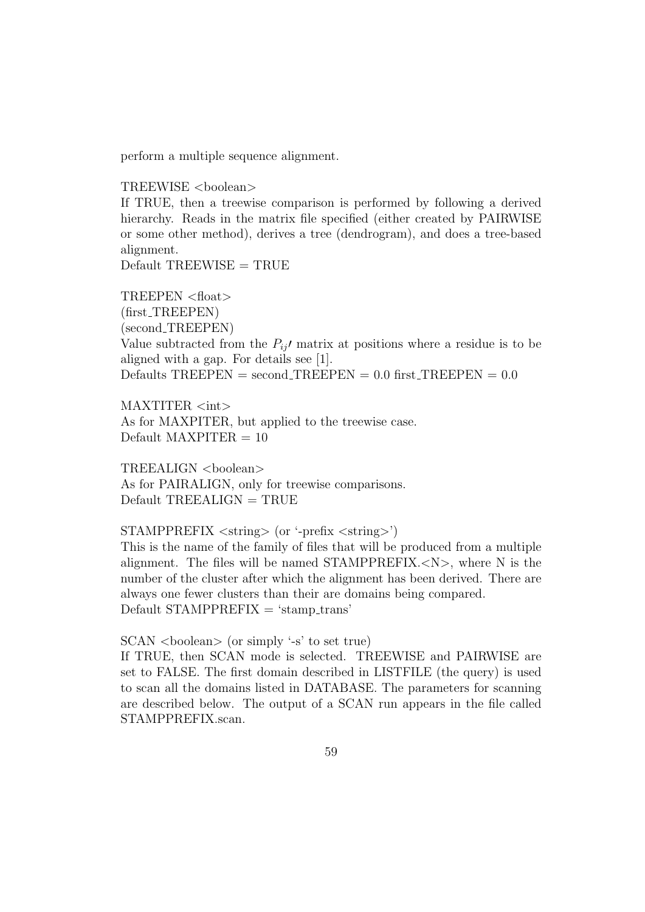perform a multiple sequence alignment.

TREEWISE <boolean>
If TRUE, then a treewise comparison is performed by following a derived hierarchy. Reads in the matrix file specified (either created by PAIRWISE or some other method), derives a tree (dendrogram), and does a tree-based alignment.
Default TREEWISE = TRUE

TREEPEN <float>
(first_TREEPEN)
(second_TREEPEN)
Value subtracted from the $P_{ij'}$ matrix at positions where a residue is to be aligned with a gap. For details see [1].
Defaults TREEPEN = second_TREEPEN = 0.0 first_TREEPEN = 0.0

MAXTITER <int>
As for MAXPITER, but applied to the treewise case.
Default MAXPITER = 10

TREEALIGN <boolean>
As for PAIRALIGN, only for treewise comparisons.
Default TREEALIGN = TRUE

STAMPPREFIX <string> (or '-prefix <string>')
This is the name of the family of files that will be produced from a multiple alignment. The files will be named STAMPPREFIX.<N>, where N is the number of the cluster after which the alignment has been derived. There are always one fewer clusters than their are domains being compared.
Default STAMPPREFIX = 'stamp_trans'

SCAN <boolean> (or simply '-s' to set true)
If TRUE, then SCAN mode is selected. TREEWISE and PAIRWISE are set to FALSE. The first domain described in LISTFILE (the query) is used to scan all the domains listed in DATABASE. The parameters for scanning are described below. The output of a SCAN run appears in the file called STAMPPREFIX.scan.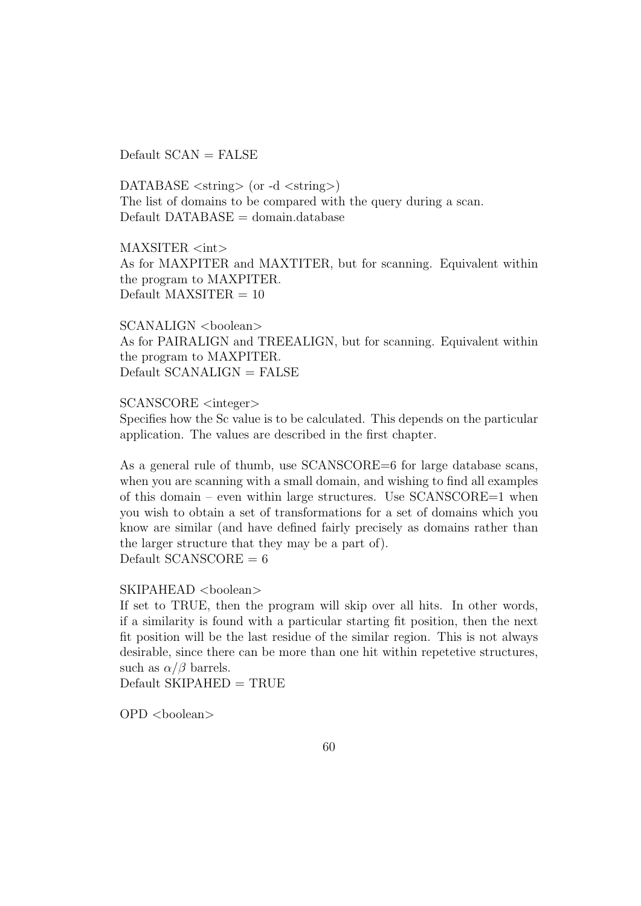Default SCAN = FALSE

DATABASE <string> (or -d <string>)
The list of domains to be compared with the query during a scan.
Default DATABASE = domain.database

MAXSITER <int>
As for MAXPITER and MAXTITER, but for scanning. Equivalent within the program to MAXPITER.
Default MAXSITER = 10

SCANALIGN <boolean>
As for PAIRALIGN and TREEALIGN, but for scanning. Equivalent within the program to MAXPITER.
Default SCANALIGN = FALSE

SCANSCORE <integer>
Specifies how the Sc value is to be calculated. This depends on the particular application. The values are described in the first chapter.

As a general rule of thumb, use SCANSCORE=6 for large database scans, when you are scanning with a small domain, and wishing to find all examples of this domain – even within large structures. Use SCANSCORE=1 when you wish to obtain a set of transformations for a set of domains which you know are similar (and have defined fairly precisely as domains rather than the larger structure that they may be a part of).
Default SCANSCORE = 6

SKIPAHEAD <boolean>
If set to TRUE, then the program will skip over all hits. In other words, if a similarity is found with a particular starting fit position, then the next fit position will be the last residue of the similar region. This is not always desirable, since there can be more than one hit within repetetive structures, such as $\alpha/\beta$ barrels.
Default SKIPAHED = TRUE

OPD <boolean>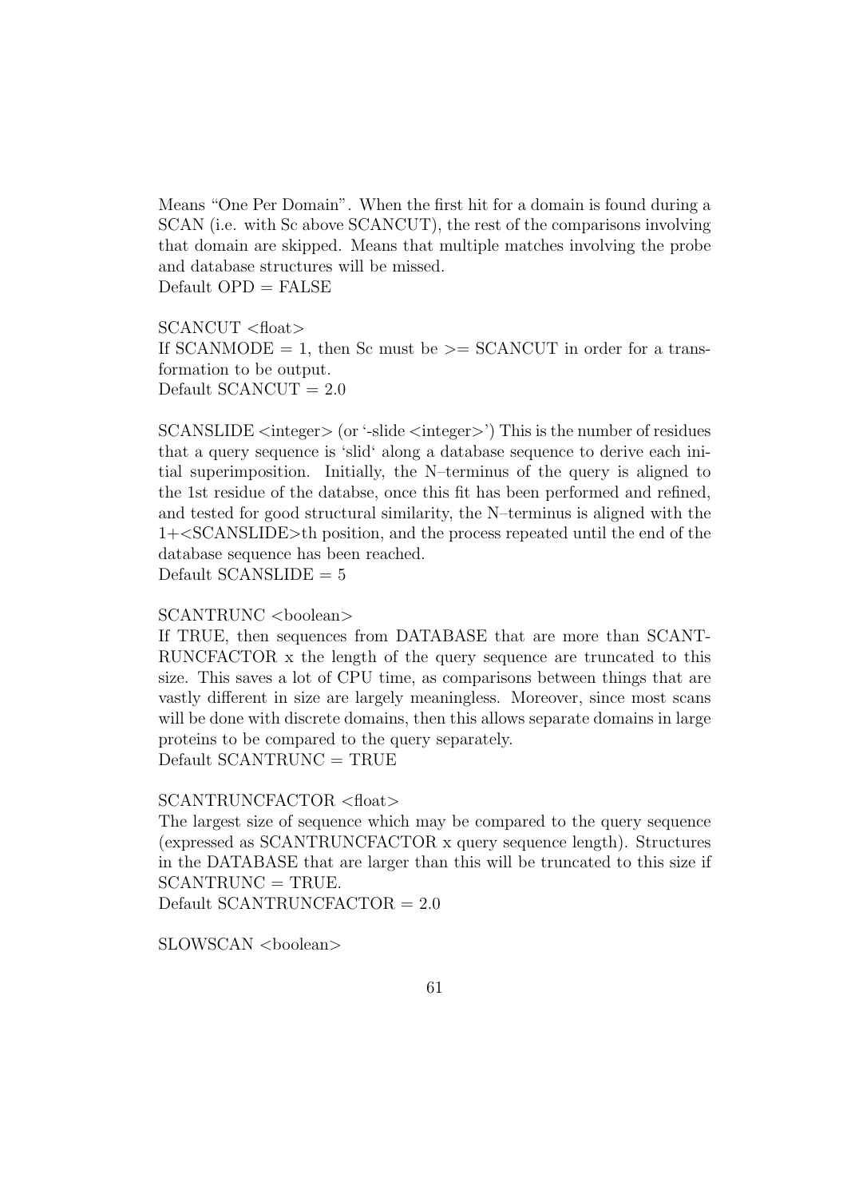Means “One Per Domain”. When the first hit for a domain is found during a SCAN (i.e. with Sc above SCANCUT), the rest of the comparisons involving that domain are skipped. Means that multiple matches involving the probe and database structures will be missed.
Default OPD = FALSE

SCANCUT <float>
If SCANMODE = 1, then Sc must be >= SCANCUT in order for a transformation to be output.
Default SCANCUT = 2.0

SCANSLIDE <integer> (or '-slide <integer>') This is the number of residues that a query sequence is 'slid' along a database sequence to derive each initial superimposition. Initially, the N–terminus of the query is aligned to the 1st residue of the databse, once this fit has been performed and refined, and tested for good structural similarity, the N–terminus is aligned with the 1+<SCANSLIDE>th position, and the process repeated until the end of the database sequence has been reached.
Default SCANSLIDE = 5

SCANTRUNC <boolean>
If TRUE, then sequences from DATABASE that are more than SCANTRUNCFACTOR x the length of the query sequence are truncated to this size. This saves a lot of CPU time, as comparisons between things that are vastly different in size are largely meaningless. Moreover, since most scans will be done with discrete domains, then this allows separate domains in large proteins to be compared to the query separately.
Default SCANTRUNC = TRUE

SCANTRUNCFACTOR <float>
The largest size of sequence which may be compared to the query sequence (expressed as SCANTRUNCFACTOR x query sequence length). Structures in the DATABASE that are larger than this will be truncated to this size if SCANTRUNC = TRUE.
Default SCANTRUNCFACTOR = 2.0

SLOWSCAN <boolean>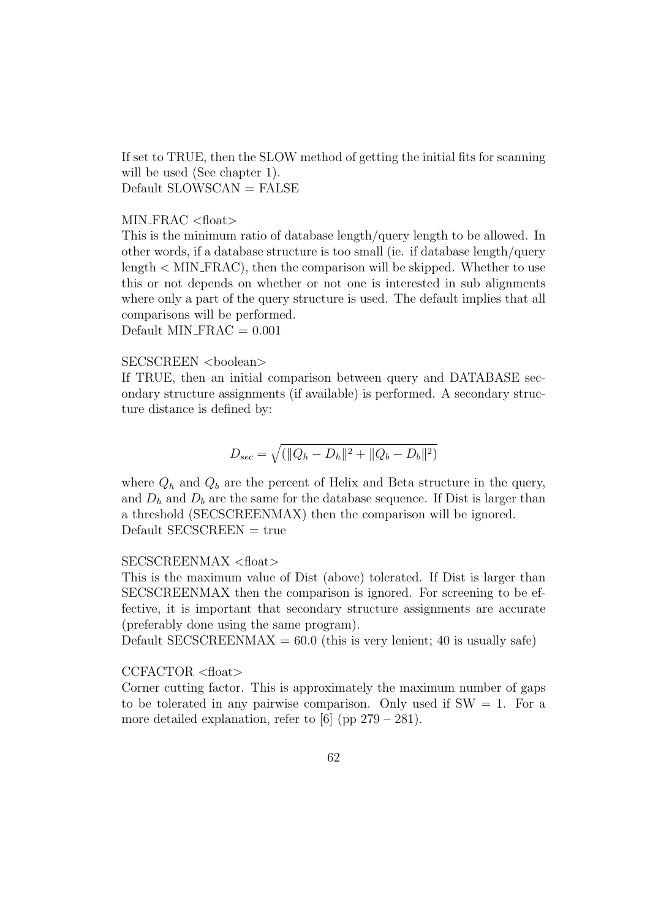If set to TRUE, then the SLOW method of getting the initial fits for scanning will be used (See chapter 1).
Default SLOWSCAN = FALSE

MIN_FRAC <float>
This is the minimum ratio of database length/query length to be allowed. In other words, if a database structure is too small (ie. if database length/query length < MIN_FRAC), then the comparison will be skipped. Whether to use this or not depends on whether or not one is interested in sub alignments where only a part of the query structure is used. The default implies that all comparisons will be performed.
Default MIN_FRAC = 0.001

SECSCREEN <boolean>
If TRUE, then an initial comparison between query and DATABASE secondary structure assignments (if available) is performed. A secondary structure distance is defined by:

$$D_{sec} = \sqrt{(\|Q_h - D_h\|^2 + \|Q_b - D_b\|^2)}$$

where $Q_h$ and $Q_b$ are the percent of Helix and Beta structure in the query, and $D_h$ and $D_b$ are the same for the database sequence. If Dist is larger than a threshold (SECSCREENMAX) then the comparison will be ignored.
Default SECSCREEN = true

SECSCREENMAX <float>
This is the maximum value of Dist (above) tolerated. If Dist is larger than SECSCREENMAX then the comparison is ignored. For screening to be effective, it is important that secondary structure assignments are accurate (preferably done using the same program).
Default SECSCREENMAX = 60.0 (this is very lenient; 40 is usually safe)

CCFACTOR <float>
Corner cutting factor. This is approximately the maximum number of gaps to be tolerated in any pairwise comparison. Only used if SW = 1. For a more detailed explanation, refer to [6] (pp 279 – 281).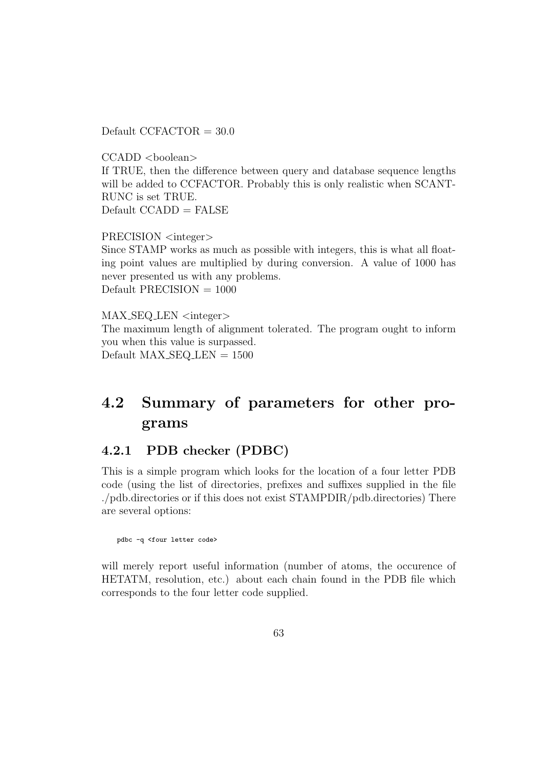Default CCFACTOR = 30.0

CCADD <boolean>
If TRUE, then the difference between query and database sequence lengths will be added to CCFACTOR. Probably this is only realistic when SCANTRUNC is set TRUE.
Default CCADD = FALSE

PRECISION <integer>
Since STAMP works as much as possible with integers, this is what all floating point values are multiplied by during conversion. A value of 1000 has never presented us with any problems.
Default PRECISION = 1000

MAX_SEQ_LEN <integer>
The maximum length of alignment tolerated. The program ought to inform you when this value is surpassed.
Default MAX_SEQ_LEN = 1500

## 4.2 Summary of parameters for other programs

### 4.2.1 PDB checker (PDBC)

This is a simple program which looks for the location of a four letter PDB code (using the list of directories, prefixes and suffixes supplied in the file ./pdb.directories or if this does not exist STAMPDIR/pdb.directories) There are several options:

```
pdbc -q <four letter code>
```

will merely report useful information (number of atoms, the occurence of HETATM, resolution, etc.) about each chain found in the PDB file which corresponds to the four letter code supplied.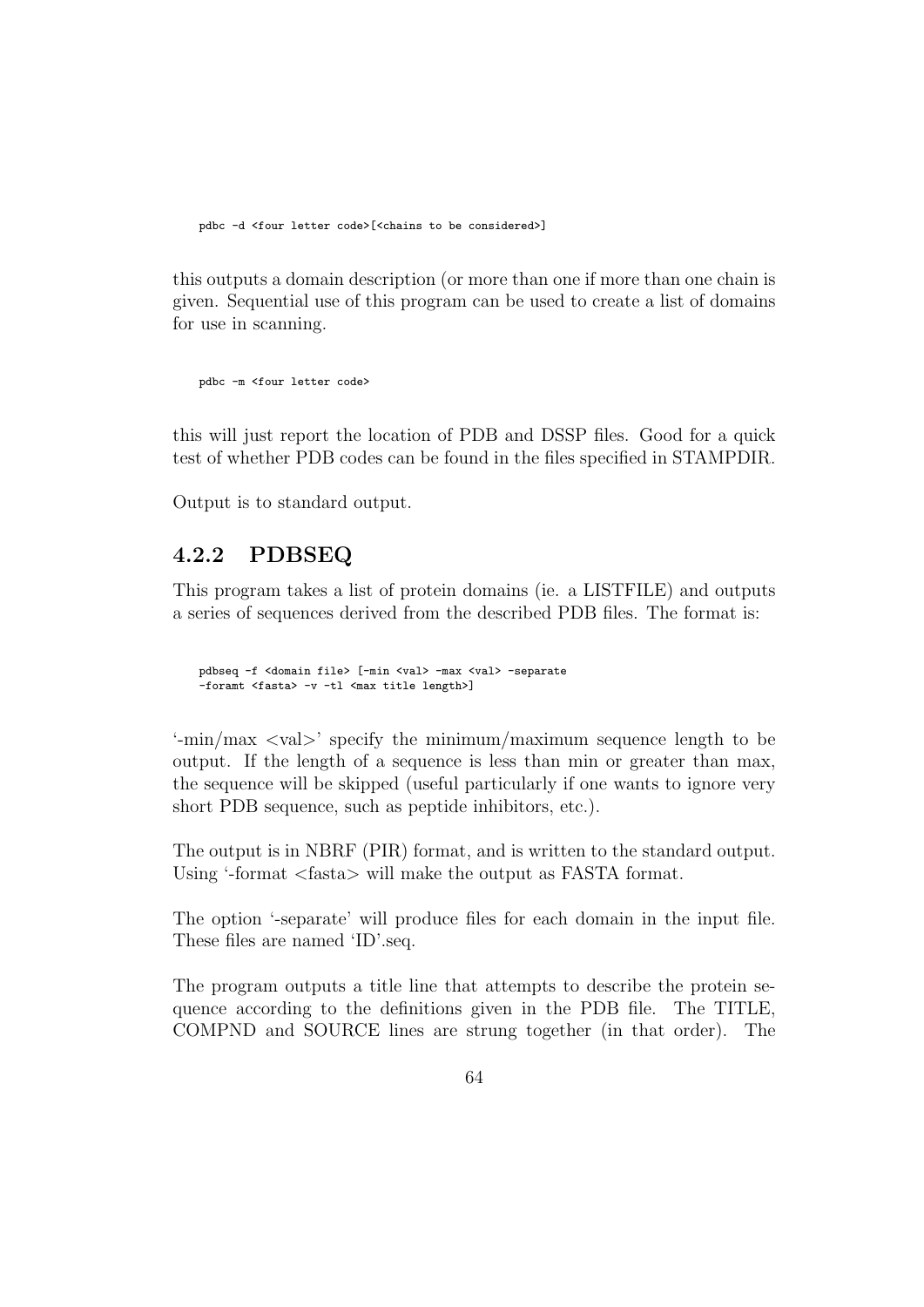```
pdbc -d <four letter code>[<chains to be considered>]
```

this outputs a domain description (or more than one if more than one chain is given. Sequential use of this program can be used to create a list of domains for use in scanning.

```
pdbc -m <four letter code>
```

this will just report the location of PDB and DSSP files. Good for a quick test of whether PDB codes can be found in the files specified in STAMPDIR.

Output is to standard output.

### 4.2.2 PDBSEQ

This program takes a list of protein domains (ie. a LISTFILE) and outputs a series of sequences derived from the described PDB files. The format is:

```
pdbseq -f <domain file> [-min <val> -max <val> -separate
-foramt <fasta> -v -tl <max title length>]
```

'-min/max <val>' specify the minimum/maximum sequence length to be output. If the length of a sequence is less than min or greater than max, the sequence will be skipped (useful particularly if one wants to ignore very short PDB sequence, such as peptide inhibitors, etc.).

The output is in NBRF (PIR) format, and is written to the standard output. Using '-format <fasta> will make the output as FASTA format.

The option '-separate' will produce files for each domain in the input file. These files are named 'ID'.seq.

The program outputs a title line that attempts to describe the protein sequence according to the definitions given in the PDB file. The TITLE, COMPND and SOURCE lines are strung together (in that order). The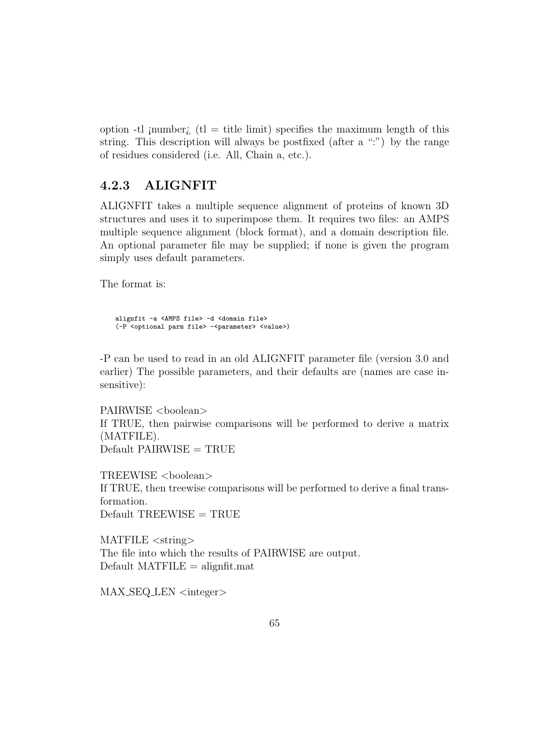option -tl ¡number¿ (tl = title limit) specifies the maximum length of this string. This description will always be postfixed (after a ":") by the range of residues considered (i.e. All, Chain a, etc.).

### 4.2.3 ALIGNFIT

ALIGNFIT takes a multiple sequence alignment of proteins of known 3D structures and uses it to superimpose them. It requires two files: an AMPS multiple sequence alignment (block format), and a domain description file. An optional parameter file may be supplied; if none is given the program simply uses default parameters.

The format is:

```
alignfit -a <AMPS file> -d <domain file>
(-P <optional parm file> -<parameter> <value>)
```

-P can be used to read in an old ALIGNFIT parameter file (version 3.0 and earlier) The possible parameters, and their defaults are (names are case insensitive):

PAIRWISE <boolean>
If TRUE, then pairwise comparisons will be performed to derive a matrix (MATFILE).
Default PAIRWISE = TRUE

TREEWISE <boolean>
If TRUE, then treewise comparisons will be performed to derive a final transformation.
Default TREEWISE = TRUE

MATFILE <string>
The file into which the results of PAIRWISE are output.
Default MATFILE = alignfit.mat

MAX_SEQ_LEN <integer>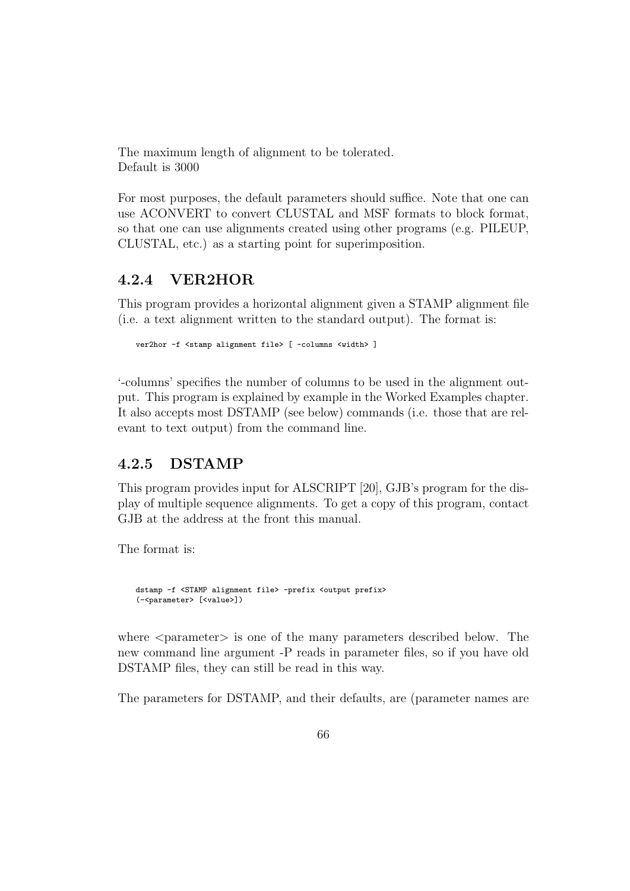The maximum length of alignment to be tolerated.
Default is 3000

For most purposes, the default parameters should suffice. Note that one can use ACONVERT to convert CLUSTAL and MSF formats to block format, so that one can use alignments created using other programs (e.g. PILEUP, CLUSTAL, etc.) as a starting point for superimposition.

### 4.2.4 VER2HOR

This program provides a horizontal alignment given a STAMP alignment file (i.e. a text alignment written to the standard output). The format is:

```
ver2hor -f <stamp alignment file> [ -columns <width> ]
```

'-columns' specifies the number of columns to be used in the alignment output. This program is explained by example in the Worked Examples chapter. It also accepts most DSTAMP (see below) commands (i.e. those that are relevant to text output) from the command line.

### 4.2.5 DSTAMP

This program provides input for ALSCRIPT [20], GJB's program for the display of multiple sequence alignments. To get a copy of this program, contact GJB at the address at the front this manual.

The format is:

```
dstamp -f <STAMP alignment file> -prefix <output prefix>
(-<parameter> [<value>])
```

where <parameter> is one of the many parameters described below. The new command line argument -P reads in parameter files, so if you have old DSTAMP files, they can still be read in this way.

The parameters for DSTAMP, and their defaults, are (parameter names are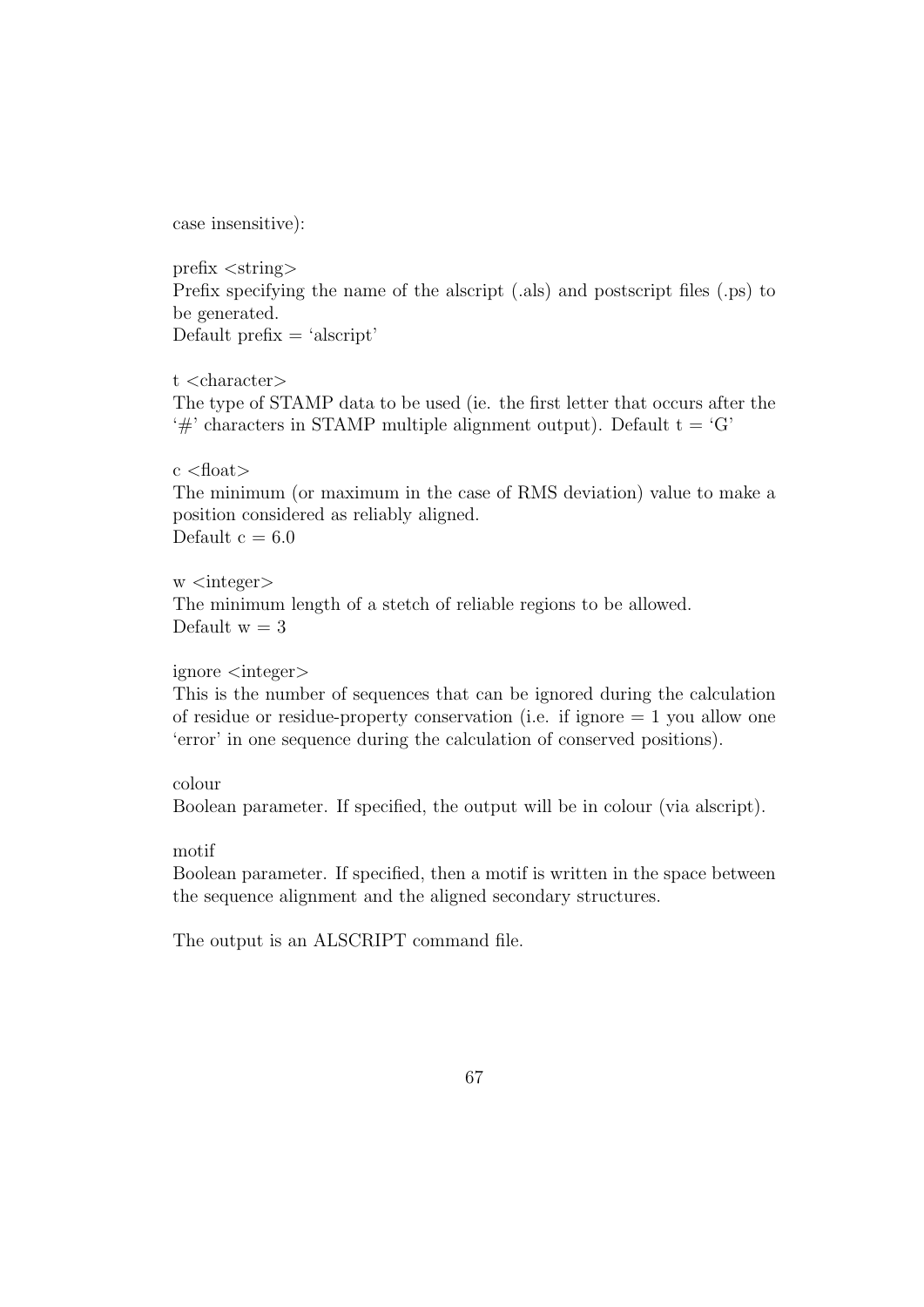case insensitive):

prefix <string>
Prefix specifying the name of the alscript (.als) and postscript files (.ps) to be generated.
Default prefix = 'alscript'

t <character>
The type of STAMP data to be used (ie. the first letter that occurs after the '#' characters in STAMP multiple alignment output). Default t = 'G'

c <float>
The minimum (or maximum in the case of RMS deviation) value to make a position considered as reliably aligned.
Default c = 6.0

w <integer>
The minimum length of a stetch of reliable regions to be allowed.
Default w = 3

ignore <integer>
This is the number of sequences that can be ignored during the calculation of residue or residue-property conservation (i.e. if ignore = 1 you allow one 'error' in one sequence during the calculation of conserved positions).

colour
Boolean parameter. If specified, the output will be in colour (via alscript).

motif
Boolean parameter. If specified, then a motif is written in the space between the sequence alignment and the aligned secondary structures.

The output is an ALSCRIPT command file.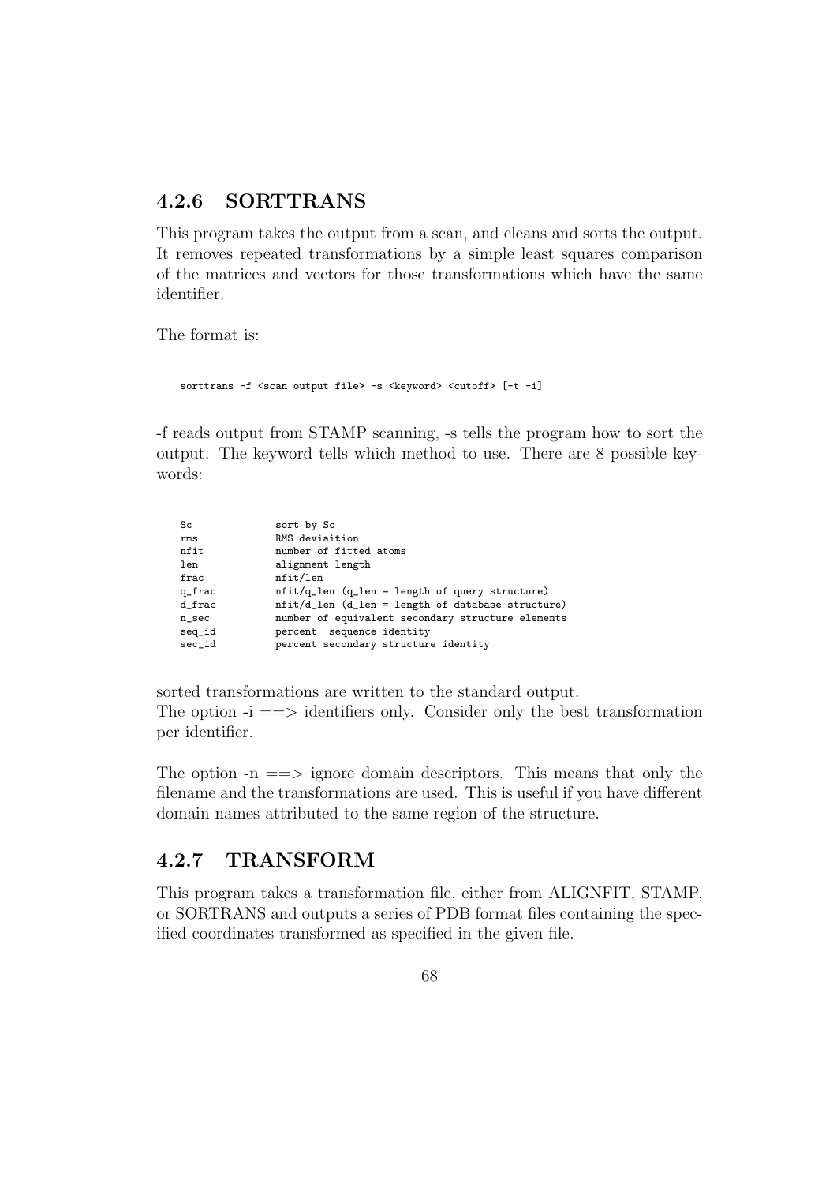### 4.2.6 SORTTRANS

This program takes the output from a scan, and cleans and sorts the output. It removes repeated transformations by a simple least squares comparison of the matrices and vectors for those transformations which have the same identifier.

The format is:

```
sorttrans -f <scan output file> -s <keyword> <cutoff> [-t -i]
```

-f reads output from STAMP scanning, -s tells the program how to sort the output. The keyword tells which method to use. There are 8 possible keywords:

```
Sc              sort by Sc
rms             RMS deviaition
nfit            number of fitted atoms
len             alignment length
frac            nfit/len
q_frac          nfit/q_len (q_len = length of query structure)
d_frac          nfit/d_len (d_len = length of database structure)
n_sec           number of equivalent secondary structure elements
seq_id          percent  sequence identity
sec_id          percent secondary structure identity
```

sorted transformations are written to the standard output.
The option -i ==> identifiers only. Consider only the best transformation per identifier.

The option -n ==> ignore domain descriptors. This means that only the filename and the transformations are used. This is useful if you have different domain names attributed to the same region of the structure.

### 4.2.7 TRANSFORM

This program takes a transformation file, either from ALIGNFIT, STAMP, or SORTRANS and outputs a series of PDB format files containing the specified coordinates transformed as specified in the given file.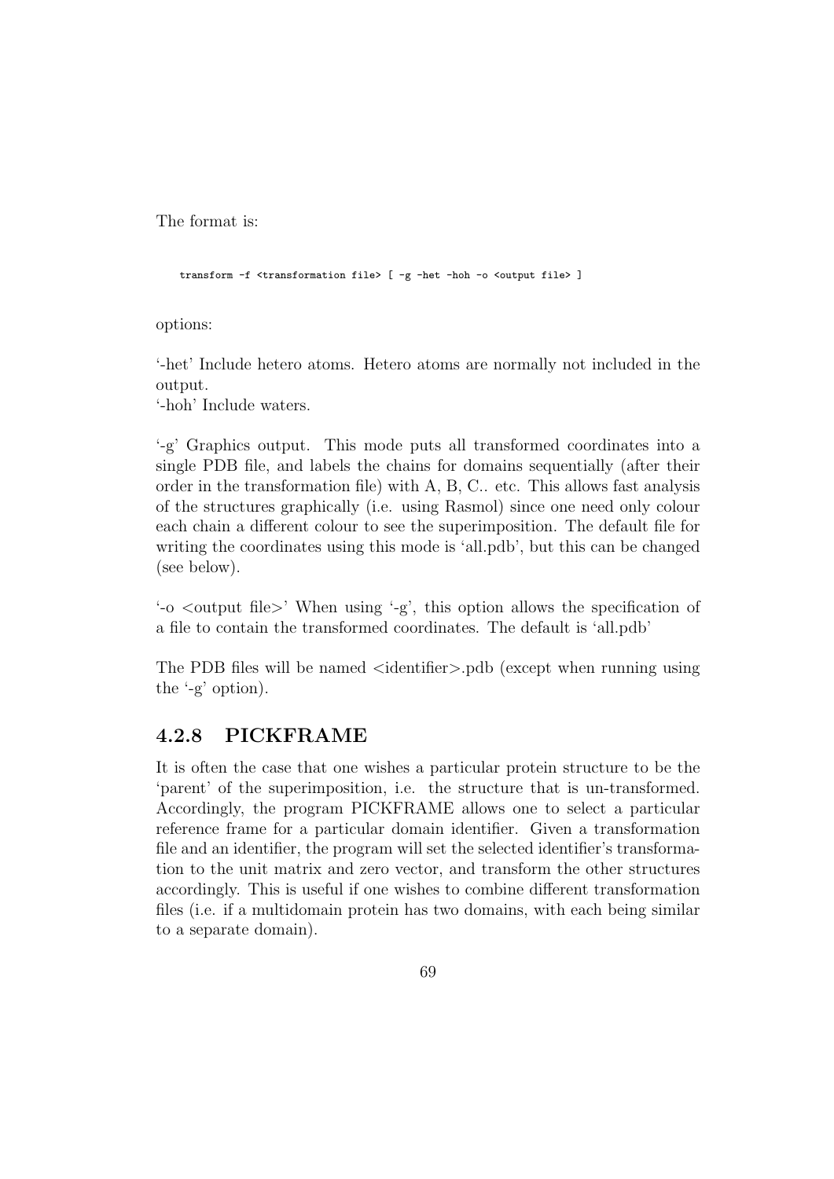The format is:

```
transform -f <transformation file> [ -g -het -hoh -o <output file> ]
```

options:

'-het' Include hetero atoms. Hetero atoms are normally not included in the output.
'-hoh' Include waters.

'-g' Graphics output. This mode puts all transformed coordinates into a single PDB file, and labels the chains for domains sequentially (after their order in the transformation file) with A, B, C.. etc. This allows fast analysis of the structures graphically (i.e. using Rasmol) since one need only colour each chain a different colour to see the superimposition. The default file for writing the coordinates using this mode is 'all.pdb', but this can be changed (see below).

'-o <output file>' When using '-g', this option allows the specification of a file to contain the transformed coordinates. The default is 'all.pdb'

The PDB files will be named <identifier>.pdb (except when running using the '-g' option).

### 4.2.8 PICKFRAME

It is often the case that one wishes a particular protein structure to be the 'parent' of the superimposition, i.e. the structure that is un-transformed. Accordingly, the program PICKFRAME allows one to select a particular reference frame for a particular domain identifier. Given a transformation file and an identifier, the program will set the selected identifier's transformation to the unit matrix and zero vector, and transform the other structures accordingly. This is useful if one wishes to combine different transformation files (i.e. if a multidomain protein has two domains, with each being similar to a separate domain).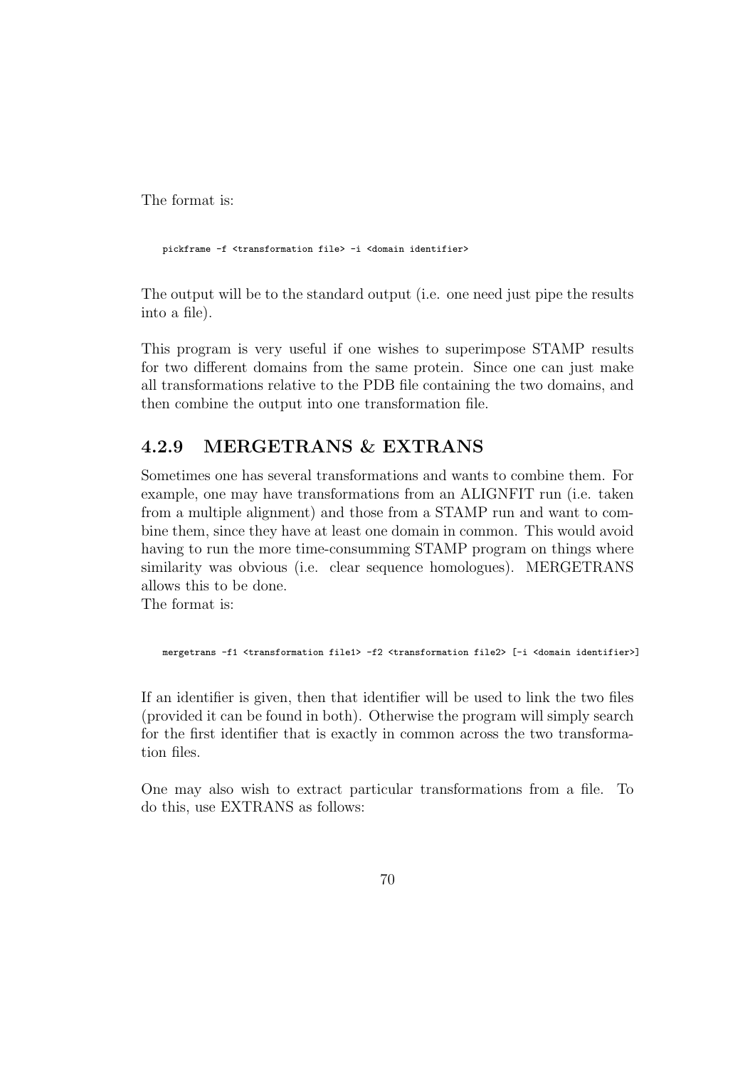The format is:

```
pickframe -f <transformation file> -i <domain identifier>
```

The output will be to the standard output (i.e. one need just pipe the results into a file).

This program is very useful if one wishes to superimpose STAMP results for two different domains from the same protein. Since one can just make all transformations relative to the PDB file containing the two domains, and then combine the output into one transformation file.

### 4.2.9 MERGETRANS & EXTRANS

Sometimes one has several transformations and wants to combine them. For example, one may have transformations from an ALIGNFIT run (i.e. taken from a multiple alignment) and those from a STAMP run and want to combine them, since they have at least one domain in common. This would avoid having to run the more time-consumming STAMP program on things where similarity was obvious (i.e. clear sequence homologues). MERGETRANS allows this to be done.
The format is:

```
mergetrans -f1 <transformation file1> -f2 <transformation file2> [-i <domain identifier>]
```

If an identifier is given, then that identifier will be used to link the two files (provided it can be found in both). Otherwise the program will simply search for the first identifier that is exactly in common across the two transformation files.

One may also wish to extract particular transformations from a file. To do this, use EXTRANS as follows: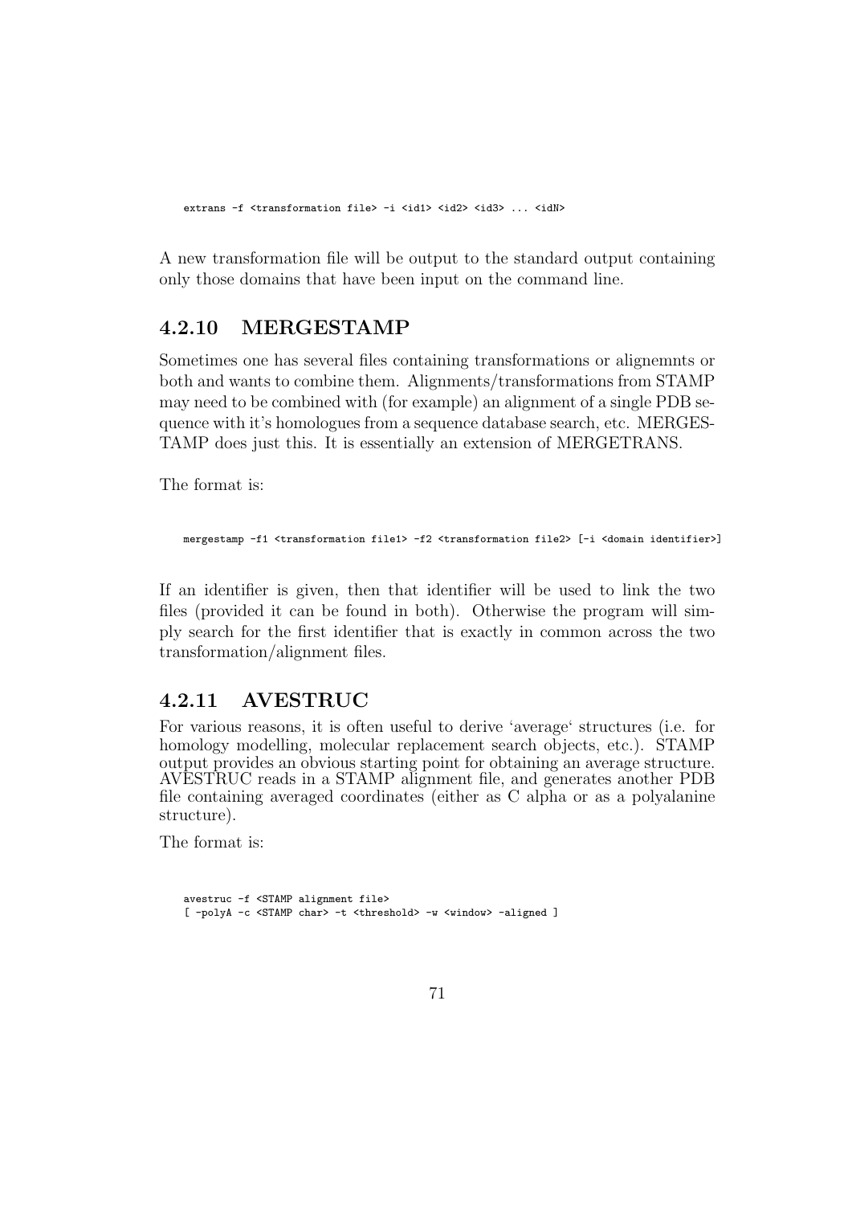```
extrans -f <transformation file> -i <id1> <id2> <id3> ... <idN>
```

A new transformation file will be output to the standard output containing only those domains that have been input on the command line.

### 4.2.10 MERGESTAMP

Sometimes one has several files containing transformations or alignemnts or both and wants to combine them. Alignments/transformations from STAMP may need to be combined with (for example) an alignment of a single PDB sequence with it's homologues from a sequence database search, etc. MERGESTAMP does just this. It is essentially an extension of MERGETRANS.

The format is:

```
mergestamp -f1 <transformation file1> -f2 <transformation file2> [-i <domain identifier>]
```

If an identifier is given, then that identifier will be used to link the two files (provided it can be found in both). Otherwise the program will simply search for the first identifier that is exactly in common across the two transformation/alignment files.

### 4.2.11 AVESTRUC

For various reasons, it is often useful to derive 'average' structures (i.e. for homology modelling, molecular replacement search objects, etc.). STAMP output provides an obvious starting point for obtaining an average structure. AVESTRUC reads in a STAMP alignment file, and generates another PDB file containing averaged coordinates (either as C alpha or as a polyalanine structure).

The format is:

```
avestruc -f <STAMP alignment file>
[ -polyA -c <STAMP char> -t <threshold> -w <window> -aligned ]
```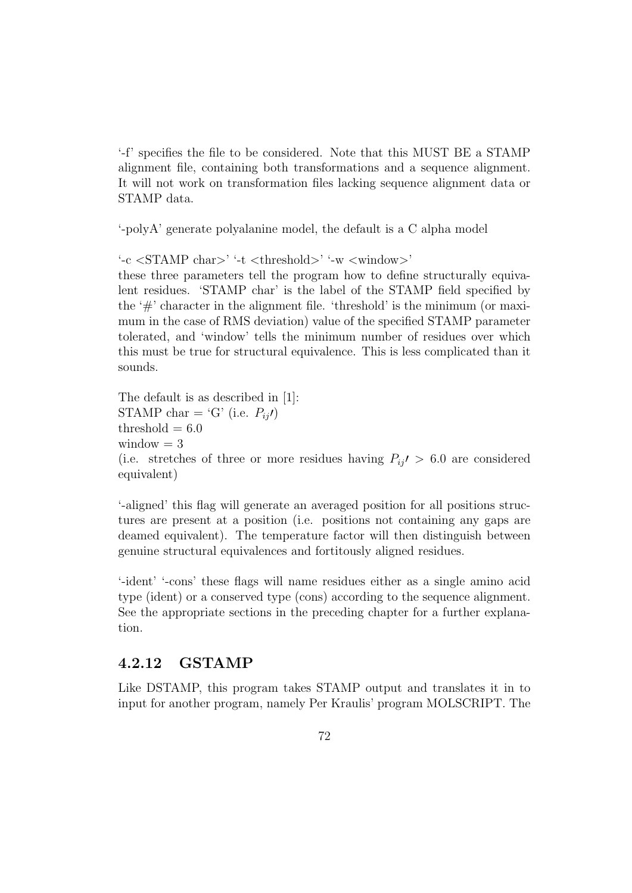'-f' specifies the file to be considered. Note that this MUST BE a STAMP alignment file, containing both transformations and a sequence alignment. It will not work on transformation files lacking sequence alignment data or STAMP data.

'-polyA' generate polyalanine model, the default is a C alpha model

'-c <STAMP char>' '-t <threshold>' '-w <window>'
these three parameters tell the program how to define structurally equivalent residues. 'STAMP char' is the label of the STAMP field specified by the '#' character in the alignment file. 'threshold' is the minimum (or maximum in the case of RMS deviation) value of the specified STAMP parameter tolerated, and 'window' tells the minimum number of residues over which this must be true for structural equivalence. This is less complicated than it sounds.

The default is as described in [1]:
STAMP char = 'G' (i.e. $P_{ij'}$)
threshold = 6.0
window = 3
(i.e. stretches of three or more residues having $P_{ij'} > 6.0$ are considered equivalent)

'-aligned' this flag will generate an averaged position for all positions structures are present at a position (i.e. positions not containing any gaps are deamed equivalent). The temperature factor will then distinguish between genuine structural equivalences and fortitously aligned residues.

'-ident' '-cons' these flags will name residues either as a single amino acid type (ident) or a conserved type (cons) according to the sequence alignment. See the appropriate sections in the preceding chapter for a further explanation.

### 4.2.12 GSTAMP

Like DSTAMP, this program takes STAMP output and translates it in to input for another program, namely Per Kraulis' program MOLSCRIPT. The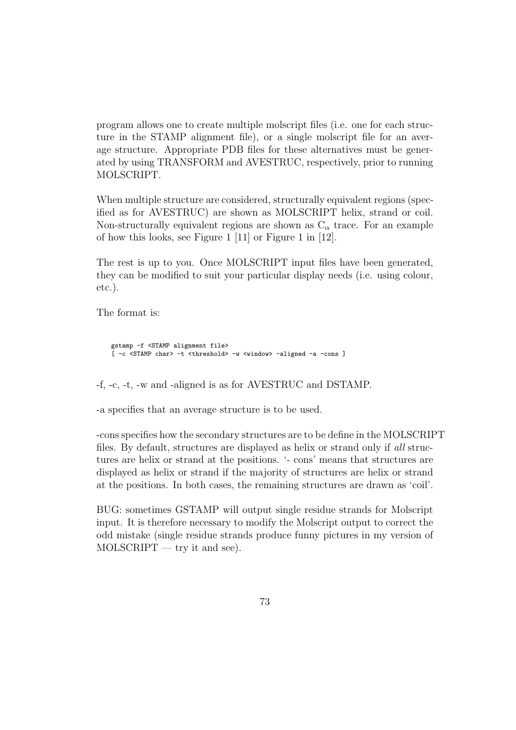program allows one to create multiple molscript files (i.e. one for each structure in the STAMP alignment file), or a single molscript file for an average structure. Appropriate PDB files for these alternatives must be generated by using TRANSFORM and AVESTRUC, respectively, prior to running MOLSCRIPT.

When multiple structure are considered, structurally equivalent regions (specified as for AVESTRUC) are shown as MOLSCRIPT helix, strand or coil. Non-structurally equivalent regions are shown as $C_\alpha$ trace. For an example of how this looks, see Figure 1 [11] or Figure 1 in [12].

The rest is up to you. Once MOLSCRIPT input files have been generated, they can be modified to suit your particular display needs (i.e. using colour, etc.).

The format is:

```
gstamp -f <STAMP alignment file>
[ -c <STAMP char> -t <threshold> -w <window> -aligned -a -cons ]
```

-f, -c, -t, -w and -aligned is as for AVESTRUC and DSTAMP.

-a specifies that an average structure is to be used.

-cons specifies how the secondary structures are to be define in the MOLSCRIPT files. By default, structures are displayed as helix or strand only if *all* structures are helix or strand at the positions. '- cons' means that structures are displayed as helix or strand if the majority of structures are helix or strand at the positions. In both cases, the remaining structures are drawn as 'coil'.

BUG: sometimes GSTAMP will output single residue strands for Molscript input. It is therefore necessary to modify the Molscript output to correct the odd mistake (single residue strands produce funny pictures in my version of MOLSCRIPT — try it and see).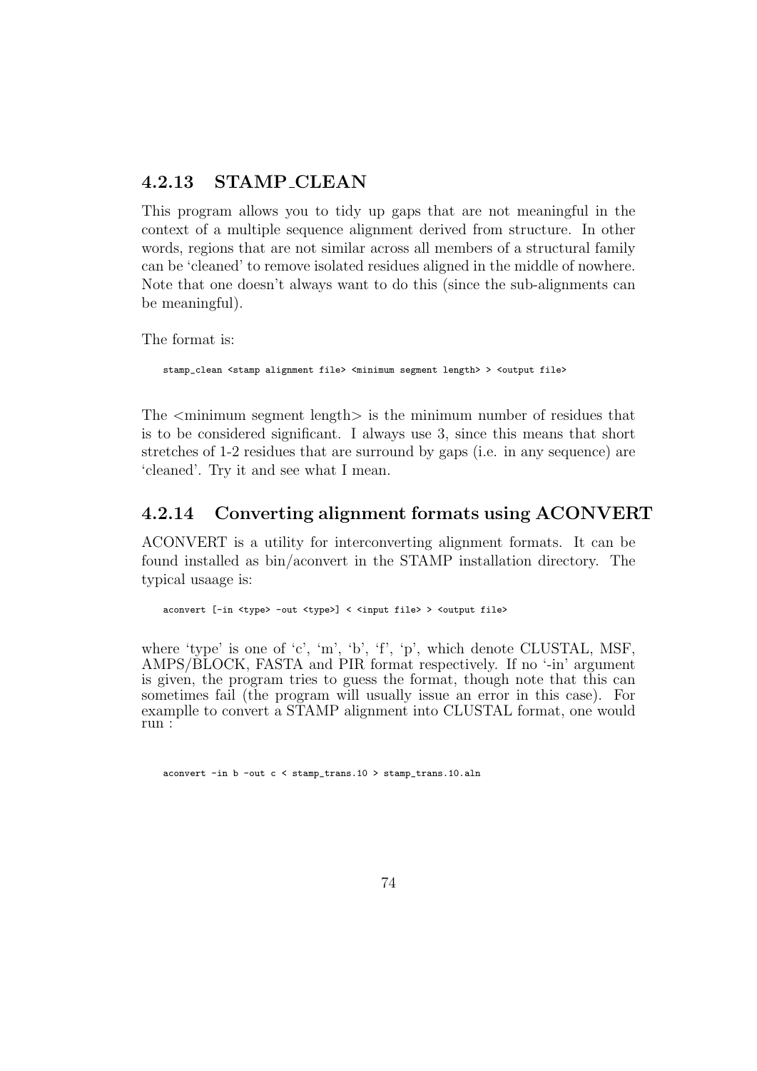### 4.2.13 STAMP_CLEAN

This program allows you to tidy up gaps that are not meaningful in the context of a multiple sequence alignment derived from structure. In other words, regions that are not similar across all members of a structural family can be 'cleaned' to remove isolated residues aligned in the middle of nowhere. Note that one doesn't always want to do this (since the sub-alignments can be meaningful).

The format is:

```
stamp_clean <stamp alignment file> <minimum segment length> > <output file>
```

The <minimum segment length> is the minimum number of residues that is to be considered significant. I always use 3, since this means that short stretches of 1-2 residues that are surround by gaps (i.e. in any sequence) are 'cleaned'. Try it and see what I mean.

### 4.2.14 Converting alignment formats using ACONVERT

ACONVERT is a utility for interconverting alignment formats. It can be found installed as bin/aconvert in the STAMP installation directory. The typical usaage is:

```
aconvert [-in <type> -out <type>] < <input file> > <output file>
```

where 'type' is one of 'c', 'm', 'b', 'f', 'p', which denote CLUSTAL, MSF, AMPS/BLOCK, FASTA and PIR format respectively. If no '-in' argument is given, the program tries to guess the format, though note that this can sometimes fail (the program will usually issue an error in this case). For examplle to convert a STAMP alignment into CLUSTAL format, one would run :

```
aconvert -in b -out c < stamp_trans.10 > stamp_trans.10.aln
```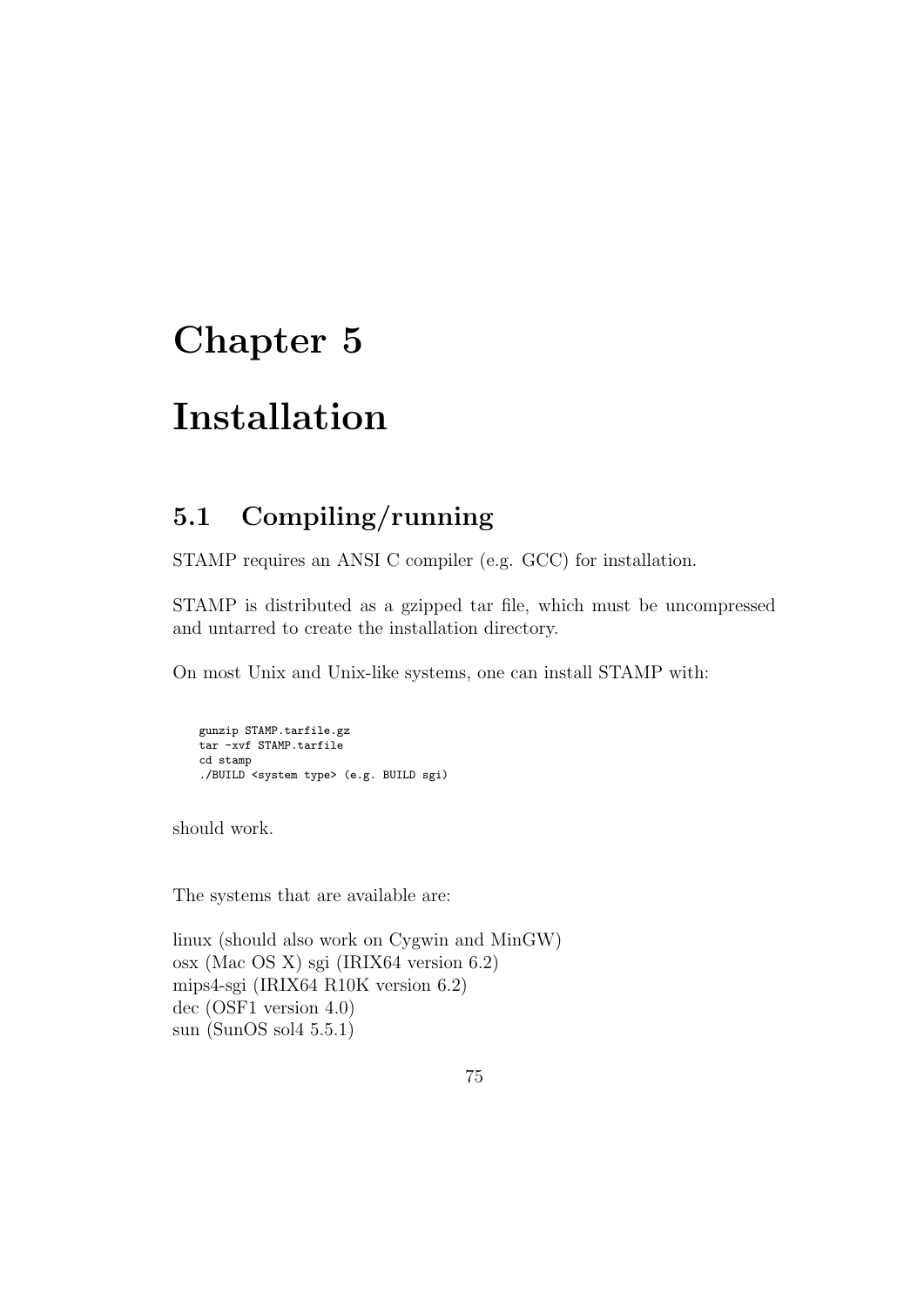# Chapter 5

# Installation

## 5.1 Compiling/running

STAMP requires an ANSI C compiler (e.g. GCC) for installation.

STAMP is distributed as a gzipped tar file, which must be uncompressed and untarred to create the installation directory.

On most Unix and Unix-like systems, one can install STAMP with:

```
gunzip STAMP.tarfile.gz
tar -xvf STAMP.tarfile
cd stamp
./BUILD <system type> (e.g. BUILD sgi)
```

should work.

The systems that are available are:

linux (should also work on Cygwin and MinGW)
osx (Mac OS X) sgi (IRIX64 version 6.2)
mips4-sgi (IRIX64 R10K version 6.2)
dec (OSF1 version 4.0)
sun (SunOS sol4 5.5.1)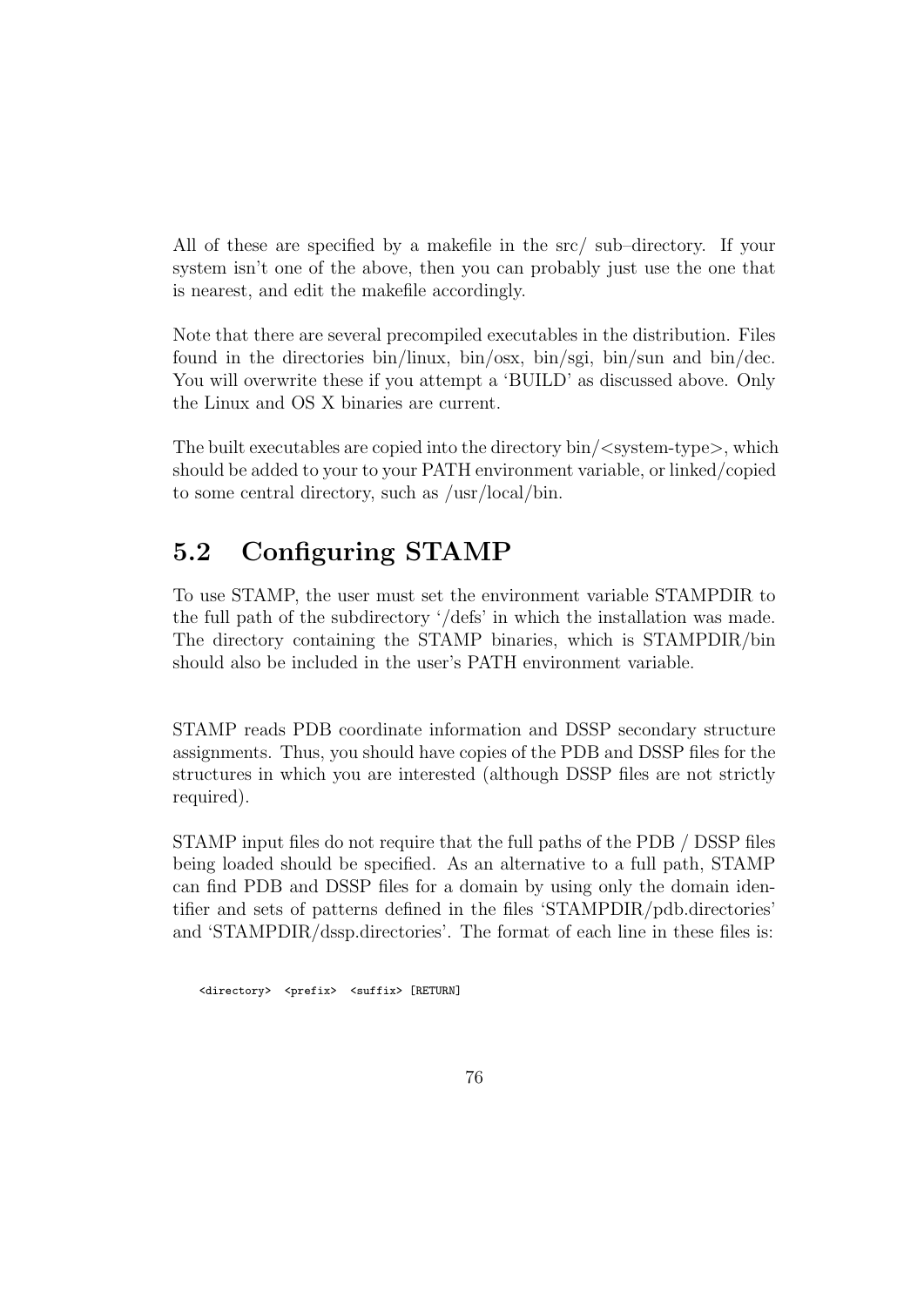All of these are specified by a makefile in the src/ sub–directory. If your system isn't one of the above, then you can probably just use the one that is nearest, and edit the makefile accordingly.

Note that there are several precompiled executables in the distribution. Files found in the directories bin/linux, bin/osx, bin/sgi, bin/sun and bin/dec. You will overwrite these if you attempt a 'BUILD' as discussed above. Only the Linux and OS X binaries are current.

The built executables are copied into the directory bin/<system-type>, which should be added to your to your PATH environment variable, or linked/copied to some central directory, such as /usr/local/bin.

## 5.2 Configuring STAMP

To use STAMP, the user must set the environment variable STAMPDIR to the full path of the subdirectory '/defs' in which the installation was made. The directory containing the STAMP binaries, which is STAMPDIR/bin should also be included in the user's PATH environment variable.

STAMP reads PDB coordinate information and DSSP secondary structure assignments. Thus, you should have copies of the PDB and DSSP files for the structures in which you are interested (although DSSP files are not strictly required).

STAMP input files do not require that the full paths of the PDB / DSSP files being loaded should be specified. As an alternative to a full path, STAMP can find PDB and DSSP files for a domain by using only the domain identifier and sets of patterns defined in the files 'STAMPDIR/pdb.directories' and 'STAMPDIR/dssp.directories'. The format of each line in these files is:

```
<directory>  <prefix>  <suffix> [RETURN]
```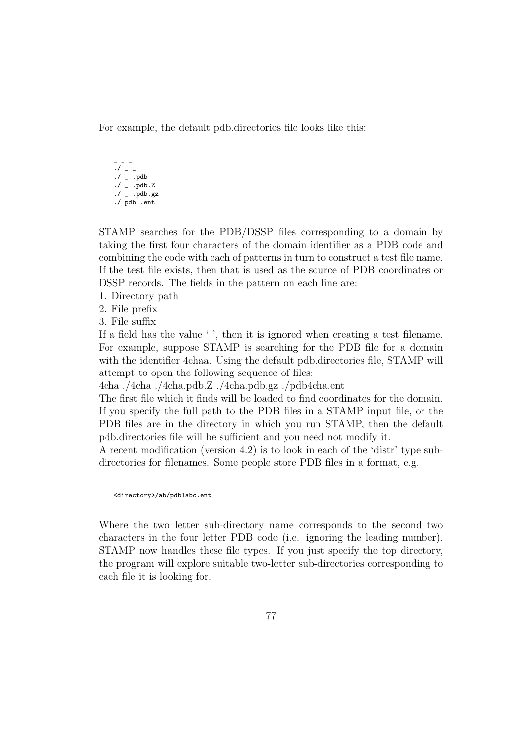For example, the default pdb.directories file looks like this:

```
_ _ _
./ _ _
./ _ .pdb
./ _ .pdb.Z
./ _ .pdb.gz
./ pdb .ent
```

STAMP searches for the PDB/DSSP files corresponding to a domain by taking the first four characters of the domain identifier as a PDB code and combining the code with each of patterns in turn to construct a test file name. If the test file exists, then that is used as the source of PDB coordinates or DSSP records. The fields in the pattern on each line are:

1. Directory path
2. File prefix
3. File suffix

If a field has the value '_', then it is ignored when creating a test filename. For example, suppose STAMP is searching for the PDB file for a domain with the identifier 4chaa. Using the default pdb.directories file, STAMP will attempt to open the following sequence of files:

4cha ./4cha ./4cha.pdb.Z ./4cha.pdb.gz ./pdb4cha.ent

The first file which it finds will be loaded to find coordinates for the domain. If you specify the full path to the PDB files in a STAMP input file, or the PDB files are in the directory in which you run STAMP, then the default pdb.directories file will be sufficient and you need not modify it.

A recent modification (version 4.2) is to look in each of the 'distr' type subdirectories for filenames. Some people store PDB files in a format, e.g.

```
<directory>/ab/pdb1abc.ent
```

Where the two letter sub-directory name corresponds to the second two characters in the four letter PDB code (i.e. ignoring the leading number). STAMP now handles these file types. If you just specify the top directory, the program will explore suitable two-letter sub-directories corresponding to each file it is looking for.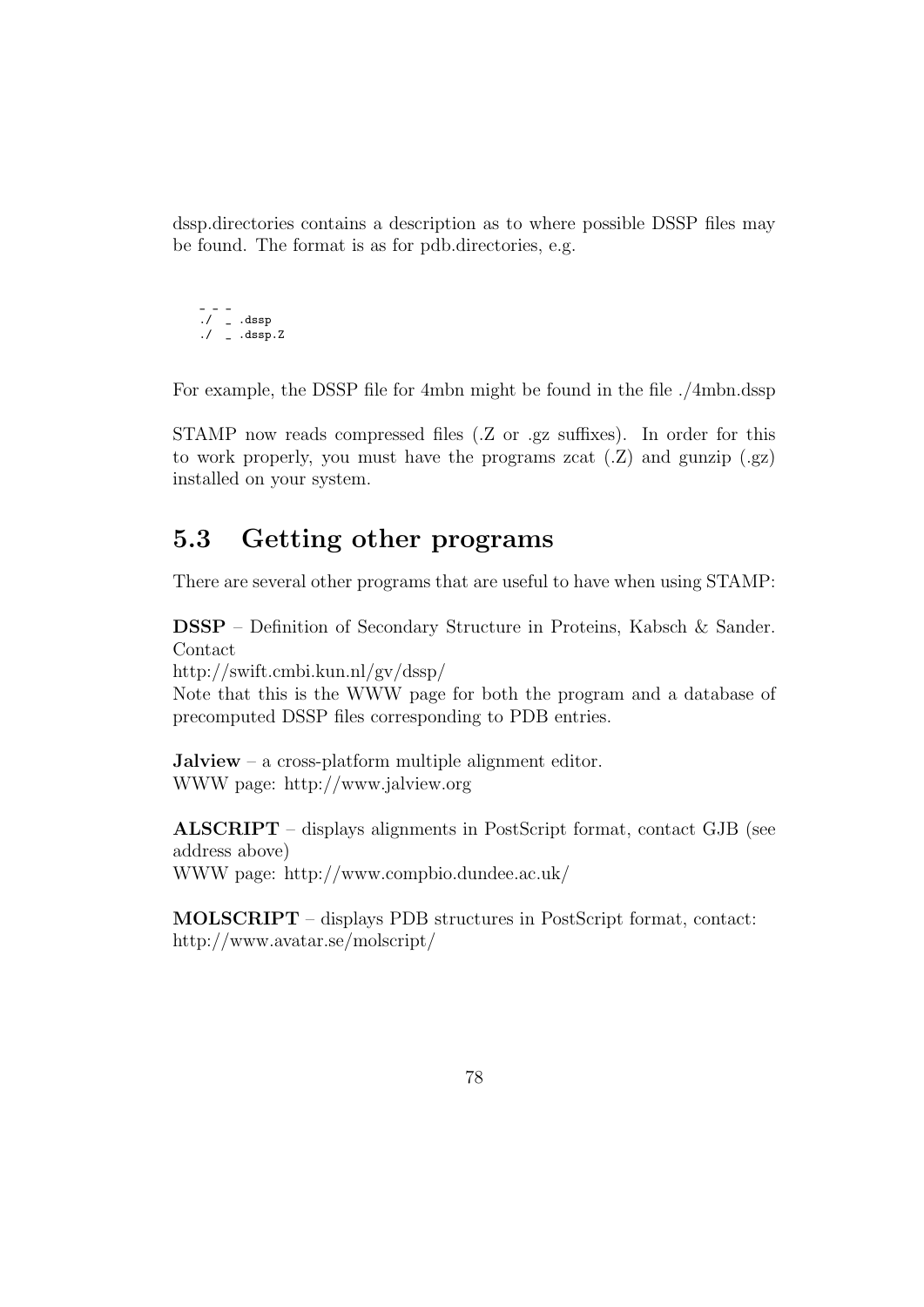dssp.directories contains a description as to where possible DSSP files may be found. The format is as for pdb.directories, e.g.

```
_ _ _
./ _ .dssp
./ _ .dssp.Z
```

For example, the DSSP file for 4mbn might be found in the file ./4mbn.dssp

STAMP now reads compressed files (.Z or .gz suffixes). In order for this to work properly, you must have the programs zcat (.Z) and gunzip (.gz) installed on your system.

## 5.3 Getting other programs

There are several other programs that are useful to have when using STAMP:

**DSSP** – Definition of Secondary Structure in Proteins, Kabsch & Sander. Contact
http://swift.cmbi.kun.nl/gv/dssp/
Note that this is the WWW page for both the program and a database of precomputed DSSP files corresponding to PDB entries.

**Jalview** – a cross-platform multiple alignment editor.
WWW page: http://www.jalview.org

**ALSCRIPT** – displays alignments in PostScript format, contact GJB (see address above)
WWW page: http://www.compbio.dundee.ac.uk/

**MOLSCRIPT** – displays PDB structures in PostScript format, contact:
http://www.avatar.se/molscript/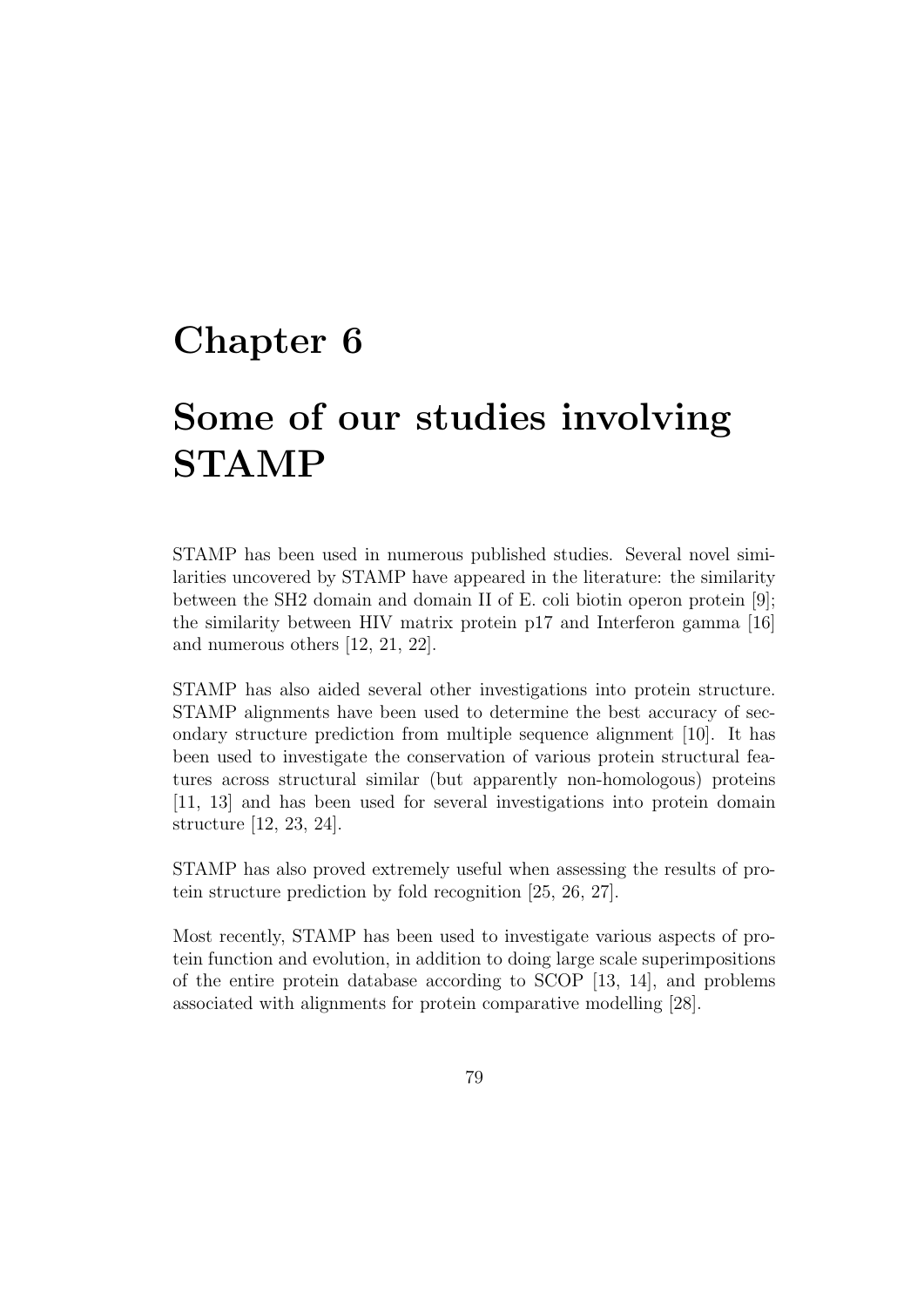# Chapter 6

# Some of our studies involving STAMP

STAMP has been used in numerous published studies. Several novel similarities uncovered by STAMP have appeared in the literature: the similarity between the SH2 domain and domain II of E. coli biotin operon protein [9]; the similarity between HIV matrix protein p17 and Interferon gamma [16] and numerous others [12, 21, 22].

STAMP has also aided several other investigations into protein structure. STAMP alignments have been used to determine the best accuracy of secondary structure prediction from multiple sequence alignment [10]. It has been used to investigate the conservation of various protein structural features across structural similar (but apparently non-homologous) proteins [11, 13] and has been used for several investigations into protein domain structure [12, 23, 24].

STAMP has also proved extremely useful when assessing the results of protein structure prediction by fold recognition [25, 26, 27].

Most recently, STAMP has been used to investigate various aspects of protein function and evolution, in addition to doing large scale superimpositions of the entire protein database according to SCOP [13, 14], and problems associated with alignments for protein comparative modelling [28].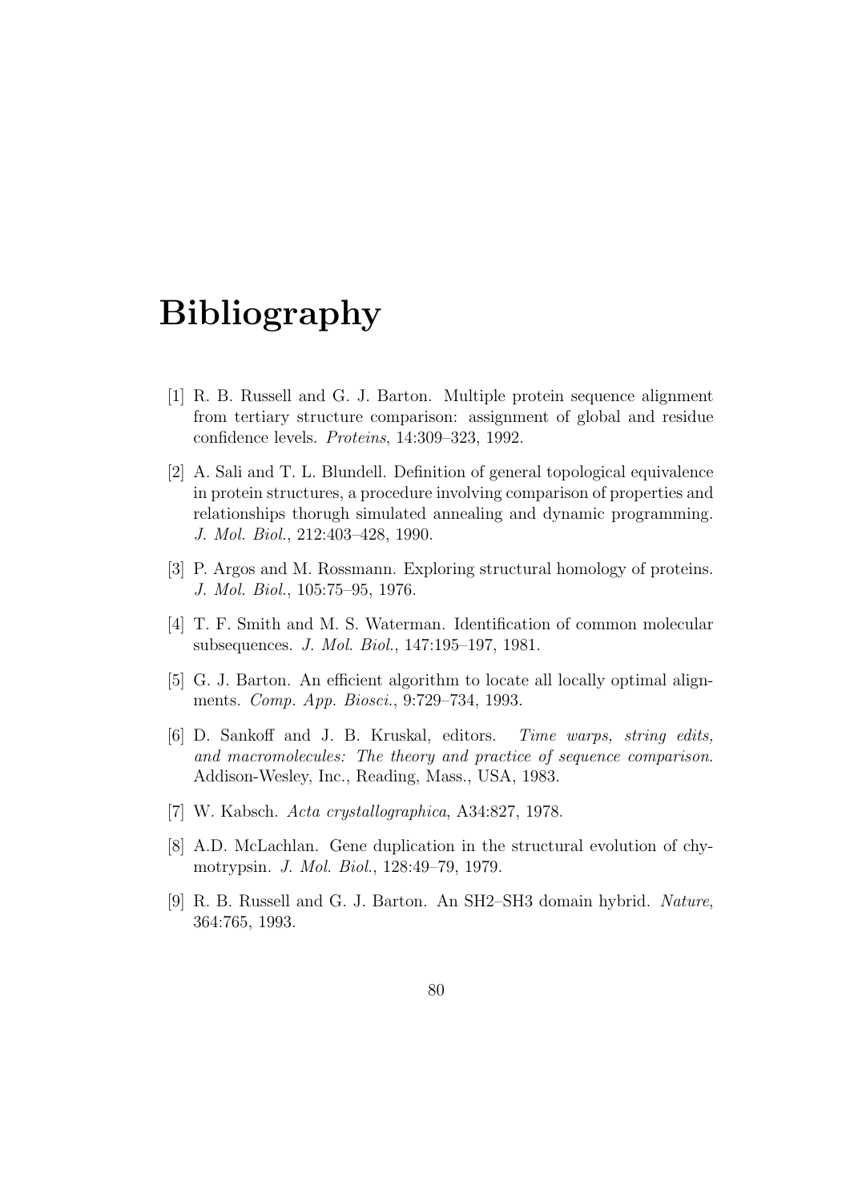# Bibliography

[1] R. B. Russell and G. J. Barton. Multiple protein sequence alignment from tertiary structure comparison: assignment of global and residue confidence levels. *Proteins*, 14:309–323, 1992.

[2] A. Sali and T. L. Blundell. Definition of general topological equivalence in protein structures, a procedure involving comparison of properties and relationships thorugh simulated annealing and dynamic programming. *J. Mol. Biol.*, 212:403–428, 1990.

[3] P. Argos and M. Rossmann. Exploring structural homology of proteins. *J. Mol. Biol.*, 105:75–95, 1976.

[4] T. F. Smith and M. S. Waterman. Identification of common molecular subsequences. *J. Mol. Biol.*, 147:195–197, 1981.

[5] G. J. Barton. An efficient algorithm to locate all locally optimal alignments. *Comp. App. Biosci.*, 9:729–734, 1993.

[6] D. Sankoff and J. B. Kruskal, editors. *Time warps, string edits, and macromolecules: The theory and practice of sequence comparison.* Addison-Wesley, Inc., Reading, Mass., USA, 1983.

[7] W. Kabsch. *Acta crystallographica*, A34:827, 1978.

[8] A.D. McLachlan. Gene duplication in the structural evolution of chymotrypsin. *J. Mol. Biol.*, 128:49–79, 1979.

[9] R. B. Russell and G. J. Barton. An SH2–SH3 domain hybrid. *Nature*, 364:765, 1993.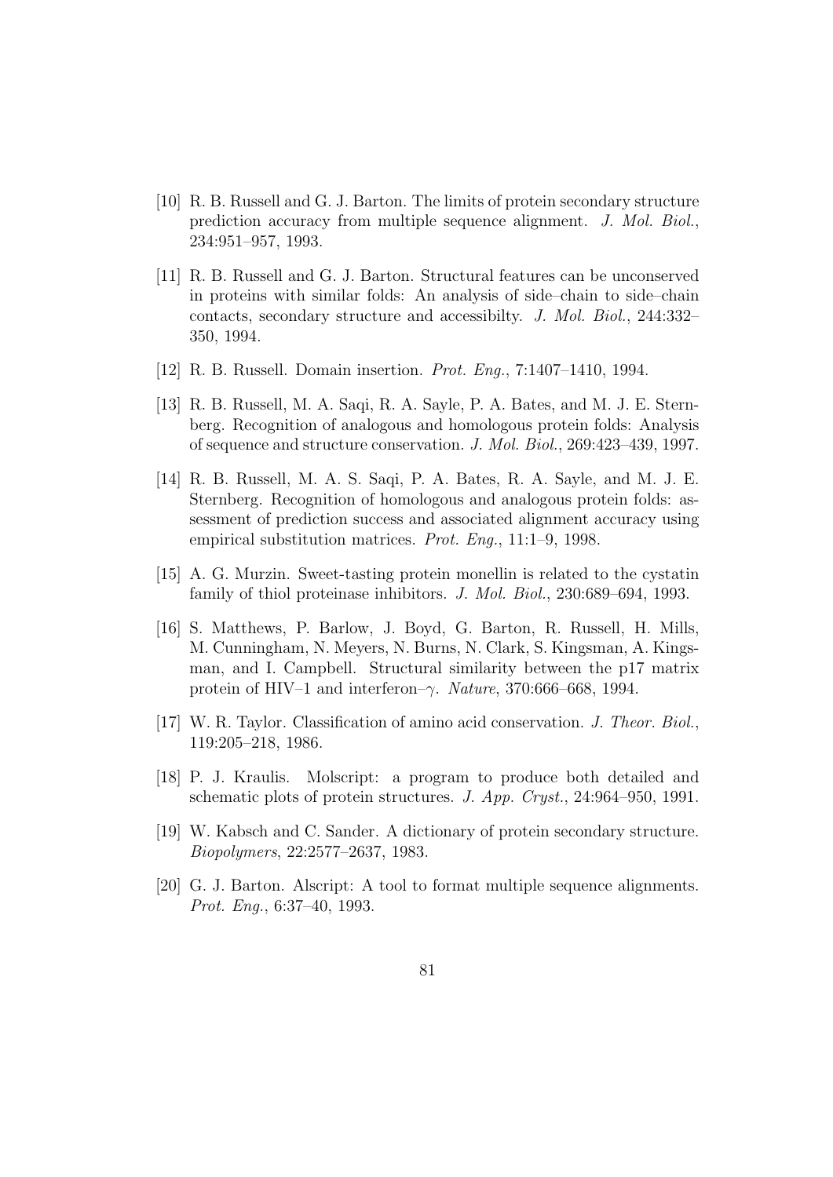[10] R. B. Russell and G. J. Barton. The limits of protein secondary structure prediction accuracy from multiple sequence alignment. *J. Mol. Biol.*, 234:951–957, 1993.

[11] R. B. Russell and G. J. Barton. Structural features can be unconserved in proteins with similar folds: An analysis of side–chain to side–chain contacts, secondary structure and accessibilty. *J. Mol. Biol.*, 244:332–350, 1994.

[12] R. B. Russell. Domain insertion. *Prot. Eng.*, 7:1407–1410, 1994.

[13] R. B. Russell, M. A. Saqi, R. A. Sayle, P. A. Bates, and M. J. E. Sternberg. Recognition of analogous and homologous protein folds: Analysis of sequence and structure conservation. *J. Mol. Biol.*, 269:423–439, 1997.

[14] R. B. Russell, M. A. S. Saqi, P. A. Bates, R. A. Sayle, and M. J. E. Sternberg. Recognition of homologous and analogous protein folds: assessment of prediction success and associated alignment accuracy using empirical substitution matrices. *Prot. Eng.*, 11:1–9, 1998.

[15] A. G. Murzin. Sweet-tasting protein monellin is related to the cystatin family of thiol proteinase inhibitors. *J. Mol. Biol.*, 230:689–694, 1993.

[16] S. Matthews, P. Barlow, J. Boyd, G. Barton, R. Russell, H. Mills, M. Cunningham, N. Meyers, N. Burns, N. Clark, S. Kingsman, A. Kingsman, and I. Campbell. Structural similarity between the p17 matrix protein of HIV–1 and interferon–$\gamma$. *Nature*, 370:666–668, 1994.

[17] W. R. Taylor. Classification of amino acid conservation. *J. Theor. Biol.*, 119:205–218, 1986.

[18] P. J. Kraulis. Molscript: a program to produce both detailed and schematic plots of protein structures. *J. App. Cryst.*, 24:964–950, 1991.

[19] W. Kabsch and C. Sander. A dictionary of protein secondary structure. *Biopolymers*, 22:2577–2637, 1983.

[20] G. J. Barton. Alscript: A tool to format multiple sequence alignments. *Prot. Eng.*, 6:37–40, 1993.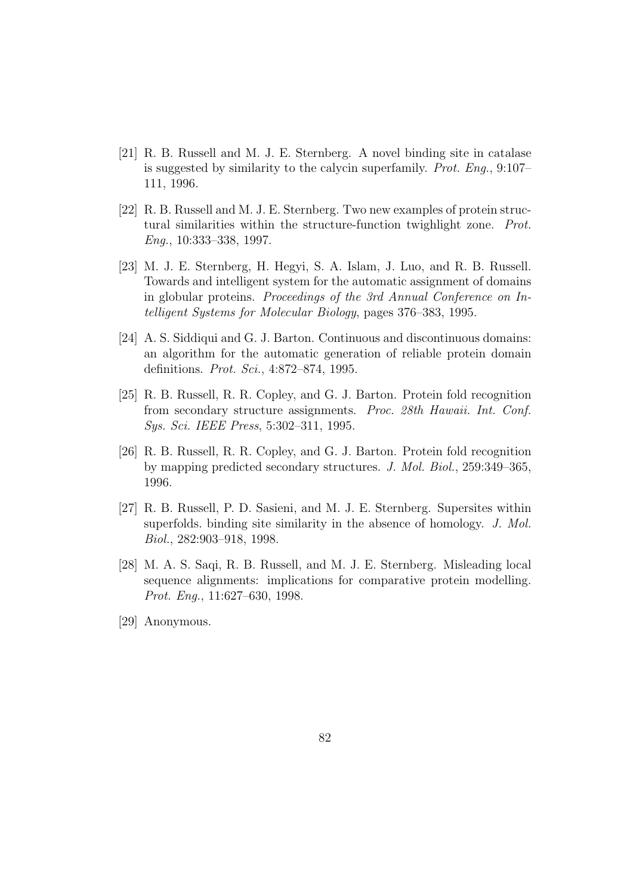[21] R. B. Russell and M. J. E. Sternberg. A novel binding site in catalase is suggested by similarity to the calycin superfamily. *Prot. Eng.*, 9:107–111, 1996.

[22] R. B. Russell and M. J. E. Sternberg. Two new examples of protein structural similarities within the structure-function twighlight zone. *Prot. Eng.*, 10:333–338, 1997.

[23] M. J. E. Sternberg, H. Hegyi, S. A. Islam, J. Luo, and R. B. Russell. Towards and intelligent system for the automatic assignment of domains in globular proteins. *Proceedings of the 3rd Annual Conference on Intelligent Systems for Molecular Biology*, pages 376–383, 1995.

[24] A. S. Siddiqui and G. J. Barton. Continuous and discontinuous domains: an algorithm for the automatic generation of reliable protein domain definitions. *Prot. Sci.*, 4:872–874, 1995.

[25] R. B. Russell, R. R. Copley, and G. J. Barton. Protein fold recognition from secondary structure assignments. *Proc. 28th Hawaii. Int. Conf. Sys. Sci. IEEE Press*, 5:302–311, 1995.

[26] R. B. Russell, R. R. Copley, and G. J. Barton. Protein fold recognition by mapping predicted secondary structures. *J. Mol. Biol.*, 259:349–365, 1996.

[27] R. B. Russell, P. D. Sasieni, and M. J. E. Sternberg. Supersites within superfolds. binding site similarity in the absence of homology. *J. Mol. Biol.*, 282:903–918, 1998.

[28] M. A. S. Saqi, R. B. Russell, and M. J. E. Sternberg. Misleading local sequence alignments: implications for comparative protein modelling. *Prot. Eng.*, 11:627–630, 1998.

[29] Anonymous.